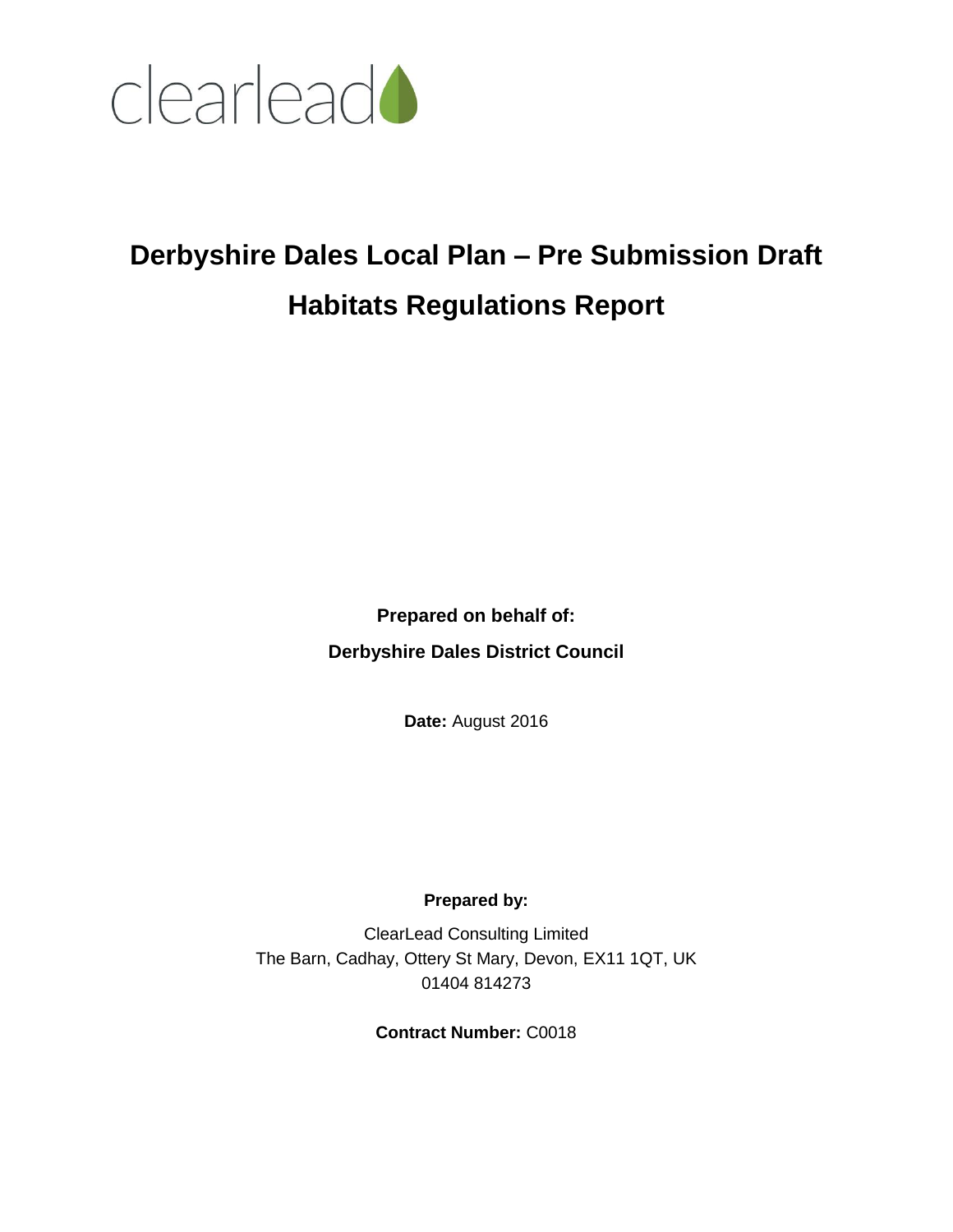clearlead

# Derbyshire Dales Local Plan – Pre Submission Draft

# Habitats Regulations Report

**Prepared on behalf of:**

**Derbyshire Dales District Council**

**Date:** August 2016

**Prepared by:**

ClearLead Consulting Limited
The Barn, Cadhay, Ottery St Mary, Devon, EX11 1QT, UK
01404 814273

**Contract Number:** C0018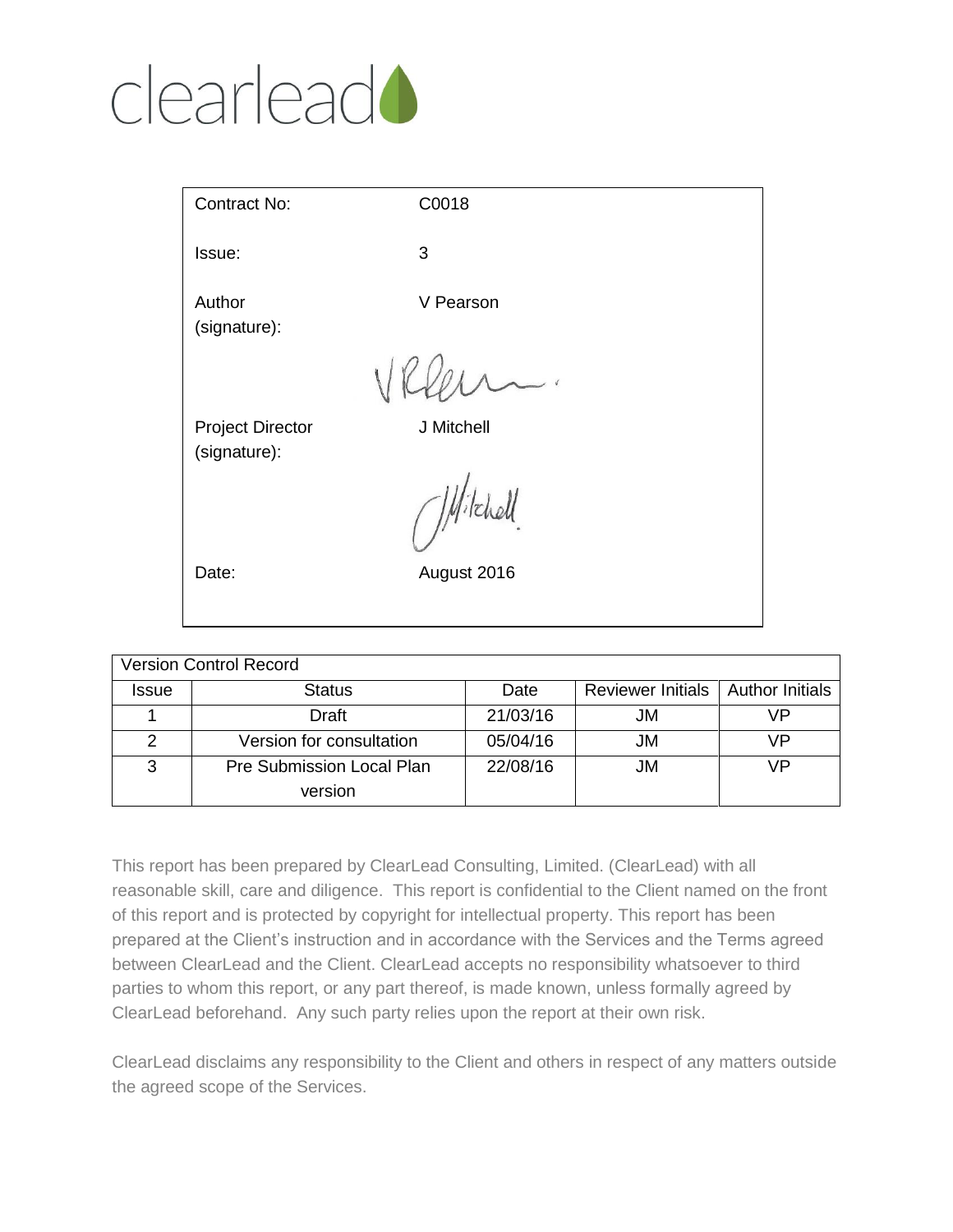clearlead

| Contract No: | C0018 |
|---|---|
| Issue: | 3 |
| Author (signature): | V Pearson |
| Project Director (signature): | J Mitchell |
| Date: | August 2016 |

| Version Control Record | | | | |
|---|---|---|---|---|
| Issue | Status | Date | Reviewer Initials | Author Initials |
| 1 | Draft | 21/03/16 | JM | VP |
| 2 | Version for consultation | 05/04/16 | JM | VP |
| 3 | Pre Submission Local Plan version | 22/08/16 | JM | VP |

This report has been prepared by ClearLead Consulting, Limited. (ClearLead) with all reasonable skill, care and diligence. This report is confidential to the Client named on the front of this report and is protected by copyright for intellectual property. This report has been prepared at the Client's instruction and in accordance with the Services and the Terms agreed between ClearLead and the Client. ClearLead accepts no responsibility whatsoever to third parties to whom this report, or any part thereof, is made known, unless formally agreed by ClearLead beforehand. Any such party relies upon the report at their own risk.

ClearLead disclaims any responsibility to the Client and others in respect of any matters outside the agreed scope of the Services.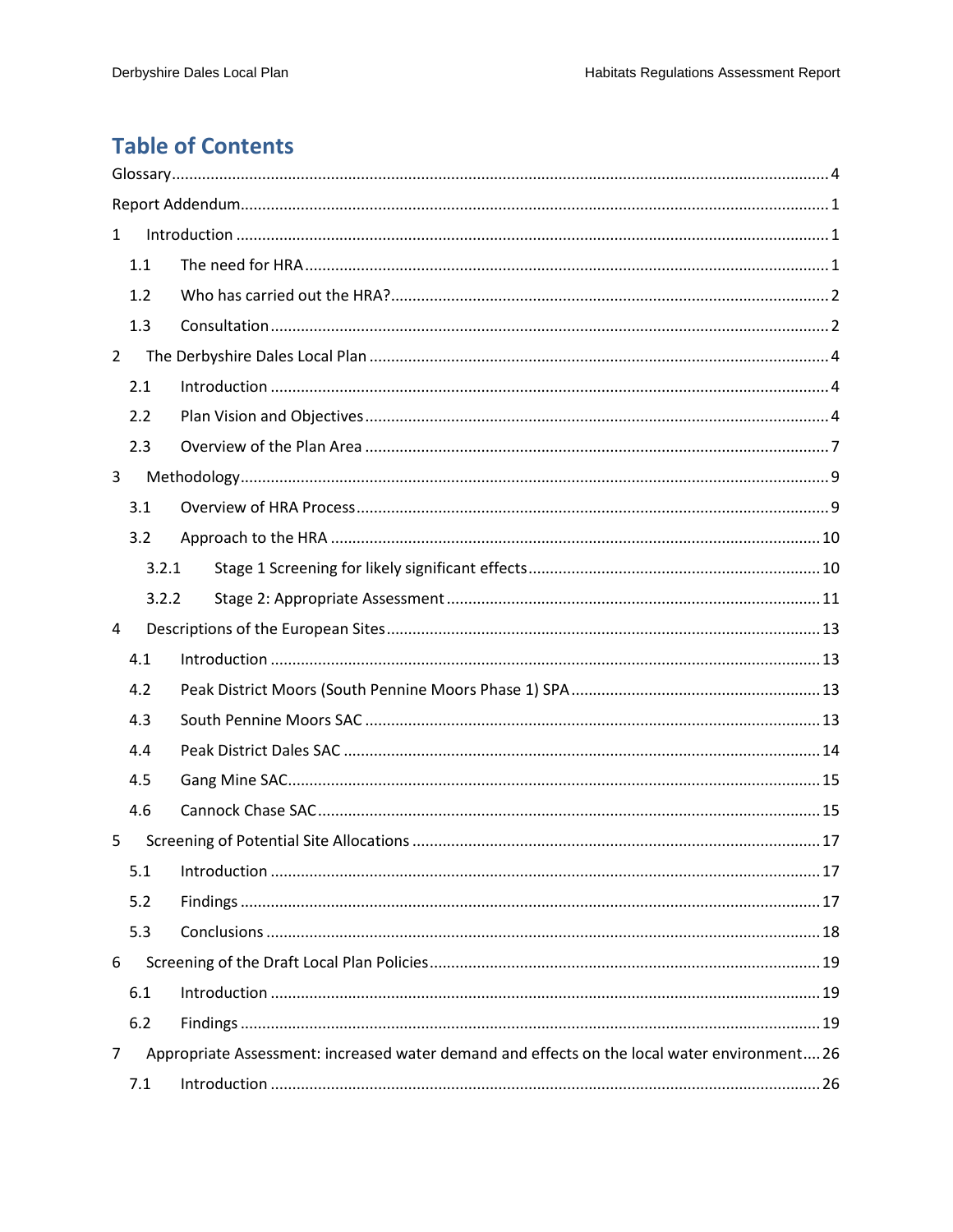# Table of Contents

Glossary ..... 4

Report Addendum ..... 1

1 Introduction ..... 1

- 1.1 The need for HRA ..... 1
- 1.2 Who has carried out the HRA? ..... 2
- 1.3 Consultation ..... 2

2 The Derbyshire Dales Local Plan ..... 4

- 2.1 Introduction ..... 4
- 2.2 Plan Vision and Objectives ..... 4
- 2.3 Overview of the Plan Area ..... 7

3 Methodology ..... 9

- 3.1 Overview of HRA Process ..... 9
- 3.2 Approach to the HRA ..... 10
  - 3.2.1 Stage 1 Screening for likely significant effects ..... 10
  - 3.2.2 Stage 2: Appropriate Assessment ..... 11

4 Descriptions of the European Sites ..... 13

- 4.1 Introduction ..... 13
- 4.2 Peak District Moors (South Pennine Moors Phase 1) SPA ..... 13
- 4.3 South Pennine Moors SAC ..... 13
- 4.4 Peak District Dales SAC ..... 14
- 4.5 Gang Mine SAC ..... 15
- 4.6 Cannock Chase SAC ..... 15

5 Screening of Potential Site Allocations ..... 17

- 5.1 Introduction ..... 17
- 5.2 Findings ..... 17
- 5.3 Conclusions ..... 18

6 Screening of the Draft Local Plan Policies ..... 19

- 6.1 Introduction ..... 19
- 6.2 Findings ..... 19

7 Appropriate Assessment: increased water demand and effects on the local water environment ..... 26

- 7.1 Introduction ..... 26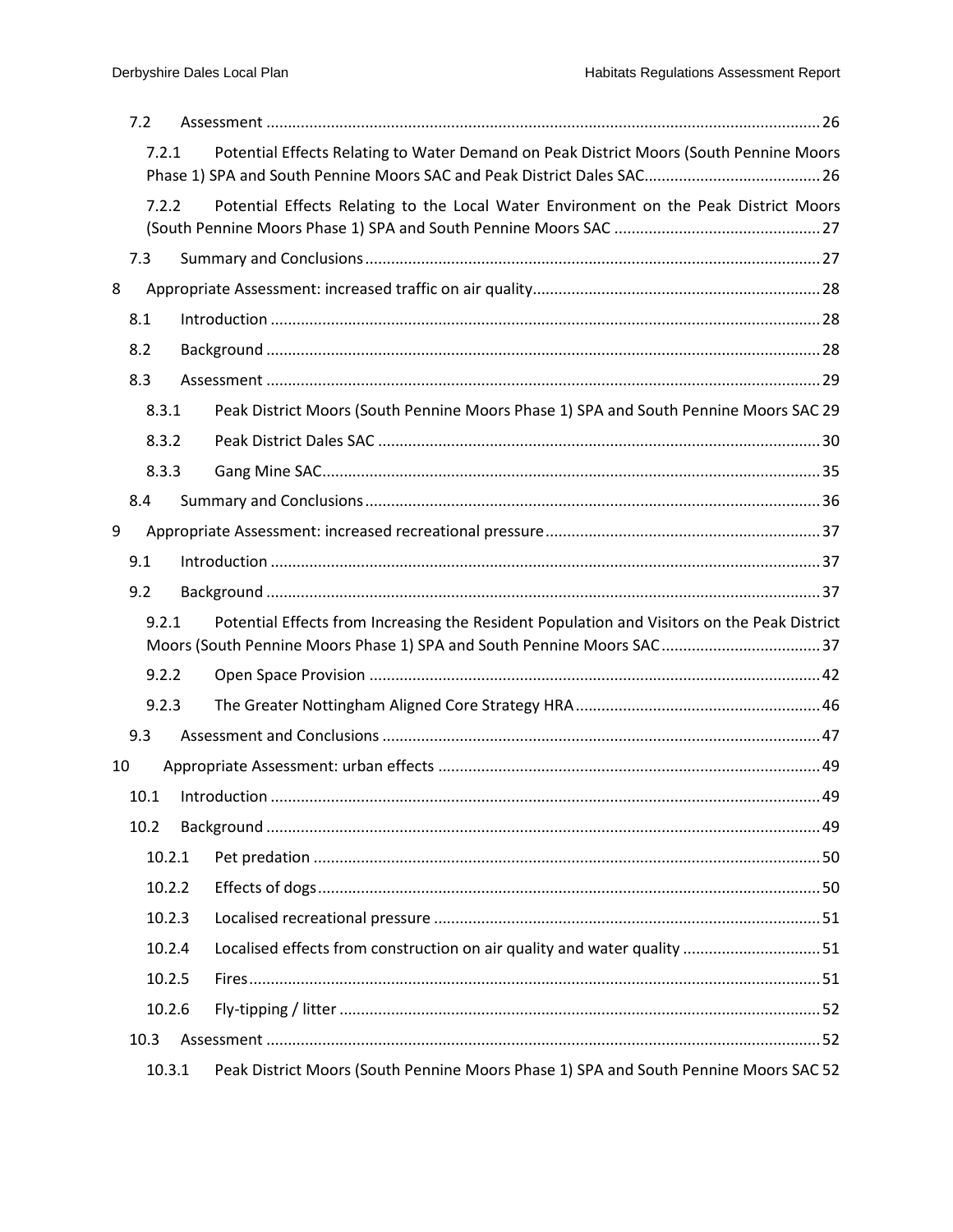7.2 Assessment ... 26

7.2.1 Potential Effects Relating to Water Demand on Peak District Moors (South Pennine Moors Phase 1) SPA and South Pennine Moors SAC and Peak District Dales SAC ... 26

7.2.2 Potential Effects Relating to the Local Water Environment on the Peak District Moors (South Pennine Moors Phase 1) SPA and South Pennine Moors SAC ... 27

7.3 Summary and Conclusions ... 27

8 Appropriate Assessment: increased traffic on air quality ... 28

8.1 Introduction ... 28

8.2 Background ... 28

8.3 Assessment ... 29

8.3.1 Peak District Moors (South Pennine Moors Phase 1) SPA and South Pennine Moors SAC 29

8.3.2 Peak District Dales SAC ... 30

8.3.3 Gang Mine SAC ... 35

8.4 Summary and Conclusions ... 36

9 Appropriate Assessment: increased recreational pressure ... 37

9.1 Introduction ... 37

9.2 Background ... 37

9.2.1 Potential Effects from Increasing the Resident Population and Visitors on the Peak District Moors (South Pennine Moors Phase 1) SPA and South Pennine Moors SAC ... 37

9.2.2 Open Space Provision ... 42

9.2.3 The Greater Nottingham Aligned Core Strategy HRA ... 46

9.3 Assessment and Conclusions ... 47

10 Appropriate Assessment: urban effects ... 49

10.1 Introduction ... 49

10.2 Background ... 49

10.2.1 Pet predation ... 50

10.2.2 Effects of dogs ... 50

10.2.3 Localised recreational pressure ... 51

10.2.4 Localised effects from construction on air quality and water quality ... 51

10.2.5 Fires ... 51

10.2.6 Fly-tipping / litter ... 52

10.3 Assessment ... 52

10.3.1 Peak District Moors (South Pennine Moors Phase 1) SPA and South Pennine Moors SAC 52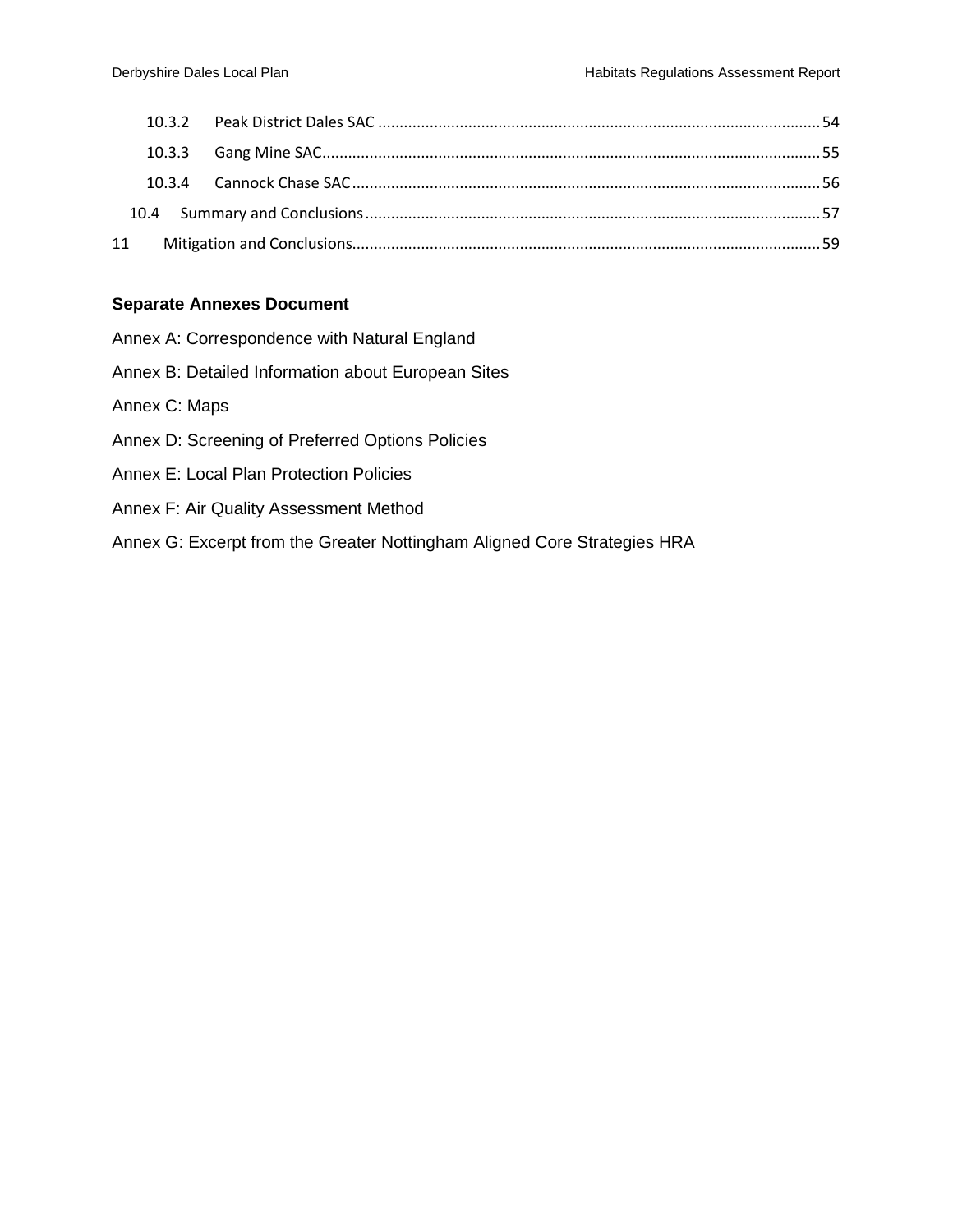10.3.2 Peak District Dales SAC ..................................................................................................... 54

10.3.3 Gang Mine SAC.................................................................................................................. 55

10.3.4 Cannock Chase SAC........................................................................................................... 56

10.4 Summary and Conclusions........................................................................................................ 57

11 Mitigation and Conclusions........................................................................................................... 59

**Separate Annexes Document**

Annex A: Correspondence with Natural England

Annex B: Detailed Information about European Sites

Annex C: Maps

Annex D: Screening of Preferred Options Policies

Annex E: Local Plan Protection Policies

Annex F: Air Quality Assessment Method

Annex G: Excerpt from the Greater Nottingham Aligned Core Strategies HRA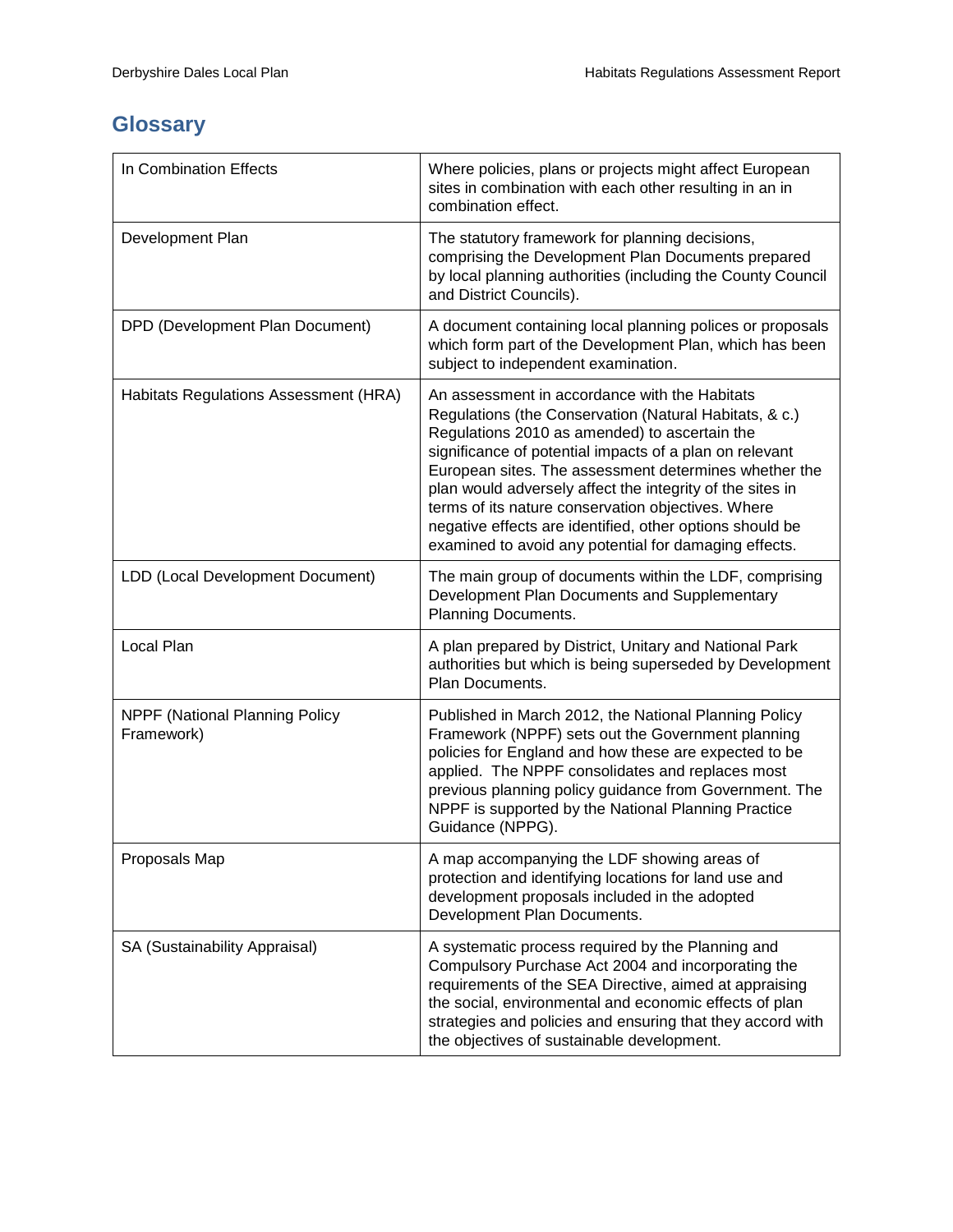## Glossary

| | |
|---|---|
| In Combination Effects | Where policies, plans or projects might affect European sites in combination with each other resulting in an in combination effect. |
| Development Plan | The statutory framework for planning decisions, comprising the Development Plan Documents prepared by local planning authorities (including the County Council and District Councils). |
| DPD (Development Plan Document) | A document containing local planning polices or proposals which form part of the Development Plan, which has been subject to independent examination. |
| Habitats Regulations Assessment (HRA) | An assessment in accordance with the Habitats Regulations (the Conservation (Natural Habitats, & c.) Regulations 2010 as amended) to ascertain the significance of potential impacts of a plan on relevant European sites. The assessment determines whether the plan would adversely affect the integrity of the sites in terms of its nature conservation objectives. Where negative effects are identified, other options should be examined to avoid any potential for damaging effects. |
| LDD (Local Development Document) | The main group of documents within the LDF, comprising Development Plan Documents and Supplementary Planning Documents. |
| Local Plan | A plan prepared by District, Unitary and National Park authorities but which is being superseded by Development Plan Documents. |
| NPPF (National Planning Policy Framework) | Published in March 2012, the National Planning Policy Framework (NPPF) sets out the Government planning policies for England and how these are expected to be applied. The NPPF consolidates and replaces most previous planning policy guidance from Government. The NPPF is supported by the National Planning Practice Guidance (NPPG). |
| Proposals Map | A map accompanying the LDF showing areas of protection and identifying locations for land use and development proposals included in the adopted Development Plan Documents. |
| SA (Sustainability Appraisal) | A systematic process required by the Planning and Compulsory Purchase Act 2004 and incorporating the requirements of the SEA Directive, aimed at appraising the social, environmental and economic effects of plan strategies and policies and ensuring that they accord with the objectives of sustainable development. |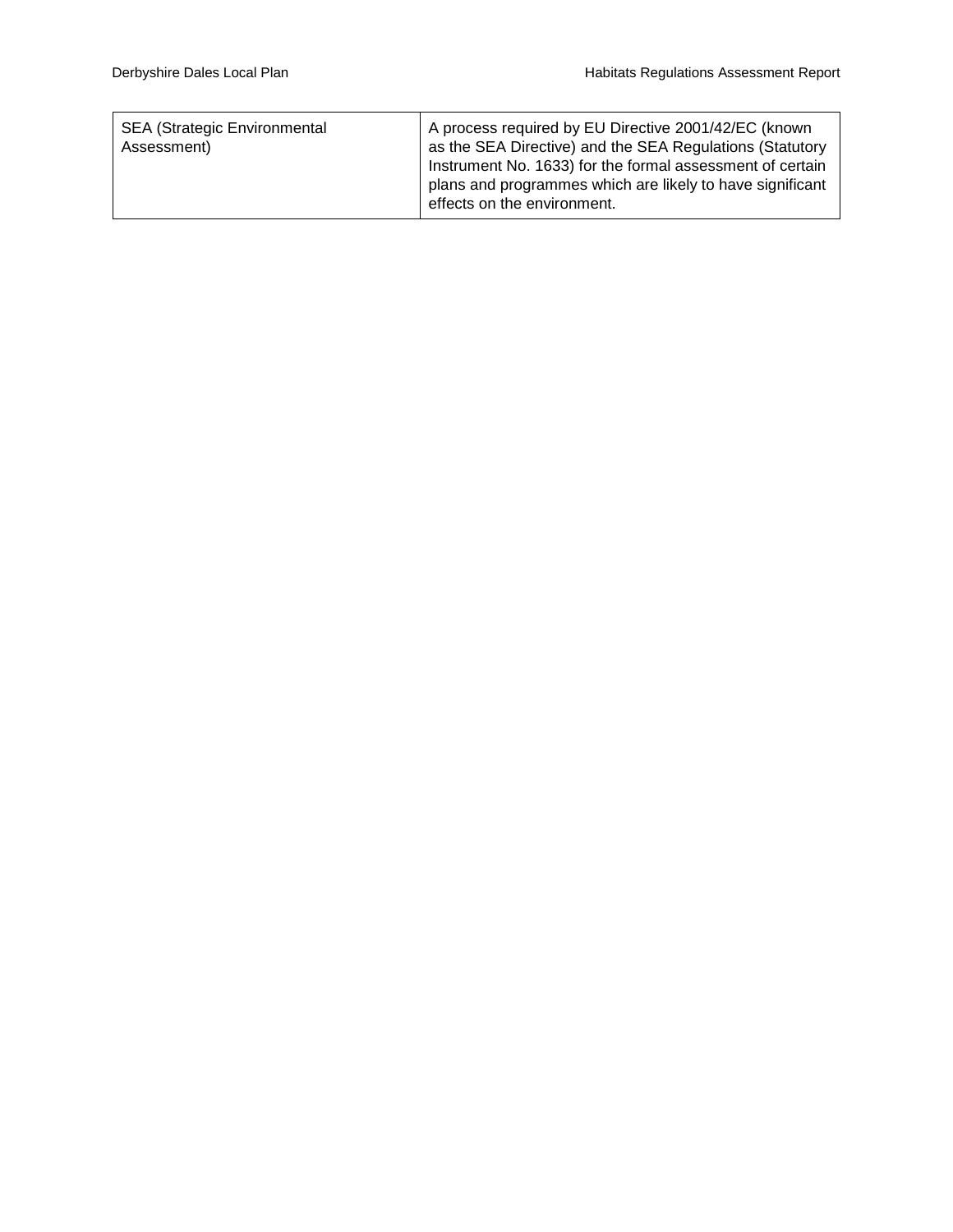| SEA (Strategic Environmental Assessment) | A process required by EU Directive 2001/42/EC (known as the SEA Directive) and the SEA Regulations (Statutory Instrument No. 1633) for the formal assessment of certain plans and programmes which are likely to have significant effects on the environment. |
|---|---|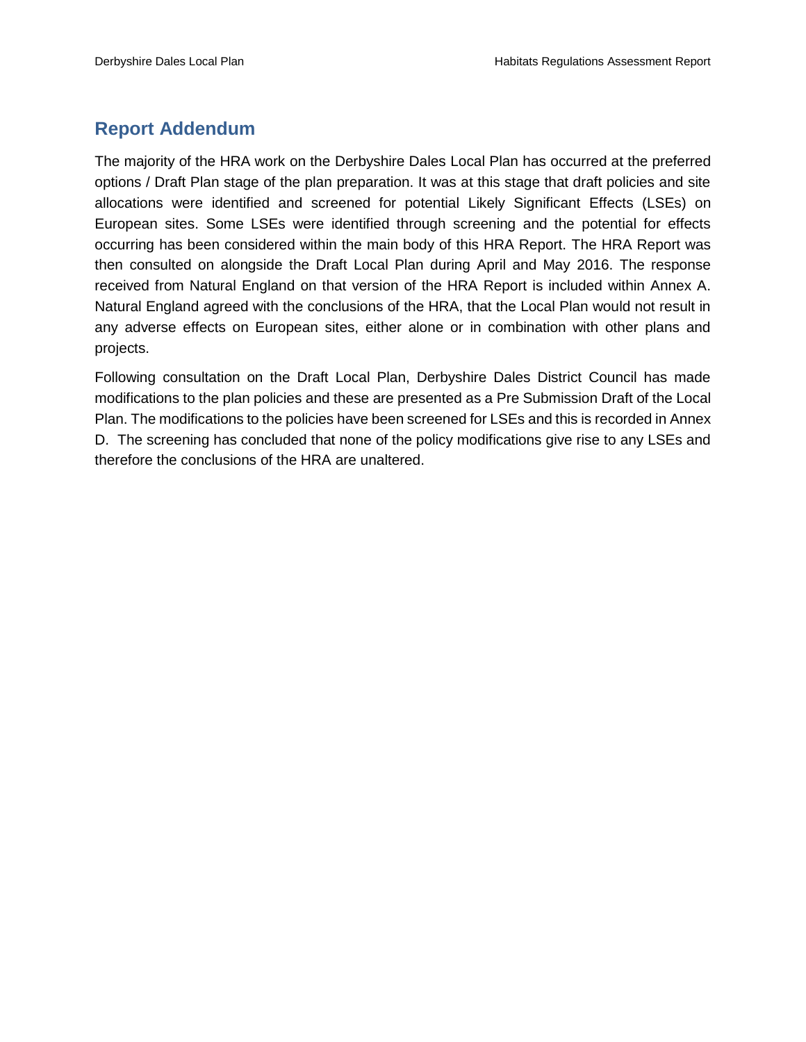## Report Addendum

The majority of the HRA work on the Derbyshire Dales Local Plan has occurred at the preferred options / Draft Plan stage of the plan preparation. It was at this stage that draft policies and site allocations were identified and screened for potential Likely Significant Effects (LSEs) on European sites. Some LSEs were identified through screening and the potential for effects occurring has been considered within the main body of this HRA Report. The HRA Report was then consulted on alongside the Draft Local Plan during April and May 2016. The response received from Natural England on that version of the HRA Report is included within Annex A. Natural England agreed with the conclusions of the HRA, that the Local Plan would not result in any adverse effects on European sites, either alone or in combination with other plans and projects.

Following consultation on the Draft Local Plan, Derbyshire Dales District Council has made modifications to the plan policies and these are presented as a Pre Submission Draft of the Local Plan. The modifications to the policies have been screened for LSEs and this is recorded in Annex D. The screening has concluded that none of the policy modifications give rise to any LSEs and therefore the conclusions of the HRA are unaltered.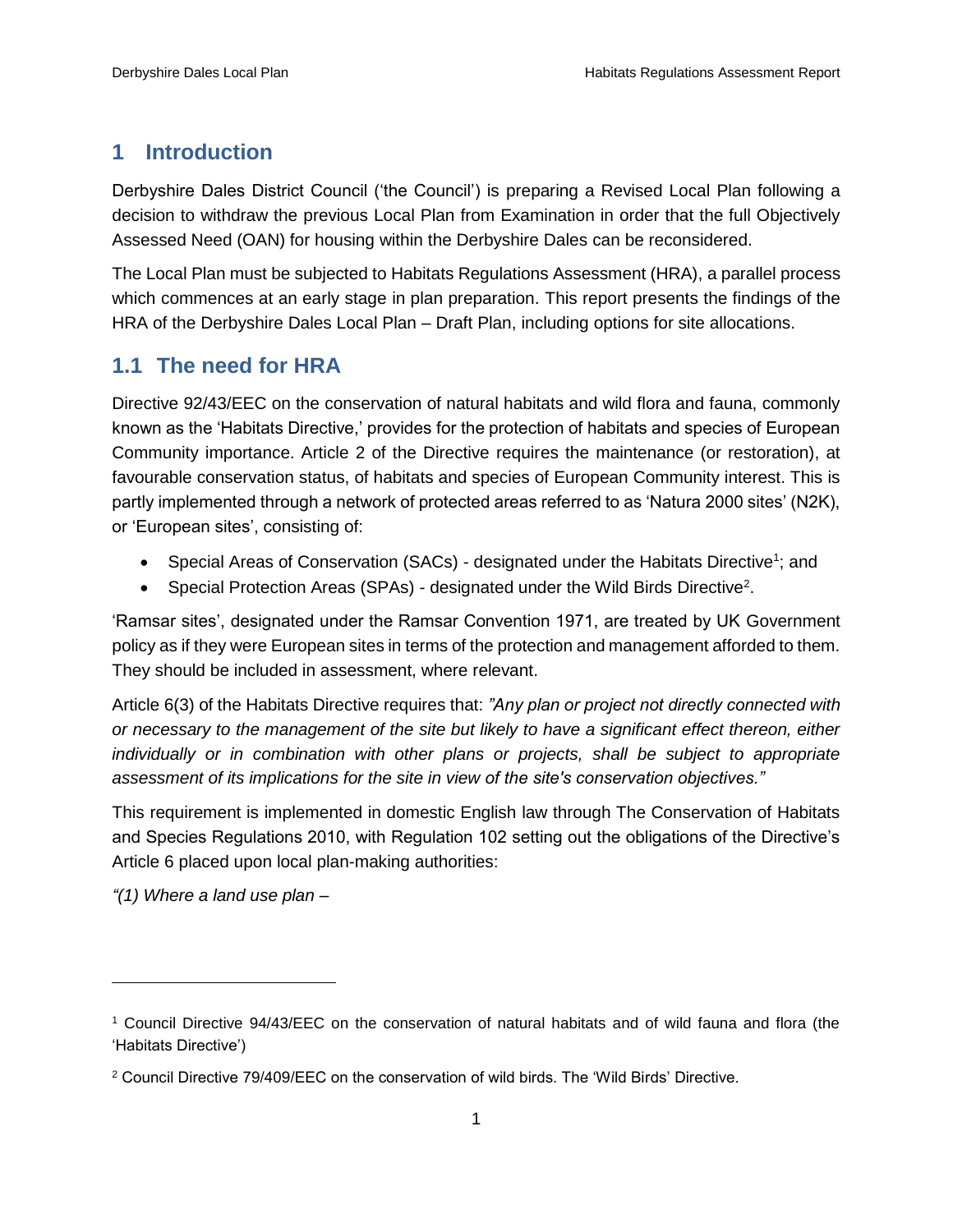# 1 Introduction

Derbyshire Dales District Council ('the Council') is preparing a Revised Local Plan following a decision to withdraw the previous Local Plan from Examination in order that the full Objectively Assessed Need (OAN) for housing within the Derbyshire Dales can be reconsidered.

The Local Plan must be subjected to Habitats Regulations Assessment (HRA), a parallel process which commences at an early stage in plan preparation. This report presents the findings of the HRA of the Derbyshire Dales Local Plan – Draft Plan, including options for site allocations.

## 1.1 The need for HRA

Directive 92/43/EEC on the conservation of natural habitats and wild flora and fauna, commonly known as the 'Habitats Directive,' provides for the protection of habitats and species of European Community importance. Article 2 of the Directive requires the maintenance (or restoration), at favourable conservation status, of habitats and species of European Community interest. This is partly implemented through a network of protected areas referred to as 'Natura 2000 sites' (N2K), or 'European sites', consisting of:

- Special Areas of Conservation (SACs) - designated under the Habitats Directive[1]; and
- Special Protection Areas (SPAs) - designated under the Wild Birds Directive[2].

'Ramsar sites', designated under the Ramsar Convention 1971, are treated by UK Government policy as if they were European sites in terms of the protection and management afforded to them. They should be included in assessment, where relevant.

Article 6(3) of the Habitats Directive requires that: *"Any plan or project not directly connected with or necessary to the management of the site but likely to have a significant effect thereon, either individually or in combination with other plans or projects, shall be subject to appropriate assessment of its implications for the site in view of the site's conservation objectives."*

This requirement is implemented in domestic English law through The Conservation of Habitats and Species Regulations 2010, with Regulation 102 setting out the obligations of the Directive's Article 6 placed upon local plan-making authorities:

*"(1) Where a land use plan –*

---

[1] Council Directive 94/43/EEC on the conservation of natural habitats and of wild fauna and flora (the 'Habitats Directive')

[2] Council Directive 79/409/EEC on the conservation of wild birds. The 'Wild Birds' Directive.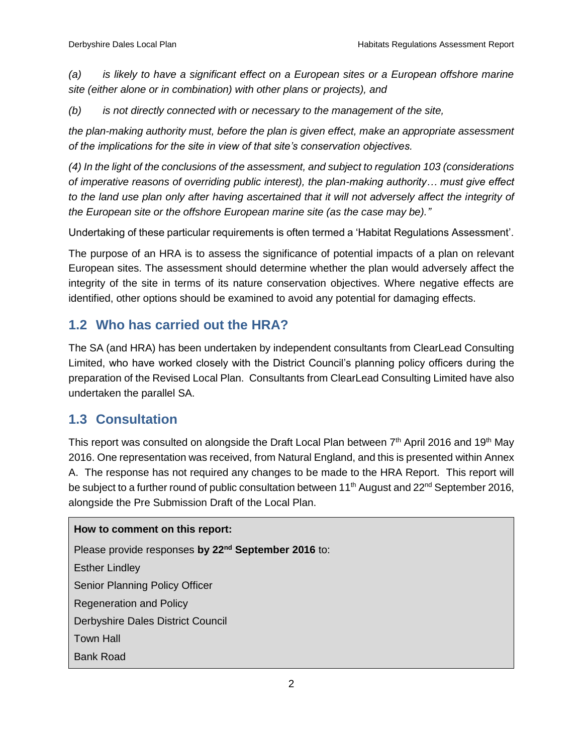*(a) is likely to have a significant effect on a European sites or a European offshore marine site (either alone or in combination) with other plans or projects), and*

*(b) is not directly connected with or necessary to the management of the site,*

*the plan-making authority must, before the plan is given effect, make an appropriate assessment of the implications for the site in view of that site's conservation objectives.*

*(4) In the light of the conclusions of the assessment, and subject to regulation 103 (considerations of imperative reasons of overriding public interest), the plan-making authority… must give effect to the land use plan only after having ascertained that it will not adversely affect the integrity of the European site or the offshore European marine site (as the case may be)."*

Undertaking of these particular requirements is often termed a 'Habitat Regulations Assessment'.

The purpose of an HRA is to assess the significance of potential impacts of a plan on relevant European sites. The assessment should determine whether the plan would adversely affect the integrity of the site in terms of its nature conservation objectives. Where negative effects are identified, other options should be examined to avoid any potential for damaging effects.

## 1.2 Who has carried out the HRA?

The SA (and HRA) has been undertaken by independent consultants from ClearLead Consulting Limited, who have worked closely with the District Council's planning policy officers during the preparation of the Revised Local Plan. Consultants from ClearLead Consulting Limited have also undertaken the parallel SA.

## 1.3 Consultation

This report was consulted on alongside the Draft Local Plan between 7th April 2016 and 19th May 2016. One representation was received, from Natural England, and this is presented within Annex A. The response has not required any changes to be made to the HRA Report. This report will be subject to a further round of public consultation between 11th August and 22nd September 2016, alongside the Pre Submission Draft of the Local Plan.

**How to comment on this report:**

Please provide responses **by 22nd September 2016** to:

Esther Lindley

Senior Planning Policy Officer

Regeneration and Policy

Derbyshire Dales District Council

Town Hall

Bank Road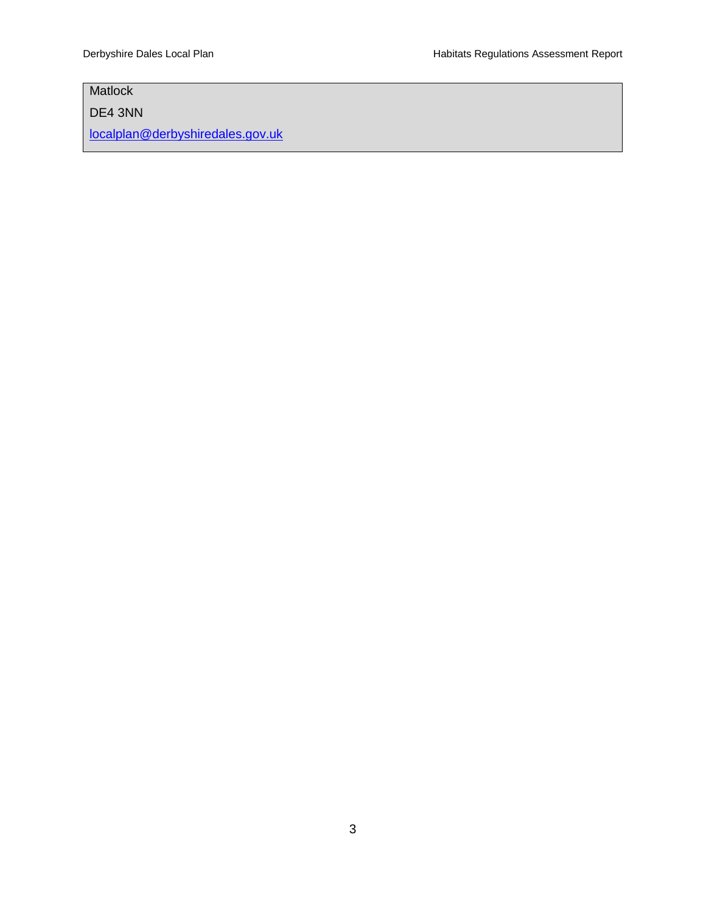Matlock

DE4 3NN

localplan@derbyshiredales.gov.uk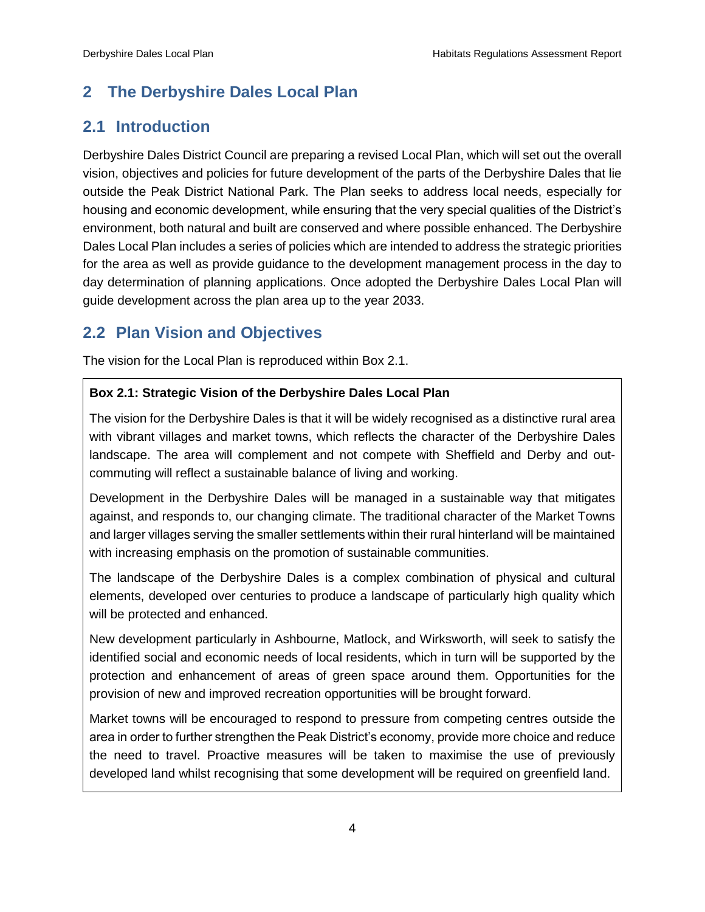## 2 The Derbyshire Dales Local Plan

### 2.1 Introduction

Derbyshire Dales District Council are preparing a revised Local Plan, which will set out the overall vision, objectives and policies for future development of the parts of the Derbyshire Dales that lie outside the Peak District National Park. The Plan seeks to address local needs, especially for housing and economic development, while ensuring that the very special qualities of the District's environment, both natural and built are conserved and where possible enhanced. The Derbyshire Dales Local Plan includes a series of policies which are intended to address the strategic priorities for the area as well as provide guidance to the development management process in the day to day determination of planning applications. Once adopted the Derbyshire Dales Local Plan will guide development across the plan area up to the year 2033.

### 2.2 Plan Vision and Objectives

The vision for the Local Plan is reproduced within Box 2.1.

> **Box 2.1: Strategic Vision of the Derbyshire Dales Local Plan**
>
> The vision for the Derbyshire Dales is that it will be widely recognised as a distinctive rural area with vibrant villages and market towns, which reflects the character of the Derbyshire Dales landscape. The area will complement and not compete with Sheffield and Derby and out-commuting will reflect a sustainable balance of living and working.
>
> Development in the Derbyshire Dales will be managed in a sustainable way that mitigates against, and responds to, our changing climate. The traditional character of the Market Towns and larger villages serving the smaller settlements within their rural hinterland will be maintained with increasing emphasis on the promotion of sustainable communities.
>
> The landscape of the Derbyshire Dales is a complex combination of physical and cultural elements, developed over centuries to produce a landscape of particularly high quality which will be protected and enhanced.
>
> New development particularly in Ashbourne, Matlock, and Wirksworth, will seek to satisfy the identified social and economic needs of local residents, which in turn will be supported by the protection and enhancement of areas of green space around them. Opportunities for the provision of new and improved recreation opportunities will be brought forward.
>
> Market towns will be encouraged to respond to pressure from competing centres outside the area in order to further strengthen the Peak District's economy, provide more choice and reduce the need to travel. Proactive measures will be taken to maximise the use of previously developed land whilst recognising that some development will be required on greenfield land.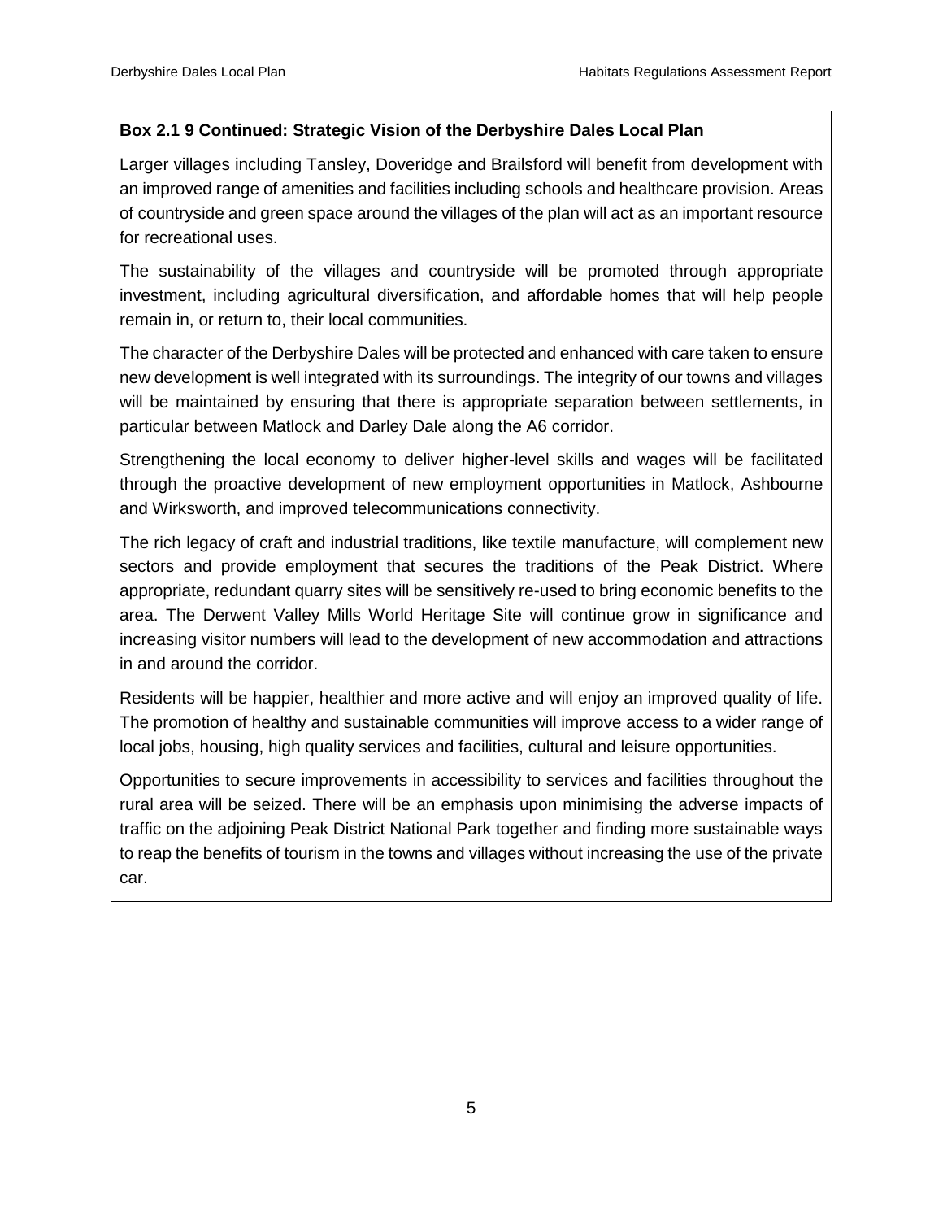**Box 2.1 9 Continued: Strategic Vision of the Derbyshire Dales Local Plan**

Larger villages including Tansley, Doveridge and Brailsford will benefit from development with an improved range of amenities and facilities including schools and healthcare provision. Areas of countryside and green space around the villages of the plan will act as an important resource for recreational uses.

The sustainability of the villages and countryside will be promoted through appropriate investment, including agricultural diversification, and affordable homes that will help people remain in, or return to, their local communities.

The character of the Derbyshire Dales will be protected and enhanced with care taken to ensure new development is well integrated with its surroundings. The integrity of our towns and villages will be maintained by ensuring that there is appropriate separation between settlements, in particular between Matlock and Darley Dale along the A6 corridor.

Strengthening the local economy to deliver higher-level skills and wages will be facilitated through the proactive development of new employment opportunities in Matlock, Ashbourne and Wirksworth, and improved telecommunications connectivity.

The rich legacy of craft and industrial traditions, like textile manufacture, will complement new sectors and provide employment that secures the traditions of the Peak District. Where appropriate, redundant quarry sites will be sensitively re-used to bring economic benefits to the area. The Derwent Valley Mills World Heritage Site will continue grow in significance and increasing visitor numbers will lead to the development of new accommodation and attractions in and around the corridor.

Residents will be happier, healthier and more active and will enjoy an improved quality of life. The promotion of healthy and sustainable communities will improve access to a wider range of local jobs, housing, high quality services and facilities, cultural and leisure opportunities.

Opportunities to secure improvements in accessibility to services and facilities throughout the rural area will be seized. There will be an emphasis upon minimising the adverse impacts of traffic on the adjoining Peak District National Park together and finding more sustainable ways to reap the benefits of tourism in the towns and villages without increasing the use of the private car.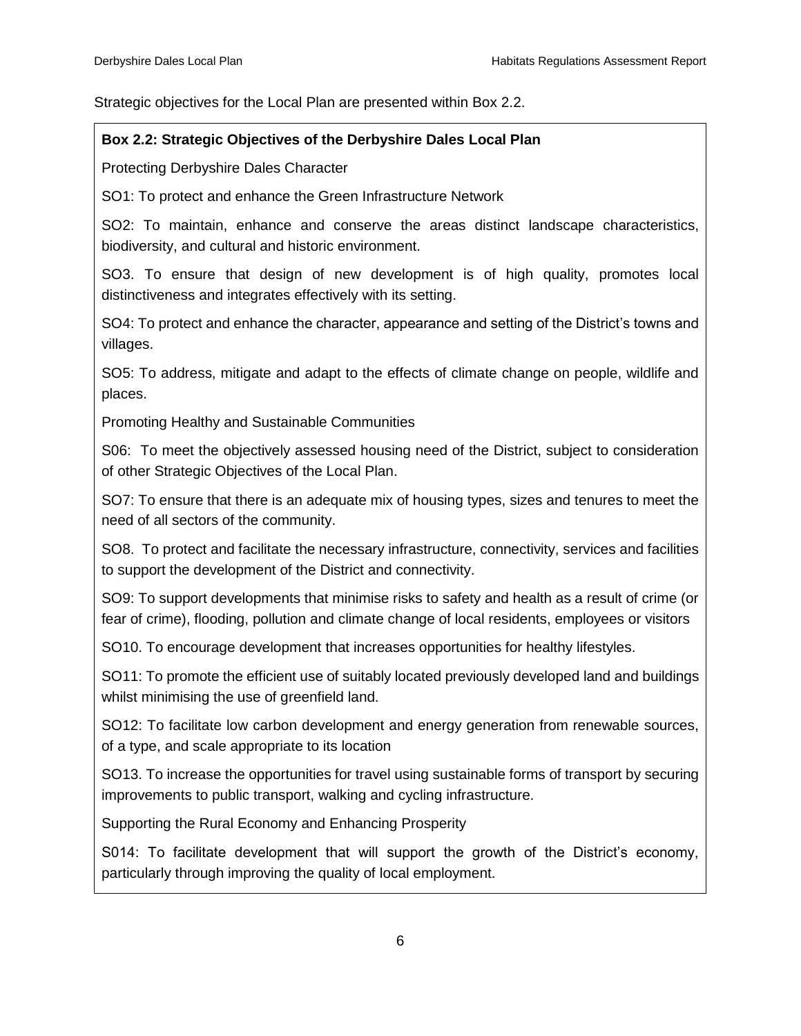Strategic objectives for the Local Plan are presented within Box 2.2.

**Box 2.2: Strategic Objectives of the Derbyshire Dales Local Plan**

Protecting Derbyshire Dales Character

SO1: To protect and enhance the Green Infrastructure Network

SO2: To maintain, enhance and conserve the areas distinct landscape characteristics, biodiversity, and cultural and historic environment.

SO3. To ensure that design of new development is of high quality, promotes local distinctiveness and integrates effectively with its setting.

SO4: To protect and enhance the character, appearance and setting of the District's towns and villages.

SO5: To address, mitigate and adapt to the effects of climate change on people, wildlife and places.

Promoting Healthy and Sustainable Communities

S06: To meet the objectively assessed housing need of the District, subject to consideration of other Strategic Objectives of the Local Plan.

SO7: To ensure that there is an adequate mix of housing types, sizes and tenures to meet the need of all sectors of the community.

SO8. To protect and facilitate the necessary infrastructure, connectivity, services and facilities to support the development of the District and connectivity.

SO9: To support developments that minimise risks to safety and health as a result of crime (or fear of crime), flooding, pollution and climate change of local residents, employees or visitors

SO10. To encourage development that increases opportunities for healthy lifestyles.

SO11: To promote the efficient use of suitably located previously developed land and buildings whilst minimising the use of greenfield land.

SO12: To facilitate low carbon development and energy generation from renewable sources, of a type, and scale appropriate to its location

SO13. To increase the opportunities for travel using sustainable forms of transport by securing improvements to public transport, walking and cycling infrastructure.

Supporting the Rural Economy and Enhancing Prosperity

S014: To facilitate development that will support the growth of the District's economy, particularly through improving the quality of local employment.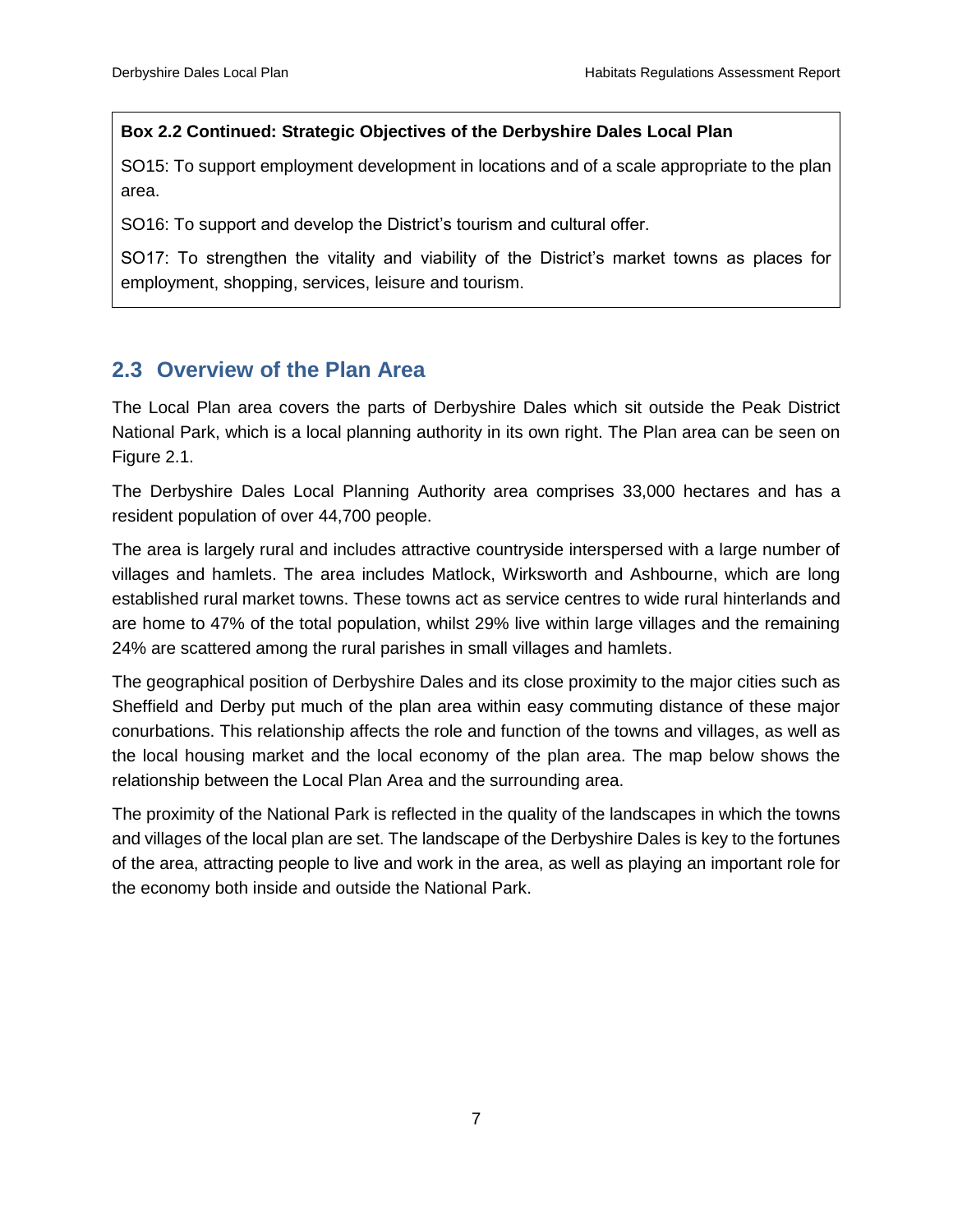**Box 2.2 Continued: Strategic Objectives of the Derbyshire Dales Local Plan**

SO15: To support employment development in locations and of a scale appropriate to the plan area.

SO16: To support and develop the District's tourism and cultural offer.

SO17: To strengthen the vitality and viability of the District's market towns as places for employment, shopping, services, leisure and tourism.

## 2.3 Overview of the Plan Area

The Local Plan area covers the parts of Derbyshire Dales which sit outside the Peak District National Park, which is a local planning authority in its own right. The Plan area can be seen on Figure 2.1.

The Derbyshire Dales Local Planning Authority area comprises 33,000 hectares and has a resident population of over 44,700 people.

The area is largely rural and includes attractive countryside interspersed with a large number of villages and hamlets. The area includes Matlock, Wirksworth and Ashbourne, which are long established rural market towns. These towns act as service centres to wide rural hinterlands and are home to 47% of the total population, whilst 29% live within large villages and the remaining 24% are scattered among the rural parishes in small villages and hamlets.

The geographical position of Derbyshire Dales and its close proximity to the major cities such as Sheffield and Derby put much of the plan area within easy commuting distance of these major conurbations. This relationship affects the role and function of the towns and villages, as well as the local housing market and the local economy of the plan area. The map below shows the relationship between the Local Plan Area and the surrounding area.

The proximity of the National Park is reflected in the quality of the landscapes in which the towns and villages of the local plan are set. The landscape of the Derbyshire Dales is key to the fortunes of the area, attracting people to live and work in the area, as well as playing an important role for the economy both inside and outside the National Park.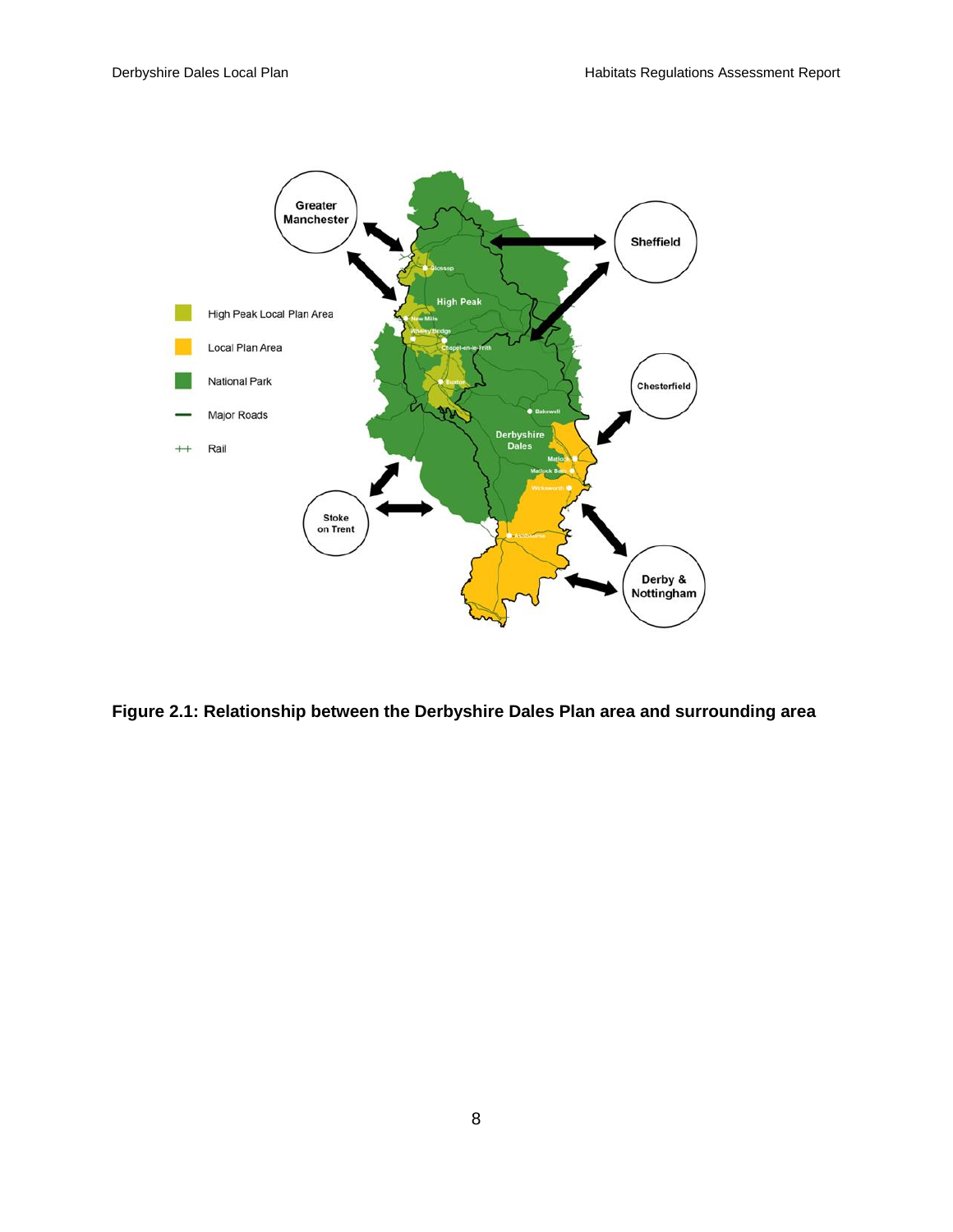**Figure 2.1: Relationship between the Derbyshire Dales Plan area and surrounding area**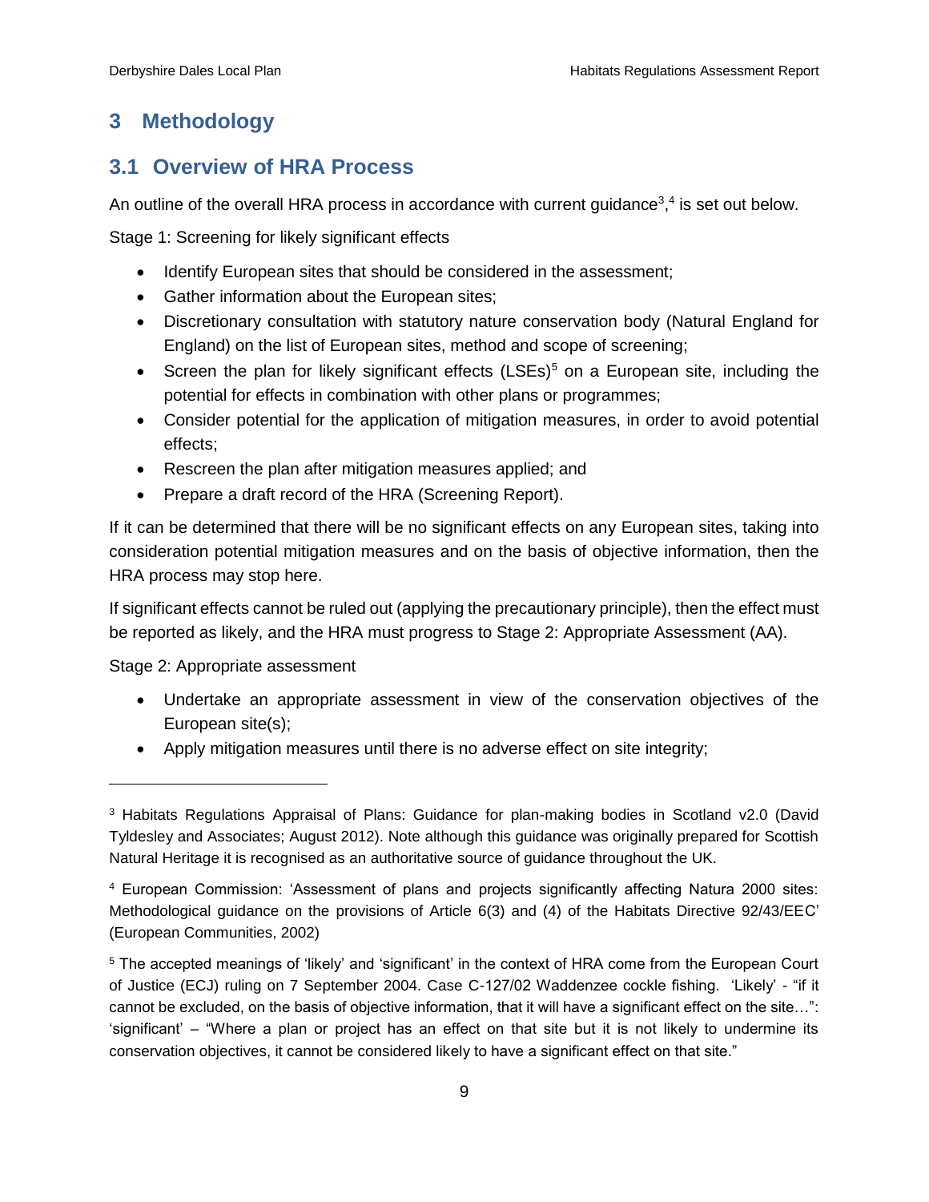# 3 Methodology

## 3.1 Overview of HRA Process

An outline of the overall HRA process in accordance with current guidance[3],[4] is set out below.

Stage 1: Screening for likely significant effects

- Identify European sites that should be considered in the assessment;
- Gather information about the European sites;
- Discretionary consultation with statutory nature conservation body (Natural England for England) on the list of European sites, method and scope of screening;
- Screen the plan for likely significant effects (LSEs)[5] on a European site, including the potential for effects in combination with other plans or programmes;
- Consider potential for the application of mitigation measures, in order to avoid potential effects;
- Rescreen the plan after mitigation measures applied; and
- Prepare a draft record of the HRA (Screening Report).

If it can be determined that there will be no significant effects on any European sites, taking into consideration potential mitigation measures and on the basis of objective information, then the HRA process may stop here.

If significant effects cannot be ruled out (applying the precautionary principle), then the effect must be reported as likely, and the HRA must progress to Stage 2: Appropriate Assessment (AA).

Stage 2: Appropriate assessment

- Undertake an appropriate assessment in view of the conservation objectives of the European site(s);
- Apply mitigation measures until there is no adverse effect on site integrity;

---

[3] Habitats Regulations Appraisal of Plans: Guidance for plan-making bodies in Scotland v2.0 (David Tyldesley and Associates; August 2012). Note although this guidance was originally prepared for Scottish Natural Heritage it is recognised as an authoritative source of guidance throughout the UK.

[4] European Commission: 'Assessment of plans and projects significantly affecting Natura 2000 sites: Methodological guidance on the provisions of Article 6(3) and (4) of the Habitats Directive 92/43/EEC' (European Communities, 2002)

[5] The accepted meanings of 'likely' and 'significant' in the context of HRA come from the European Court of Justice (ECJ) ruling on 7 September 2004. Case C-127/02 Waddenzee cockle fishing. 'Likely' - "if it cannot be excluded, on the basis of objective information, that it will have a significant effect on the site…": 'significant' – "Where a plan or project has an effect on that site but it is not likely to undermine its conservation objectives, it cannot be considered likely to have a significant effect on that site."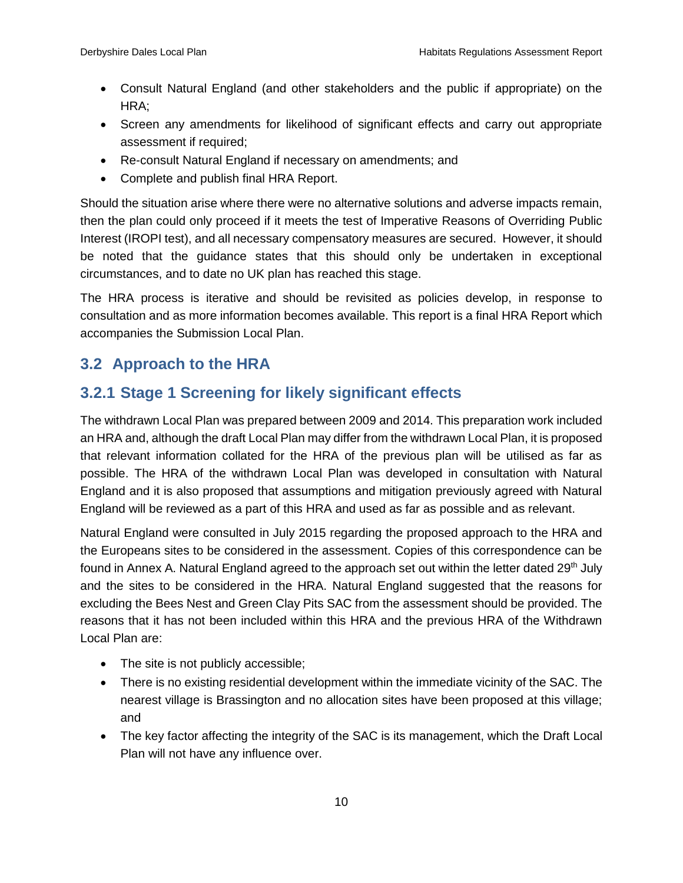- Consult Natural England (and other stakeholders and the public if appropriate) on the HRA;
- Screen any amendments for likelihood of significant effects and carry out appropriate assessment if required;
- Re-consult Natural England if necessary on amendments; and
- Complete and publish final HRA Report.

Should the situation arise where there were no alternative solutions and adverse impacts remain, then the plan could only proceed if it meets the test of Imperative Reasons of Overriding Public Interest (IROPI test), and all necessary compensatory measures are secured. However, it should be noted that the guidance states that this should only be undertaken in exceptional circumstances, and to date no UK plan has reached this stage.

The HRA process is iterative and should be revisited as policies develop, in response to consultation and as more information becomes available. This report is a final HRA Report which accompanies the Submission Local Plan.

## 3.2 Approach to the HRA

### 3.2.1 Stage 1 Screening for likely significant effects

The withdrawn Local Plan was prepared between 2009 and 2014. This preparation work included an HRA and, although the draft Local Plan may differ from the withdrawn Local Plan, it is proposed that relevant information collated for the HRA of the previous plan will be utilised as far as possible. The HRA of the withdrawn Local Plan was developed in consultation with Natural England and it is also proposed that assumptions and mitigation previously agreed with Natural England will be reviewed as a part of this HRA and used as far as possible and as relevant.

Natural England were consulted in July 2015 regarding the proposed approach to the HRA and the Europeans sites to be considered in the assessment. Copies of this correspondence can be found in Annex A. Natural England agreed to the approach set out within the letter dated 29th July and the sites to be considered in the HRA. Natural England suggested that the reasons for excluding the Bees Nest and Green Clay Pits SAC from the assessment should be provided. The reasons that it has not been included within this HRA and the previous HRA of the Withdrawn Local Plan are:

- The site is not publicly accessible;
- There is no existing residential development within the immediate vicinity of the SAC. The nearest village is Brassington and no allocation sites have been proposed at this village; and
- The key factor affecting the integrity of the SAC is its management, which the Draft Local Plan will not have any influence over.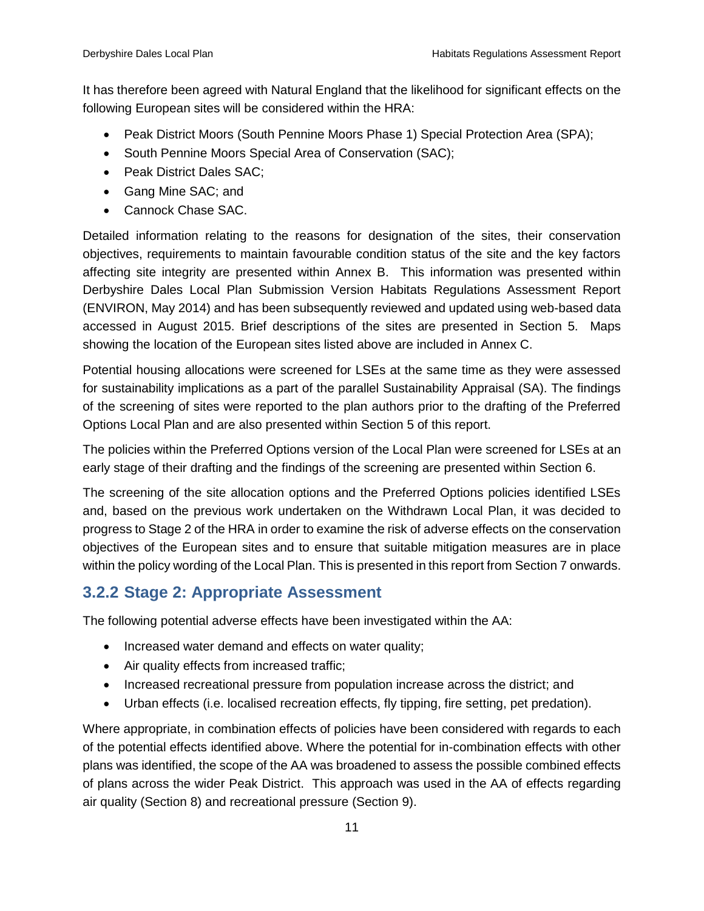It has therefore been agreed with Natural England that the likelihood for significant effects on the following European sites will be considered within the HRA:

- Peak District Moors (South Pennine Moors Phase 1) Special Protection Area (SPA);
- South Pennine Moors Special Area of Conservation (SAC);
- Peak District Dales SAC;
- Gang Mine SAC; and
- Cannock Chase SAC.

Detailed information relating to the reasons for designation of the sites, their conservation objectives, requirements to maintain favourable condition status of the site and the key factors affecting site integrity are presented within Annex B. This information was presented within Derbyshire Dales Local Plan Submission Version Habitats Regulations Assessment Report (ENVIRON, May 2014) and has been subsequently reviewed and updated using web-based data accessed in August 2015. Brief descriptions of the sites are presented in Section 5. Maps showing the location of the European sites listed above are included in Annex C.

Potential housing allocations were screened for LSEs at the same time as they were assessed for sustainability implications as a part of the parallel Sustainability Appraisal (SA). The findings of the screening of sites were reported to the plan authors prior to the drafting of the Preferred Options Local Plan and are also presented within Section 5 of this report.

The policies within the Preferred Options version of the Local Plan were screened for LSEs at an early stage of their drafting and the findings of the screening are presented within Section 6.

The screening of the site allocation options and the Preferred Options policies identified LSEs and, based on the previous work undertaken on the Withdrawn Local Plan, it was decided to progress to Stage 2 of the HRA in order to examine the risk of adverse effects on the conservation objectives of the European sites and to ensure that suitable mitigation measures are in place within the policy wording of the Local Plan. This is presented in this report from Section 7 onwards.

### 3.2.2 Stage 2: Appropriate Assessment

The following potential adverse effects have been investigated within the AA:

- Increased water demand and effects on water quality;
- Air quality effects from increased traffic;
- Increased recreational pressure from population increase across the district; and
- Urban effects (i.e. localised recreation effects, fly tipping, fire setting, pet predation).

Where appropriate, in combination effects of policies have been considered with regards to each of the potential effects identified above. Where the potential for in-combination effects with other plans was identified, the scope of the AA was broadened to assess the possible combined effects of plans across the wider Peak District. This approach was used in the AA of effects regarding air quality (Section 8) and recreational pressure (Section 9).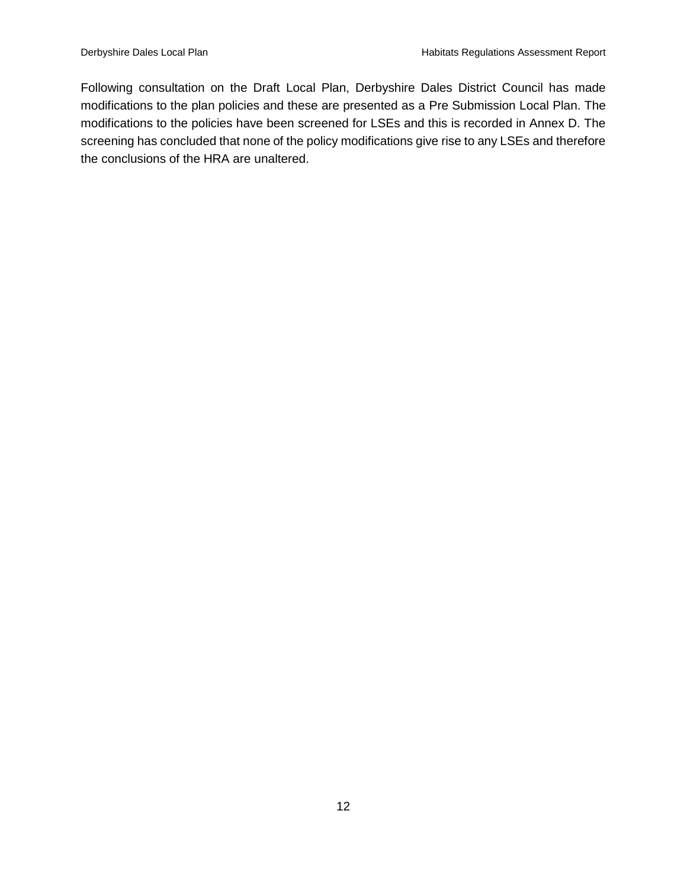Following consultation on the Draft Local Plan, Derbyshire Dales District Council has made modifications to the plan policies and these are presented as a Pre Submission Local Plan. The modifications to the policies have been screened for LSEs and this is recorded in Annex D. The screening has concluded that none of the policy modifications give rise to any LSEs and therefore the conclusions of the HRA are unaltered.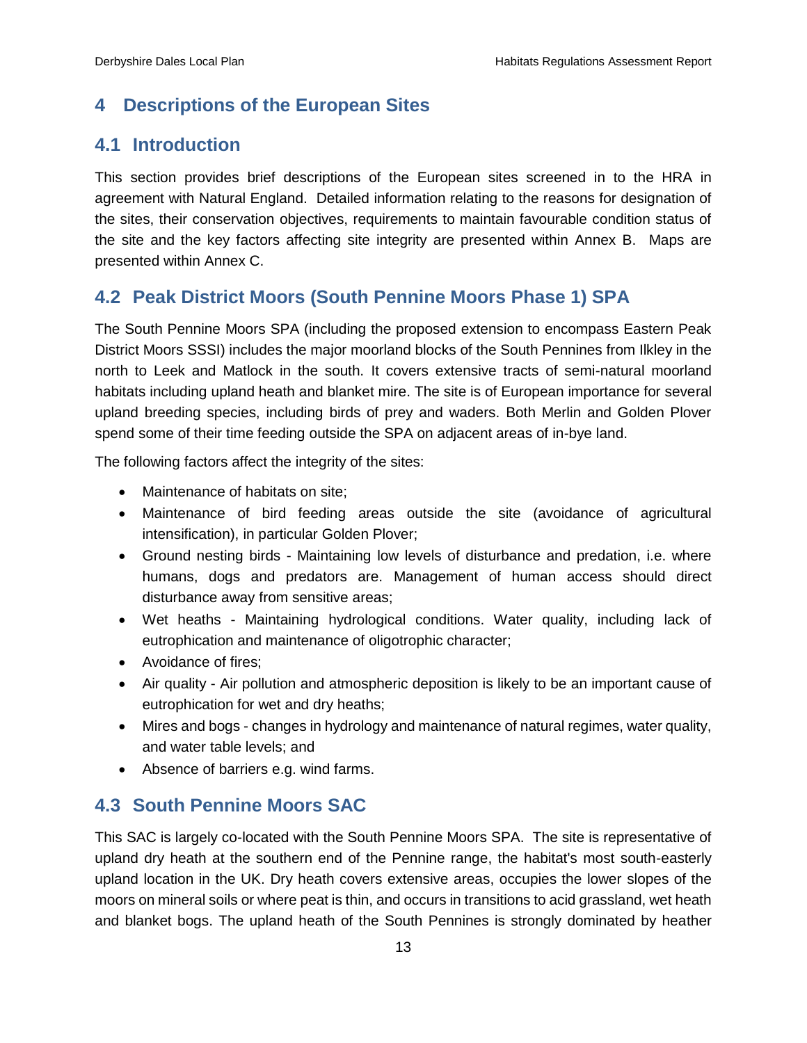# 4 Descriptions of the European Sites

## 4.1 Introduction

This section provides brief descriptions of the European sites screened in to the HRA in agreement with Natural England. Detailed information relating to the reasons for designation of the sites, their conservation objectives, requirements to maintain favourable condition status of the site and the key factors affecting site integrity are presented within Annex B. Maps are presented within Annex C.

## 4.2 Peak District Moors (South Pennine Moors Phase 1) SPA

The South Pennine Moors SPA (including the proposed extension to encompass Eastern Peak District Moors SSSI) includes the major moorland blocks of the South Pennines from Ilkley in the north to Leek and Matlock in the south. It covers extensive tracts of semi-natural moorland habitats including upland heath and blanket mire. The site is of European importance for several upland breeding species, including birds of prey and waders. Both Merlin and Golden Plover spend some of their time feeding outside the SPA on adjacent areas of in-bye land.

The following factors affect the integrity of the sites:

- Maintenance of habitats on site;
- Maintenance of bird feeding areas outside the site (avoidance of agricultural intensification), in particular Golden Plover;
- Ground nesting birds - Maintaining low levels of disturbance and predation, i.e. where humans, dogs and predators are. Management of human access should direct disturbance away from sensitive areas;
- Wet heaths - Maintaining hydrological conditions. Water quality, including lack of eutrophication and maintenance of oligotrophic character;
- Avoidance of fires;
- Air quality - Air pollution and atmospheric deposition is likely to be an important cause of eutrophication for wet and dry heaths;
- Mires and bogs - changes in hydrology and maintenance of natural regimes, water quality, and water table levels; and
- Absence of barriers e.g. wind farms.

## 4.3 South Pennine Moors SAC

This SAC is largely co-located with the South Pennine Moors SPA. The site is representative of upland dry heath at the southern end of the Pennine range, the habitat's most south-easterly upland location in the UK. Dry heath covers extensive areas, occupies the lower slopes of the moors on mineral soils or where peat is thin, and occurs in transitions to acid grassland, wet heath and blanket bogs. The upland heath of the South Pennines is strongly dominated by heather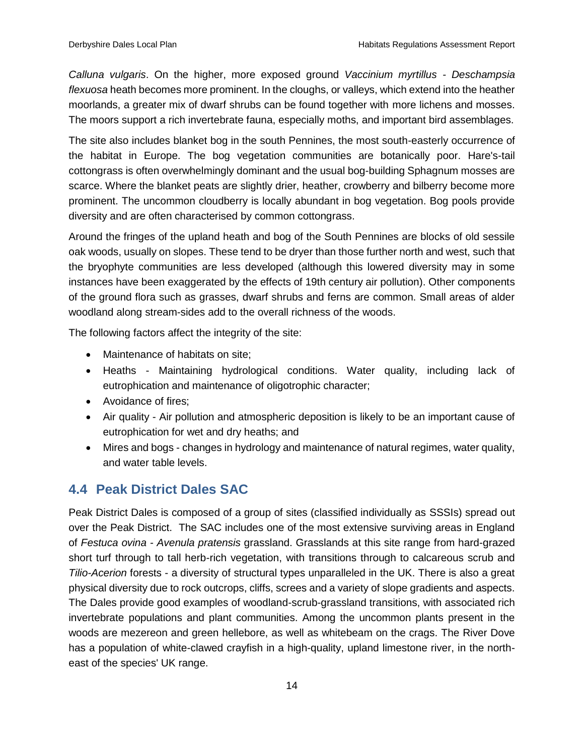*Calluna vulgaris*. On the higher, more exposed ground *Vaccinium myrtillus - Deschampsia flexuosa* heath becomes more prominent. In the cloughs, or valleys, which extend into the heather moorlands, a greater mix of dwarf shrubs can be found together with more lichens and mosses. The moors support a rich invertebrate fauna, especially moths, and important bird assemblages.

The site also includes blanket bog in the south Pennines, the most south-easterly occurrence of the habitat in Europe. The bog vegetation communities are botanically poor. Hare's-tail cottongrass is often overwhelmingly dominant and the usual bog-building Sphagnum mosses are scarce. Where the blanket peats are slightly drier, heather, crowberry and bilberry become more prominent. The uncommon cloudberry is locally abundant in bog vegetation. Bog pools provide diversity and are often characterised by common cottongrass.

Around the fringes of the upland heath and bog of the South Pennines are blocks of old sessile oak woods, usually on slopes. These tend to be dryer than those further north and west, such that the bryophyte communities are less developed (although this lowered diversity may in some instances have been exaggerated by the effects of 19th century air pollution). Other components of the ground flora such as grasses, dwarf shrubs and ferns are common. Small areas of alder woodland along stream-sides add to the overall richness of the woods.

The following factors affect the integrity of the site:

- Maintenance of habitats on site;
- Heaths - Maintaining hydrological conditions. Water quality, including lack of eutrophication and maintenance of oligotrophic character;
- Avoidance of fires;
- Air quality - Air pollution and atmospheric deposition is likely to be an important cause of eutrophication for wet and dry heaths; and
- Mires and bogs - changes in hydrology and maintenance of natural regimes, water quality, and water table levels.

## 4.4 Peak District Dales SAC

Peak District Dales is composed of a group of sites (classified individually as SSSIs) spread out over the Peak District. The SAC includes one of the most extensive surviving areas in England of *Festuca ovina - Avenula pratensis* grassland. Grasslands at this site range from hard-grazed short turf through to tall herb-rich vegetation, with transitions through to calcareous scrub and *Tilio-Acerion* forests - a diversity of structural types unparalleled in the UK. There is also a great physical diversity due to rock outcrops, cliffs, screes and a variety of slope gradients and aspects. The Dales provide good examples of woodland-scrub-grassland transitions, with associated rich invertebrate populations and plant communities. Among the uncommon plants present in the woods are mezereon and green hellebore, as well as whitebeam on the crags. The River Dove has a population of white-clawed crayfish in a high-quality, upland limestone river, in the north-east of the species' UK range.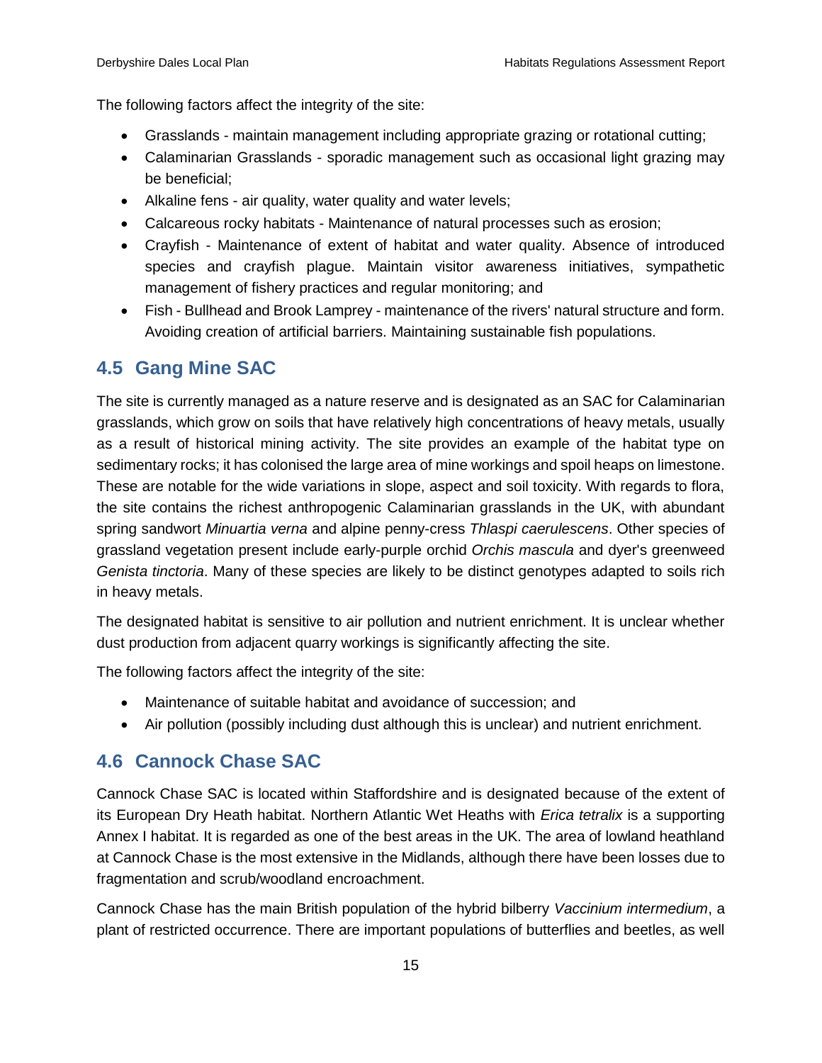The following factors affect the integrity of the site:

- Grasslands - maintain management including appropriate grazing or rotational cutting;
- Calaminarian Grasslands - sporadic management such as occasional light grazing may be beneficial;
- Alkaline fens - air quality, water quality and water levels;
- Calcareous rocky habitats - Maintenance of natural processes such as erosion;
- Crayfish - Maintenance of extent of habitat and water quality. Absence of introduced species and crayfish plague. Maintain visitor awareness initiatives, sympathetic management of fishery practices and regular monitoring; and
- Fish - Bullhead and Brook Lamprey - maintenance of the rivers' natural structure and form. Avoiding creation of artificial barriers. Maintaining sustainable fish populations.

## 4.5 Gang Mine SAC

The site is currently managed as a nature reserve and is designated as an SAC for Calaminarian grasslands, which grow on soils that have relatively high concentrations of heavy metals, usually as a result of historical mining activity. The site provides an example of the habitat type on sedimentary rocks; it has colonised the large area of mine workings and spoil heaps on limestone. These are notable for the wide variations in slope, aspect and soil toxicity. With regards to flora, the site contains the richest anthropogenic Calaminarian grasslands in the UK, with abundant spring sandwort *Minuartia verna* and alpine penny-cress *Thlaspi caerulescens*. Other species of grassland vegetation present include early-purple orchid *Orchis mascula* and dyer's greenweed *Genista tinctoria*. Many of these species are likely to be distinct genotypes adapted to soils rich in heavy metals.

The designated habitat is sensitive to air pollution and nutrient enrichment. It is unclear whether dust production from adjacent quarry workings is significantly affecting the site.

The following factors affect the integrity of the site:

- Maintenance of suitable habitat and avoidance of succession; and
- Air pollution (possibly including dust although this is unclear) and nutrient enrichment.

## 4.6 Cannock Chase SAC

Cannock Chase SAC is located within Staffordshire and is designated because of the extent of its European Dry Heath habitat. Northern Atlantic Wet Heaths with *Erica tetralix* is a supporting Annex I habitat. It is regarded as one of the best areas in the UK. The area of lowland heathland at Cannock Chase is the most extensive in the Midlands, although there have been losses due to fragmentation and scrub/woodland encroachment.

Cannock Chase has the main British population of the hybrid bilberry *Vaccinium intermedium*, a plant of restricted occurrence. There are important populations of butterflies and beetles, as well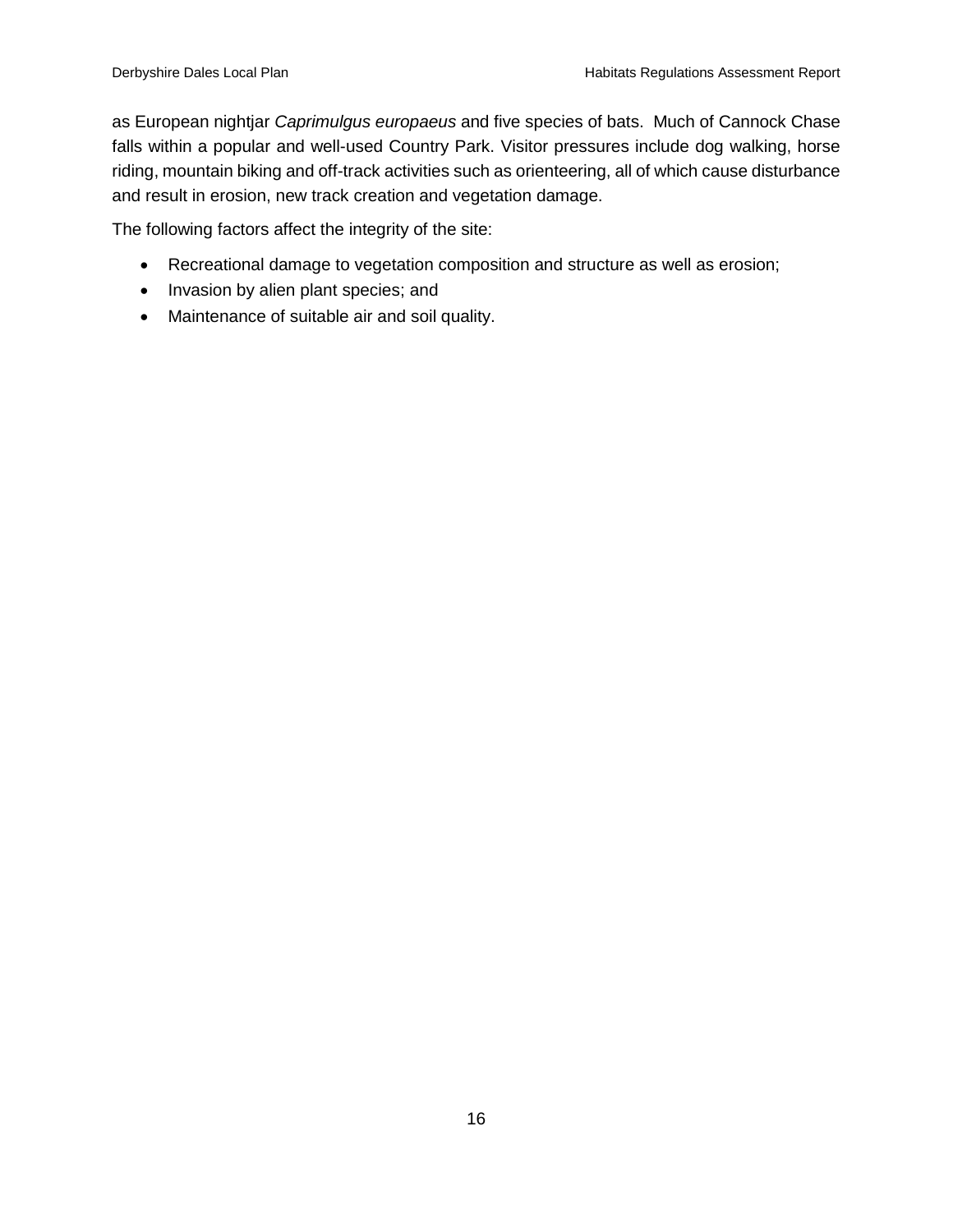as European nightjar *Caprimulgus europaeus* and five species of bats. Much of Cannock Chase falls within a popular and well-used Country Park. Visitor pressures include dog walking, horse riding, mountain biking and off-track activities such as orienteering, all of which cause disturbance and result in erosion, new track creation and vegetation damage.

The following factors affect the integrity of the site:

- Recreational damage to vegetation composition and structure as well as erosion;
- Invasion by alien plant species; and
- Maintenance of suitable air and soil quality.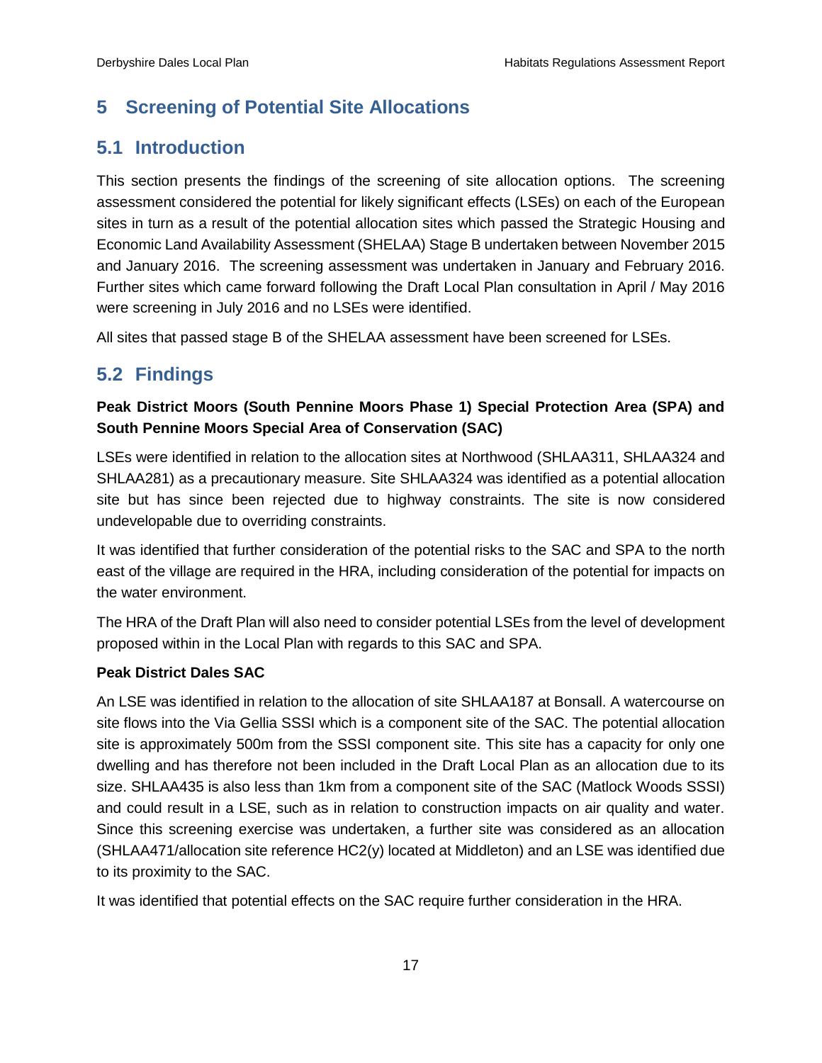# 5 Screening of Potential Site Allocations

## 5.1 Introduction

This section presents the findings of the screening of site allocation options. The screening assessment considered the potential for likely significant effects (LSEs) on each of the European sites in turn as a result of the potential allocation sites which passed the Strategic Housing and Economic Land Availability Assessment (SHELAA) Stage B undertaken between November 2015 and January 2016. The screening assessment was undertaken in January and February 2016. Further sites which came forward following the Draft Local Plan consultation in April / May 2016 were screening in July 2016 and no LSEs were identified.

All sites that passed stage B of the SHELAA assessment have been screened for LSEs.

## 5.2 Findings

**Peak District Moors (South Pennine Moors Phase 1) Special Protection Area (SPA) and South Pennine Moors Special Area of Conservation (SAC)**

LSEs were identified in relation to the allocation sites at Northwood (SHLAA311, SHLAA324 and SHLAA281) as a precautionary measure. Site SHLAA324 was identified as a potential allocation site but has since been rejected due to highway constraints. The site is now considered undevelopable due to overriding constraints.

It was identified that further consideration of the potential risks to the SAC and SPA to the north east of the village are required in the HRA, including consideration of the potential for impacts on the water environment.

The HRA of the Draft Plan will also need to consider potential LSEs from the level of development proposed within in the Local Plan with regards to this SAC and SPA.

**Peak District Dales SAC**

An LSE was identified in relation to the allocation of site SHLAA187 at Bonsall. A watercourse on site flows into the Via Gellia SSSI which is a component site of the SAC. The potential allocation site is approximately 500m from the SSSI component site. This site has a capacity for only one dwelling and has therefore not been included in the Draft Local Plan as an allocation due to its size. SHLAA435 is also less than 1km from a component site of the SAC (Matlock Woods SSSI) and could result in a LSE, such as in relation to construction impacts on air quality and water. Since this screening exercise was undertaken, a further site was considered as an allocation (SHLAA471/allocation site reference HC2(y) located at Middleton) and an LSE was identified due to its proximity to the SAC.

It was identified that potential effects on the SAC require further consideration in the HRA.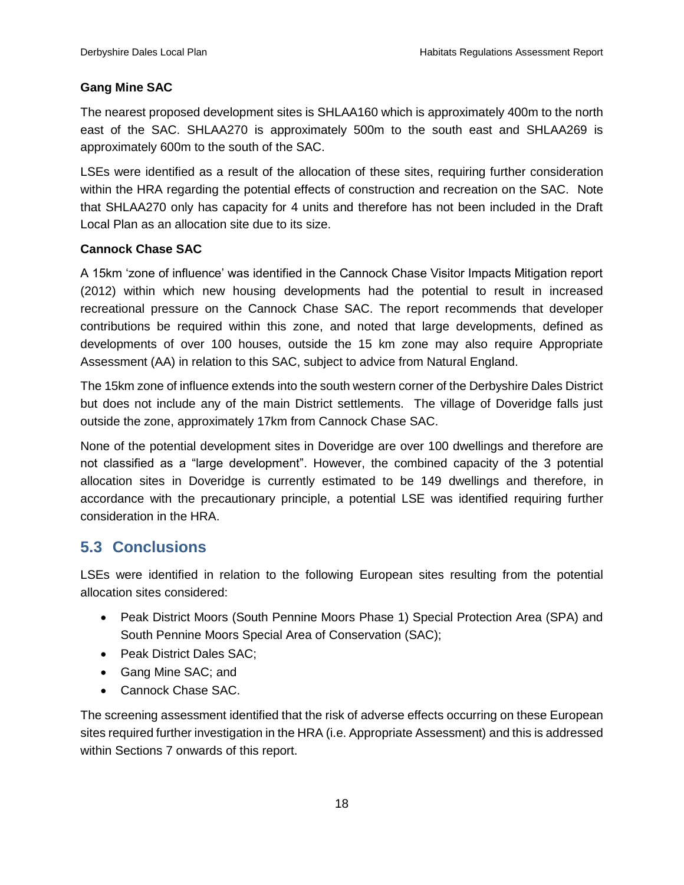**Gang Mine SAC**

The nearest proposed development sites is SHLAA160 which is approximately 400m to the north east of the SAC. SHLAA270 is approximately 500m to the south east and SHLAA269 is approximately 600m to the south of the SAC.

LSEs were identified as a result of the allocation of these sites, requiring further consideration within the HRA regarding the potential effects of construction and recreation on the SAC. Note that SHLAA270 only has capacity for 4 units and therefore has not been included in the Draft Local Plan as an allocation site due to its size.

**Cannock Chase SAC**

A 15km 'zone of influence' was identified in the Cannock Chase Visitor Impacts Mitigation report (2012) within which new housing developments had the potential to result in increased recreational pressure on the Cannock Chase SAC. The report recommends that developer contributions be required within this zone, and noted that large developments, defined as developments of over 100 houses, outside the 15 km zone may also require Appropriate Assessment (AA) in relation to this SAC, subject to advice from Natural England.

The 15km zone of influence extends into the south western corner of the Derbyshire Dales District but does not include any of the main District settlements. The village of Doveridge falls just outside the zone, approximately 17km from Cannock Chase SAC.

None of the potential development sites in Doveridge are over 100 dwellings and therefore are not classified as a "large development". However, the combined capacity of the 3 potential allocation sites in Doveridge is currently estimated to be 149 dwellings and therefore, in accordance with the precautionary principle, a potential LSE was identified requiring further consideration in the HRA.

## 5.3 Conclusions

LSEs were identified in relation to the following European sites resulting from the potential allocation sites considered:

- Peak District Moors (South Pennine Moors Phase 1) Special Protection Area (SPA) and South Pennine Moors Special Area of Conservation (SAC);
- Peak District Dales SAC;
- Gang Mine SAC; and
- Cannock Chase SAC.

The screening assessment identified that the risk of adverse effects occurring on these European sites required further investigation in the HRA (i.e. Appropriate Assessment) and this is addressed within Sections 7 onwards of this report.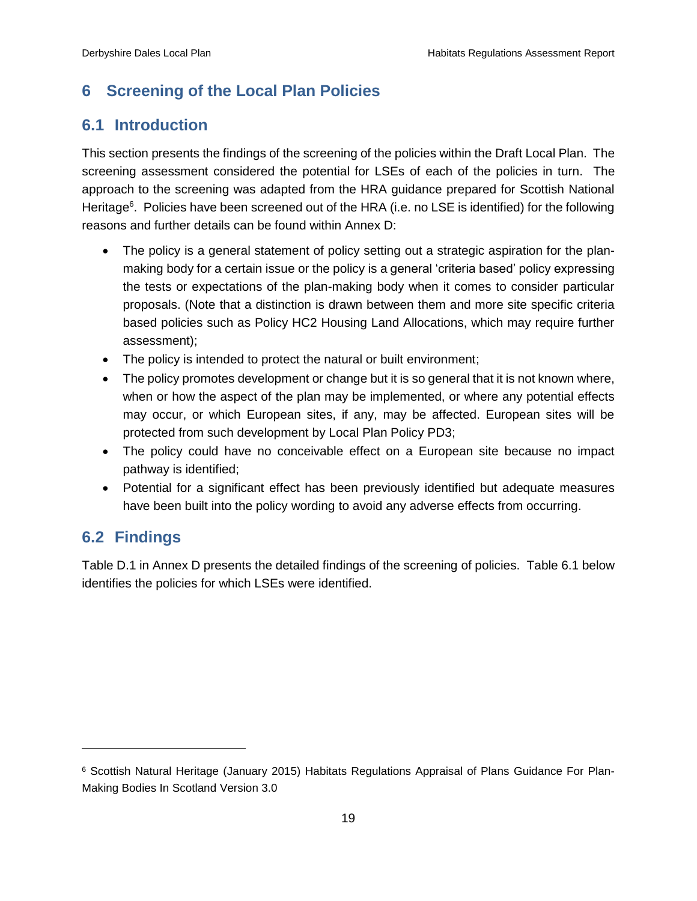# 6 Screening of the Local Plan Policies

## 6.1 Introduction

This section presents the findings of the screening of the policies within the Draft Local Plan. The screening assessment considered the potential for LSEs of each of the policies in turn. The approach to the screening was adapted from the HRA guidance prepared for Scottish National Heritage[6]. Policies have been screened out of the HRA (i.e. no LSE is identified) for the following reasons and further details can be found within Annex D:

- The policy is a general statement of policy setting out a strategic aspiration for the plan-making body for a certain issue or the policy is a general 'criteria based' policy expressing the tests or expectations of the plan-making body when it comes to consider particular proposals. (Note that a distinction is drawn between them and more site specific criteria based policies such as Policy HC2 Housing Land Allocations, which may require further assessment);
- The policy is intended to protect the natural or built environment;
- The policy promotes development or change but it is so general that it is not known where, when or how the aspect of the plan may be implemented, or where any potential effects may occur, or which European sites, if any, may be affected. European sites will be protected from such development by Local Plan Policy PD3;
- The policy could have no conceivable effect on a European site because no impact pathway is identified;
- Potential for a significant effect has been previously identified but adequate measures have been built into the policy wording to avoid any adverse effects from occurring.

## 6.2 Findings

Table D.1 in Annex D presents the detailed findings of the screening of policies. Table 6.1 below identifies the policies for which LSEs were identified.

---

[6] Scottish Natural Heritage (January 2015) Habitats Regulations Appraisal of Plans Guidance For Plan-Making Bodies In Scotland Version 3.0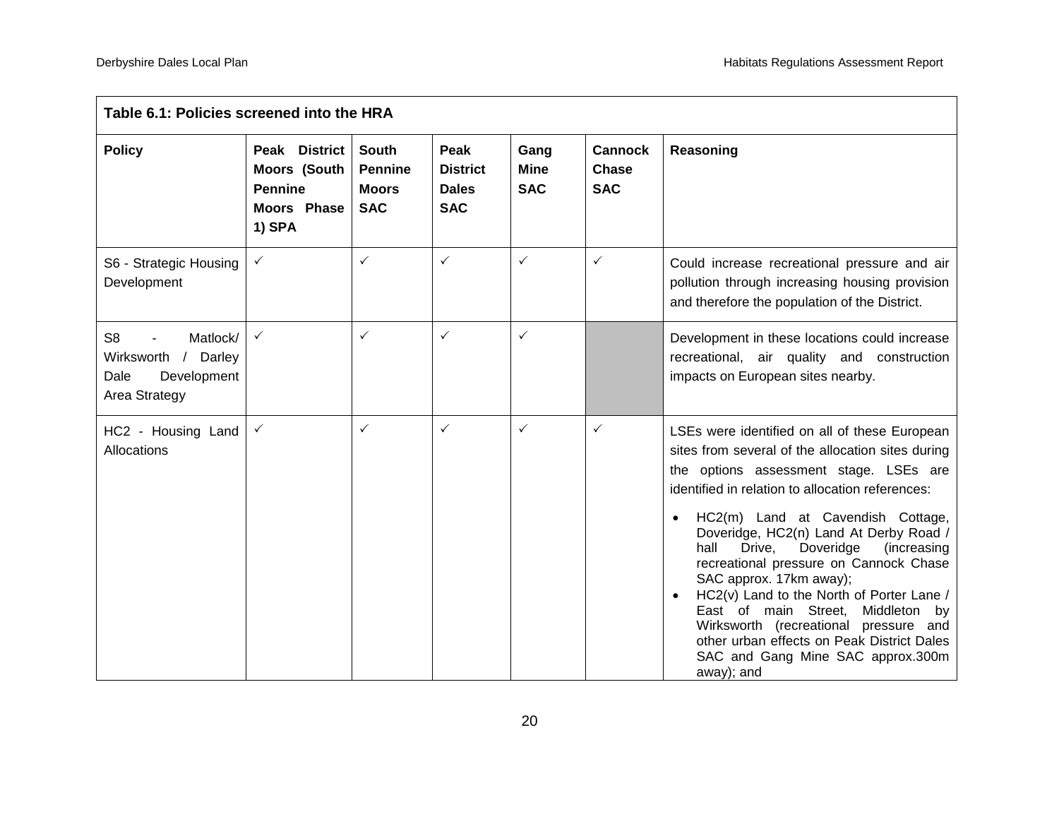| Table 6.1: Policies screened into the HRA | | | | | | |
|---|---|---|---|---|---|---|
| **Policy** | **Peak District Moors (South Pennine Moors Phase 1) SPA** | **South Pennine Moors SAC** | **Peak District Dales SAC** | **Gang Mine SAC** | **Cannock Chase SAC** | **Reasoning** |
| S6 - Strategic Housing Development | ✓ | ✓ | ✓ | ✓ | ✓ | Could increase recreational pressure and air pollution through increasing housing provision and therefore the population of the District. |
| S8 - Matlock/ Wirksworth / Darley Dale Development Area Strategy | ✓ | ✓ | ✓ | ✓ | | Development in these locations could increase recreational, air quality and construction impacts on European sites nearby. |
| HC2 - Housing Land Allocations | ✓ | ✓ | ✓ | ✓ | ✓ | LSEs were identified on all of these European sites from several of the allocation sites during the options assessment stage. LSEs are identified in relation to allocation references: <br>• HC2(m) Land at Cavendish Cottage, Doveridge, HC2(n) Land At Derby Road / hall Drive, Doveridge (increasing recreational pressure on Cannock Chase SAC approx. 17km away); <br>• HC2(v) Land to the North of Porter Lane / East of main Street, Middleton by Wirksworth (recreational pressure and other urban effects on Peak District Dales SAC and Gang Mine SAC approx.300m away); and |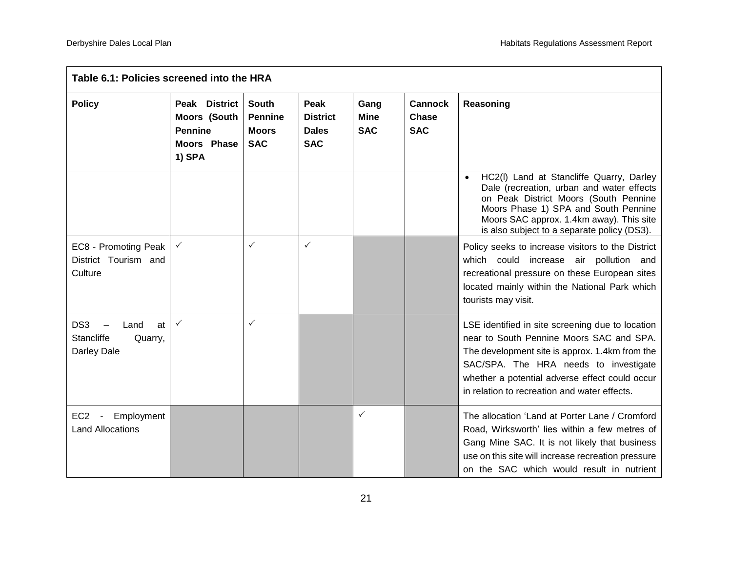| Table 6.1: Policies screened into the HRA | | | | | | |
|---|---|---|---|---|---|---|
| **Policy** | **Peak District Moors (South Pennine Moors Phase 1) SPA** | **South Pennine Moors SAC** | **Peak District Dales SAC** | **Gang Mine SAC** | **Cannock Chase SAC** | **Reasoning** |
| | | | | | | • HC2(l) Land at Stancliffe Quarry, Darley Dale (recreation, urban and water effects on Peak District Moors (South Pennine Moors Phase 1) SPA and South Pennine Moors SAC approx. 1.4km away). This site is also subject to a separate policy (DS3). |
| EC8 - Promoting Peak District Tourism and Culture | ✓ | ✓ | ✓ | | | Policy seeks to increase visitors to the District which could increase air pollution and recreational pressure on these European sites located mainly within the National Park which tourists may visit. |
| DS3 – Land at Stancliffe Quarry, Darley Dale | ✓ | ✓ | | | | LSE identified in site screening due to location near to South Pennine Moors SAC and SPA. The development site is approx. 1.4km from the SAC/SPA. The HRA needs to investigate whether a potential adverse effect could occur in relation to recreation and water effects. |
| EC2 - Employment Land Allocations | | | | ✓ | | The allocation 'Land at Porter Lane / Cromford Road, Wirksworth' lies within a few metres of Gang Mine SAC. It is not likely that business use on this site will increase recreation pressure on the SAC which would result in nutrient |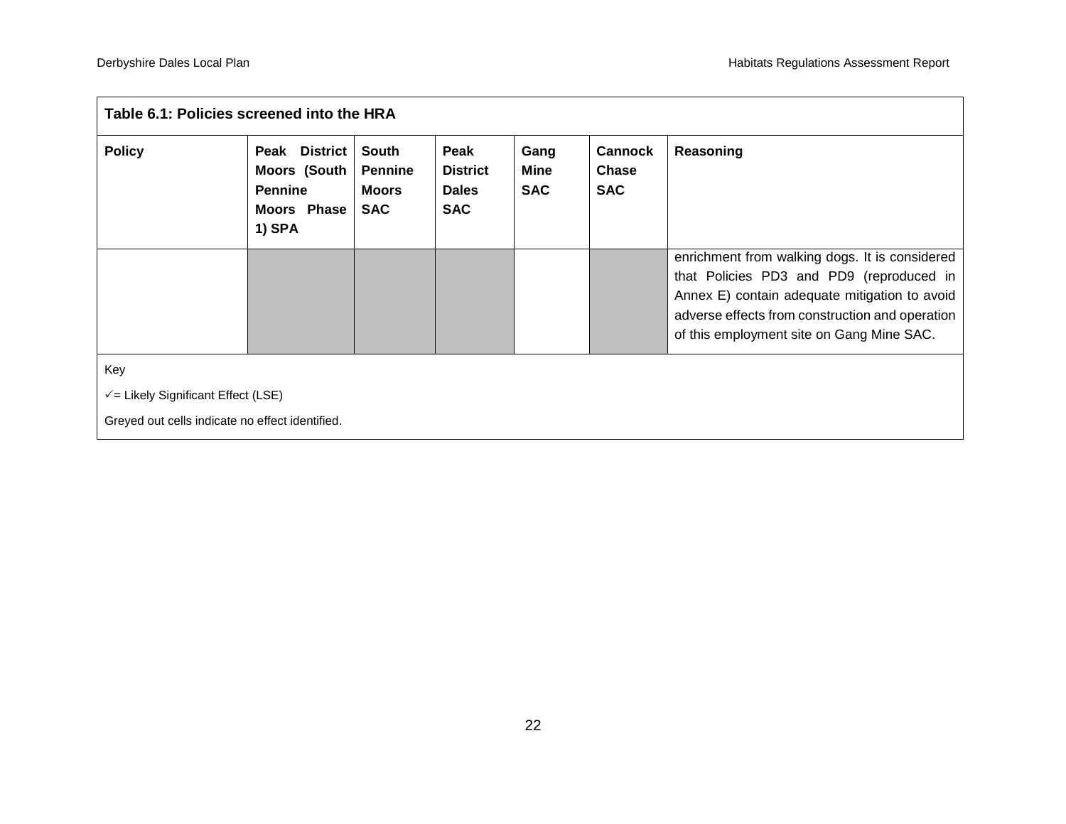| Table 6.1: Policies screened into the HRA | | | | | | |
|---|---|---|---|---|---|---|
| **Policy** | **Peak District Moors (South Pennine Moors Phase 1) SPA** | **South Pennine Moors SAC** | **Peak District Dales SAC** | **Gang Mine SAC** | **Cannock Chase SAC** | **Reasoning** |
| | | | | | | enrichment from walking dogs. It is considered that Policies PD3 and PD9 (reproduced in Annex E) contain adequate mitigation to avoid adverse effects from construction and operation of this employment site on Gang Mine SAC. |

Key

✓= Likely Significant Effect (LSE)

Greyed out cells indicate no effect identified.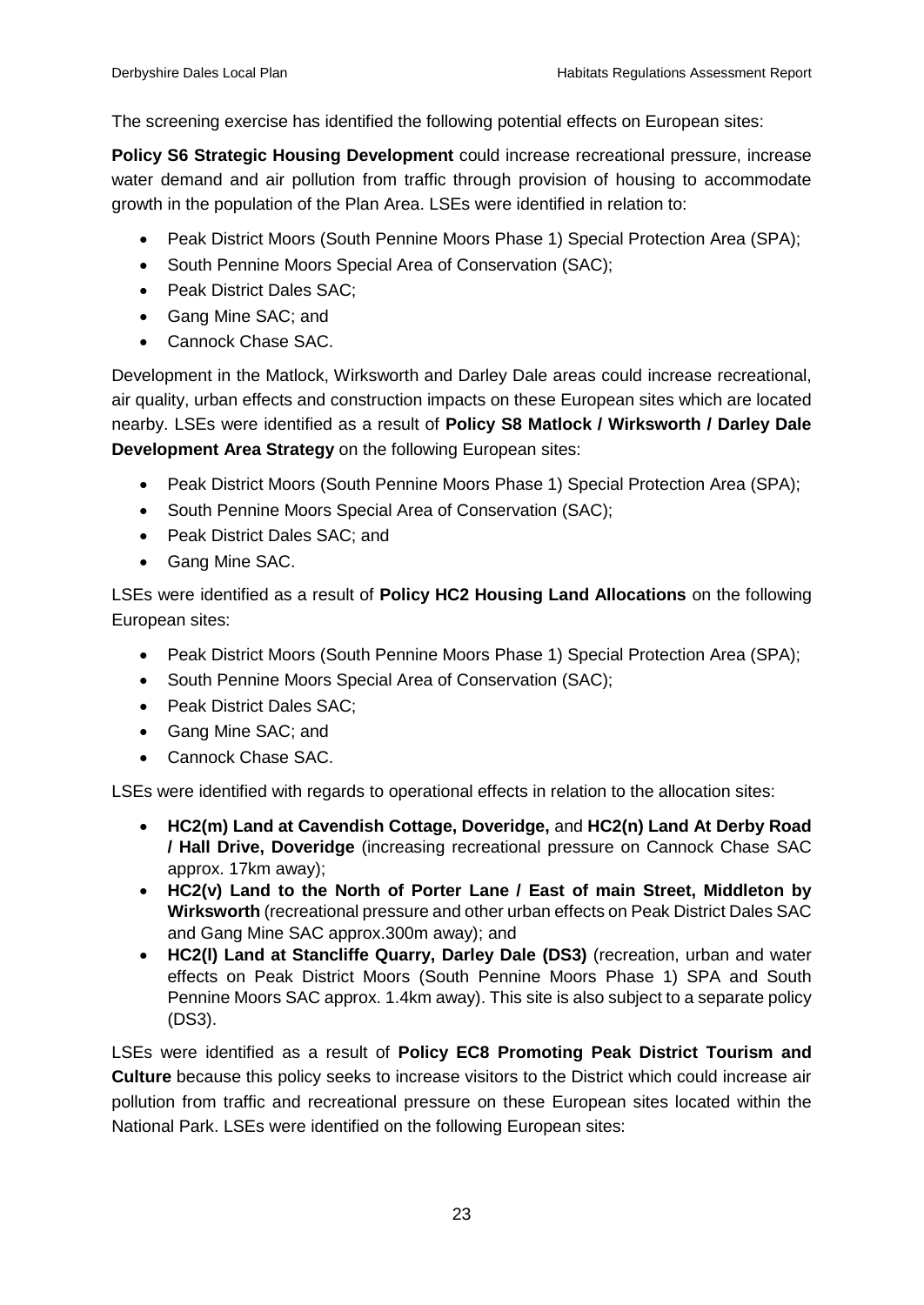The screening exercise has identified the following potential effects on European sites:

**Policy S6 Strategic Housing Development** could increase recreational pressure, increase water demand and air pollution from traffic through provision of housing to accommodate growth in the population of the Plan Area. LSEs were identified in relation to:

- Peak District Moors (South Pennine Moors Phase 1) Special Protection Area (SPA);
- South Pennine Moors Special Area of Conservation (SAC);
- Peak District Dales SAC;
- Gang Mine SAC; and
- Cannock Chase SAC.

Development in the Matlock, Wirksworth and Darley Dale areas could increase recreational, air quality, urban effects and construction impacts on these European sites which are located nearby. LSEs were identified as a result of **Policy S8 Matlock / Wirksworth / Darley Dale Development Area Strategy** on the following European sites:

- Peak District Moors (South Pennine Moors Phase 1) Special Protection Area (SPA);
- South Pennine Moors Special Area of Conservation (SAC);
- Peak District Dales SAC; and
- Gang Mine SAC.

LSEs were identified as a result of **Policy HC2 Housing Land Allocations** on the following European sites:

- Peak District Moors (South Pennine Moors Phase 1) Special Protection Area (SPA);
- South Pennine Moors Special Area of Conservation (SAC);
- Peak District Dales SAC;
- Gang Mine SAC; and
- Cannock Chase SAC.

LSEs were identified with regards to operational effects in relation to the allocation sites:

- **HC2(m) Land at Cavendish Cottage, Doveridge,** and **HC2(n) Land At Derby Road / Hall Drive, Doveridge** (increasing recreational pressure on Cannock Chase SAC approx. 17km away);
- **HC2(v) Land to the North of Porter Lane / East of main Street, Middleton by Wirksworth** (recreational pressure and other urban effects on Peak District Dales SAC and Gang Mine SAC approx.300m away); and
- **HC2(l) Land at Stancliffe Quarry, Darley Dale (DS3)** (recreation, urban and water effects on Peak District Moors (South Pennine Moors Phase 1) SPA and South Pennine Moors SAC approx. 1.4km away). This site is also subject to a separate policy (DS3).

LSEs were identified as a result of **Policy EC8 Promoting Peak District Tourism and Culture** because this policy seeks to increase visitors to the District which could increase air pollution from traffic and recreational pressure on these European sites located within the National Park. LSEs were identified on the following European sites: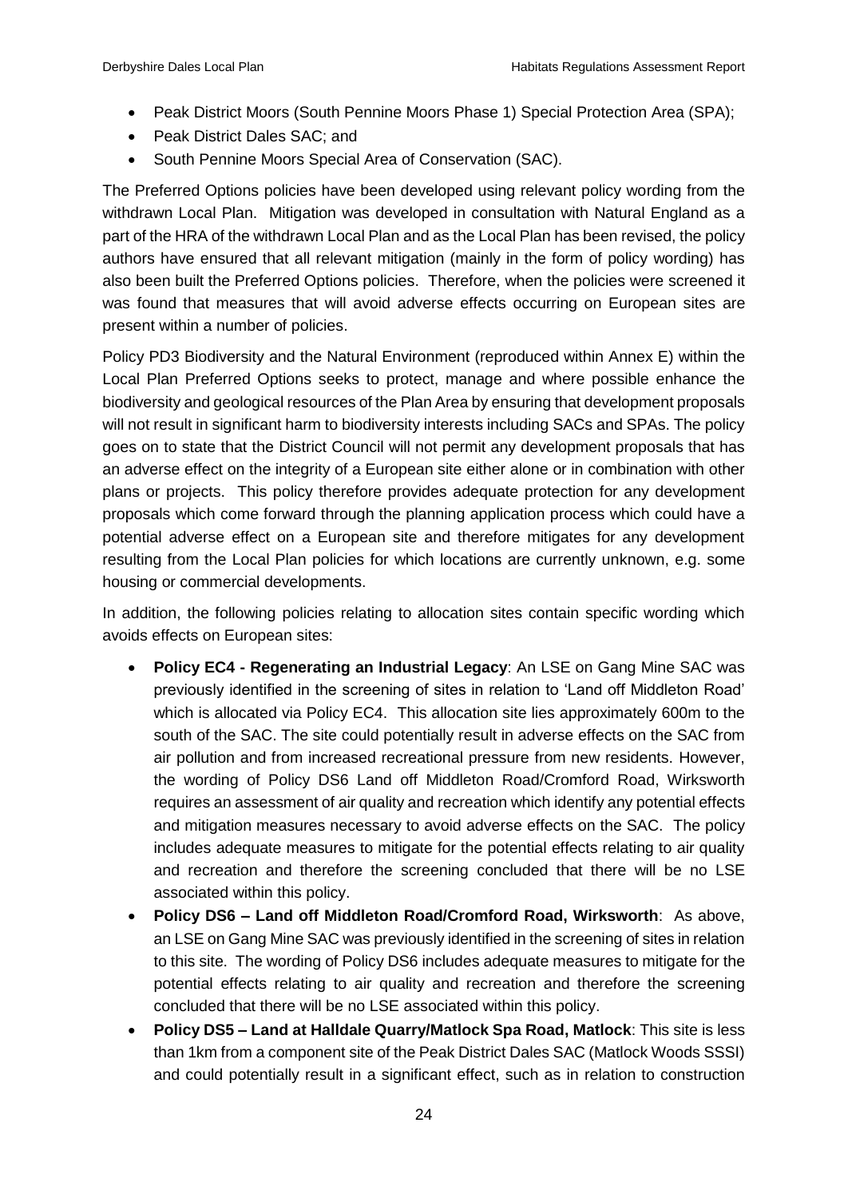- Peak District Moors (South Pennine Moors Phase 1) Special Protection Area (SPA);
- Peak District Dales SAC; and
- South Pennine Moors Special Area of Conservation (SAC).

The Preferred Options policies have been developed using relevant policy wording from the withdrawn Local Plan. Mitigation was developed in consultation with Natural England as a part of the HRA of the withdrawn Local Plan and as the Local Plan has been revised, the policy authors have ensured that all relevant mitigation (mainly in the form of policy wording) has also been built the Preferred Options policies. Therefore, when the policies were screened it was found that measures that will avoid adverse effects occurring on European sites are present within a number of policies.

Policy PD3 Biodiversity and the Natural Environment (reproduced within Annex E) within the Local Plan Preferred Options seeks to protect, manage and where possible enhance the biodiversity and geological resources of the Plan Area by ensuring that development proposals will not result in significant harm to biodiversity interests including SACs and SPAs. The policy goes on to state that the District Council will not permit any development proposals that has an adverse effect on the integrity of a European site either alone or in combination with other plans or projects. This policy therefore provides adequate protection for any development proposals which come forward through the planning application process which could have a potential adverse effect on a European site and therefore mitigates for any development resulting from the Local Plan policies for which locations are currently unknown, e.g. some housing or commercial developments.

In addition, the following policies relating to allocation sites contain specific wording which avoids effects on European sites:

- **Policy EC4 - Regenerating an Industrial Legacy**: An LSE on Gang Mine SAC was previously identified in the screening of sites in relation to 'Land off Middleton Road' which is allocated via Policy EC4. This allocation site lies approximately 600m to the south of the SAC. The site could potentially result in adverse effects on the SAC from air pollution and from increased recreational pressure from new residents. However, the wording of Policy DS6 Land off Middleton Road/Cromford Road, Wirksworth requires an assessment of air quality and recreation which identify any potential effects and mitigation measures necessary to avoid adverse effects on the SAC. The policy includes adequate measures to mitigate for the potential effects relating to air quality and recreation and therefore the screening concluded that there will be no LSE associated within this policy.
- **Policy DS6 – Land off Middleton Road/Cromford Road, Wirksworth**: As above, an LSE on Gang Mine SAC was previously identified in the screening of sites in relation to this site. The wording of Policy DS6 includes adequate measures to mitigate for the potential effects relating to air quality and recreation and therefore the screening concluded that there will be no LSE associated within this policy.
- **Policy DS5 – Land at Halldale Quarry/Matlock Spa Road, Matlock**: This site is less than 1km from a component site of the Peak District Dales SAC (Matlock Woods SSSI) and could potentially result in a significant effect, such as in relation to construction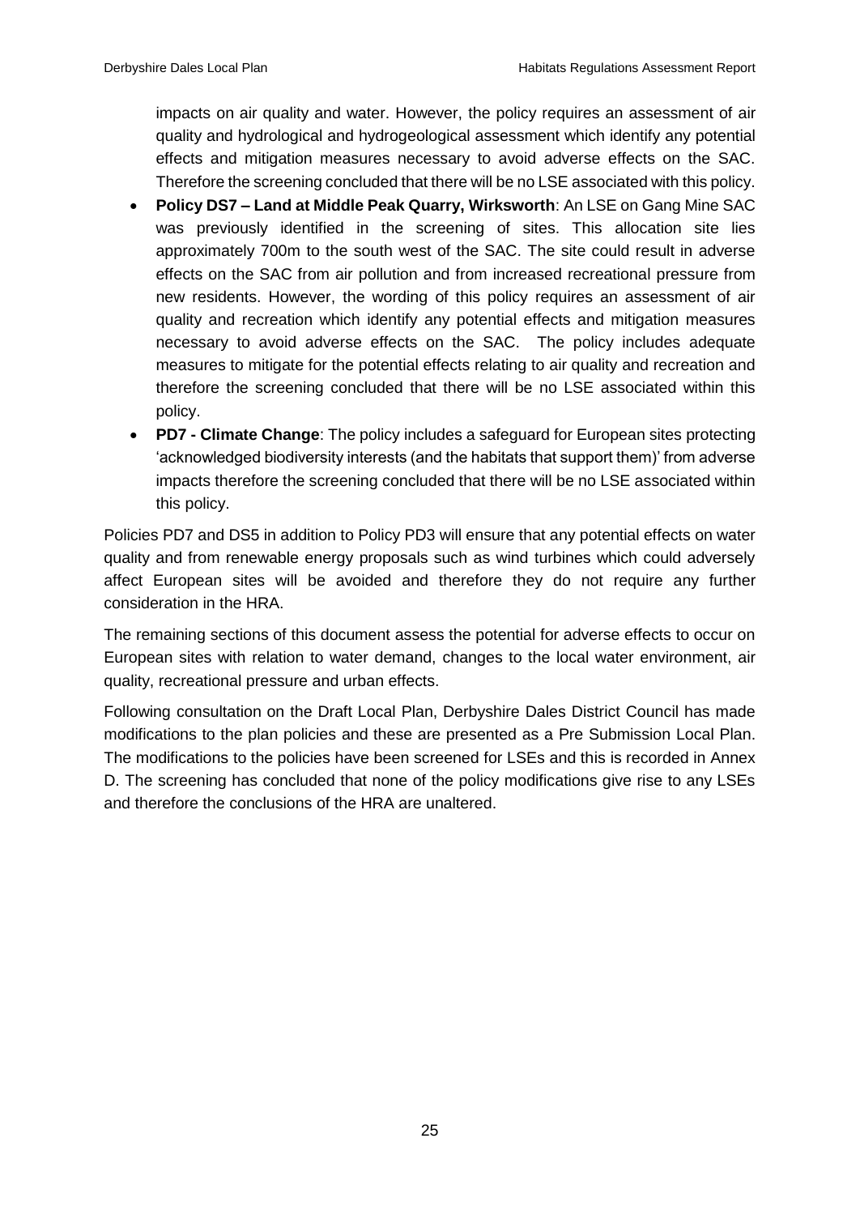impacts on air quality and water. However, the policy requires an assessment of air quality and hydrological and hydrogeological assessment which identify any potential effects and mitigation measures necessary to avoid adverse effects on the SAC. Therefore the screening concluded that there will be no LSE associated with this policy.

- **Policy DS7 – Land at Middle Peak Quarry, Wirksworth**: An LSE on Gang Mine SAC was previously identified in the screening of sites. This allocation site lies approximately 700m to the south west of the SAC. The site could result in adverse effects on the SAC from air pollution and from increased recreational pressure from new residents. However, the wording of this policy requires an assessment of air quality and recreation which identify any potential effects and mitigation measures necessary to avoid adverse effects on the SAC. The policy includes adequate measures to mitigate for the potential effects relating to air quality and recreation and therefore the screening concluded that there will be no LSE associated within this policy.
- **PD7 - Climate Change**: The policy includes a safeguard for European sites protecting 'acknowledged biodiversity interests (and the habitats that support them)' from adverse impacts therefore the screening concluded that there will be no LSE associated within this policy.

Policies PD7 and DS5 in addition to Policy PD3 will ensure that any potential effects on water quality and from renewable energy proposals such as wind turbines which could adversely affect European sites will be avoided and therefore they do not require any further consideration in the HRA.

The remaining sections of this document assess the potential for adverse effects to occur on European sites with relation to water demand, changes to the local water environment, air quality, recreational pressure and urban effects.

Following consultation on the Draft Local Plan, Derbyshire Dales District Council has made modifications to the plan policies and these are presented as a Pre Submission Local Plan. The modifications to the policies have been screened for LSEs and this is recorded in Annex D. The screening has concluded that none of the policy modifications give rise to any LSEs and therefore the conclusions of the HRA are unaltered.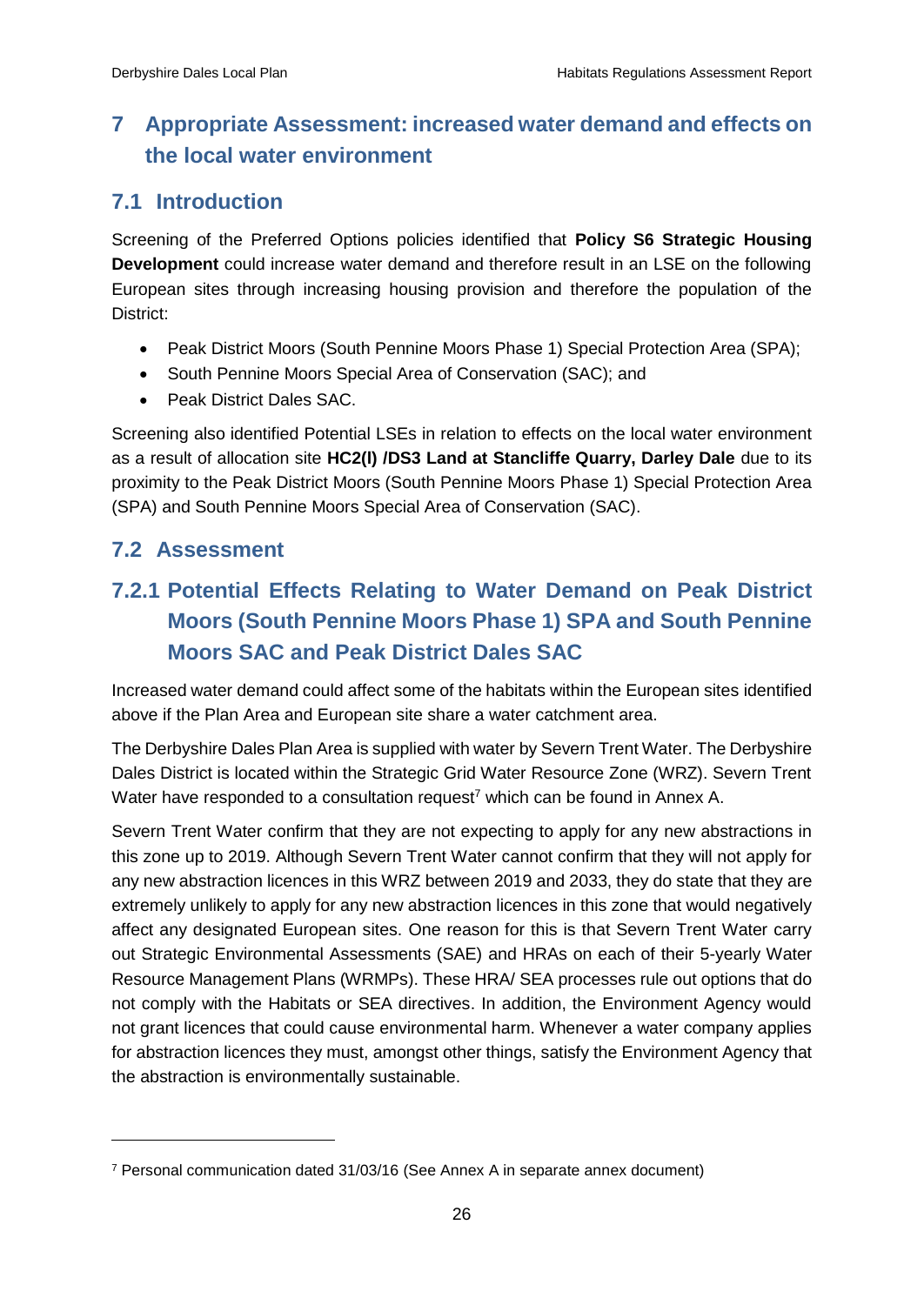# 7 Appropriate Assessment: increased water demand and effects on the local water environment

## 7.1 Introduction

Screening of the Preferred Options policies identified that **Policy S6 Strategic Housing Development** could increase water demand and therefore result in an LSE on the following European sites through increasing housing provision and therefore the population of the District:

- Peak District Moors (South Pennine Moors Phase 1) Special Protection Area (SPA);
- South Pennine Moors Special Area of Conservation (SAC); and
- Peak District Dales SAC.

Screening also identified Potential LSEs in relation to effects on the local water environment as a result of allocation site **HC2(l) /DS3 Land at Stancliffe Quarry, Darley Dale** due to its proximity to the Peak District Moors (South Pennine Moors Phase 1) Special Protection Area (SPA) and South Pennine Moors Special Area of Conservation (SAC).

## 7.2 Assessment

### 7.2.1 Potential Effects Relating to Water Demand on Peak District Moors (South Pennine Moors Phase 1) SPA and South Pennine Moors SAC and Peak District Dales SAC

Increased water demand could affect some of the habitats within the European sites identified above if the Plan Area and European site share a water catchment area.

The Derbyshire Dales Plan Area is supplied with water by Severn Trent Water. The Derbyshire Dales District is located within the Strategic Grid Water Resource Zone (WRZ). Severn Trent Water have responded to a consultation request[7] which can be found in Annex A.

Severn Trent Water confirm that they are not expecting to apply for any new abstractions in this zone up to 2019. Although Severn Trent Water cannot confirm that they will not apply for any new abstraction licences in this WRZ between 2019 and 2033, they do state that they are extremely unlikely to apply for any new abstraction licences in this zone that would negatively affect any designated European sites. One reason for this is that Severn Trent Water carry out Strategic Environmental Assessments (SAE) and HRAs on each of their 5-yearly Water Resource Management Plans (WRMPs). These HRA/ SEA processes rule out options that do not comply with the Habitats or SEA directives. In addition, the Environment Agency would not grant licences that could cause environmental harm. Whenever a water company applies for abstraction licences they must, amongst other things, satisfy the Environment Agency that the abstraction is environmentally sustainable.

[7] Personal communication dated 31/03/16 (See Annex A in separate annex document)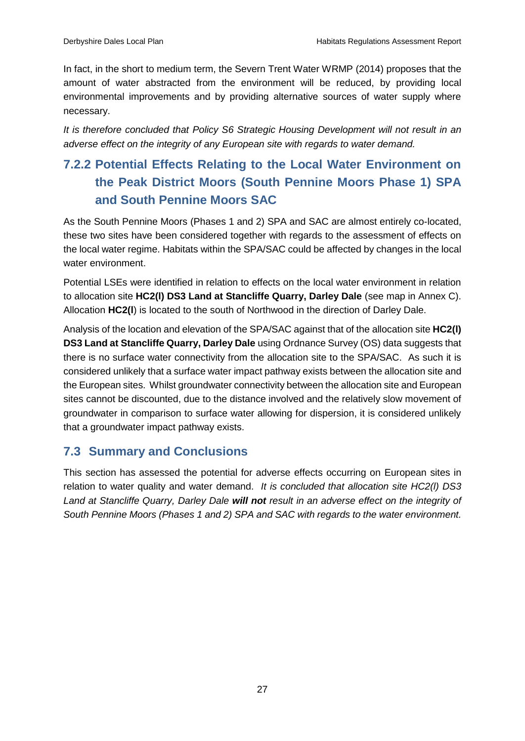In fact, in the short to medium term, the Severn Trent Water WRMP (2014) proposes that the amount of water abstracted from the environment will be reduced, by providing local environmental improvements and by providing alternative sources of water supply where necessary.

*It is therefore concluded that Policy S6 Strategic Housing Development will not result in an adverse effect on the integrity of any European site with regards to water demand.*

### 7.2.2 Potential Effects Relating to the Local Water Environment on the Peak District Moors (South Pennine Moors Phase 1) SPA and South Pennine Moors SAC

As the South Pennine Moors (Phases 1 and 2) SPA and SAC are almost entirely co-located, these two sites have been considered together with regards to the assessment of effects on the local water regime. Habitats within the SPA/SAC could be affected by changes in the local water environment.

Potential LSEs were identified in relation to effects on the local water environment in relation to allocation site **HC2(l) DS3 Land at Stancliffe Quarry, Darley Dale** (see map in Annex C). Allocation **HC2(l**) is located to the south of Northwood in the direction of Darley Dale.

Analysis of the location and elevation of the SPA/SAC against that of the allocation site **HC2(l) DS3 Land at Stancliffe Quarry, Darley Dale** using Ordnance Survey (OS) data suggests that there is no surface water connectivity from the allocation site to the SPA/SAC. As such it is considered unlikely that a surface water impact pathway exists between the allocation site and the European sites. Whilst groundwater connectivity between the allocation site and European sites cannot be discounted, due to the distance involved and the relatively slow movement of groundwater in comparison to surface water allowing for dispersion, it is considered unlikely that a groundwater impact pathway exists.

## 7.3 Summary and Conclusions

This section has assessed the potential for adverse effects occurring on European sites in relation to water quality and water demand. *It is concluded that allocation site HC2(l) DS3 Land at Stancliffe Quarry, Darley Dale* ***will not*** *result in an adverse effect on the integrity of South Pennine Moors (Phases 1 and 2) SPA and SAC with regards to the water environment.*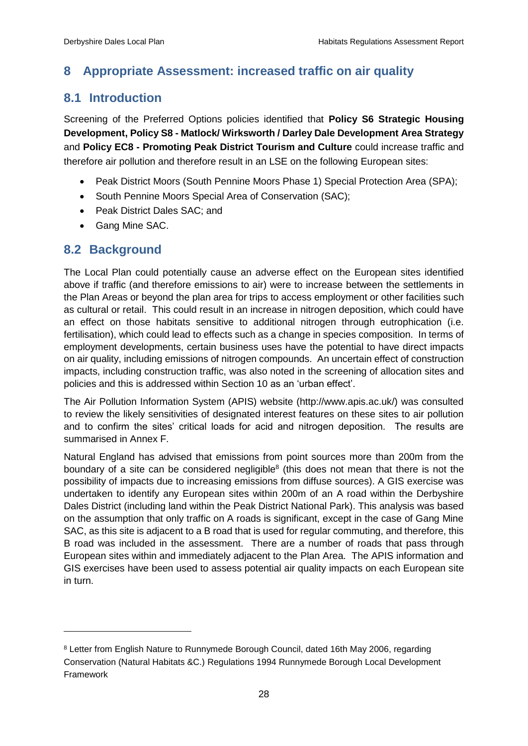# 8 Appropriate Assessment: increased traffic on air quality

## 8.1 Introduction

Screening of the Preferred Options policies identified that **Policy S6 Strategic Housing Development, Policy S8 - Matlock/ Wirksworth / Darley Dale Development Area Strategy** and **Policy EC8 - Promoting Peak District Tourism and Culture** could increase traffic and therefore air pollution and therefore result in an LSE on the following European sites:

- Peak District Moors (South Pennine Moors Phase 1) Special Protection Area (SPA);
- South Pennine Moors Special Area of Conservation (SAC);
- Peak District Dales SAC; and
- Gang Mine SAC.

## 8.2 Background

The Local Plan could potentially cause an adverse effect on the European sites identified above if traffic (and therefore emissions to air) were to increase between the settlements in the Plan Areas or beyond the plan area for trips to access employment or other facilities such as cultural or retail. This could result in an increase in nitrogen deposition, which could have an effect on those habitats sensitive to additional nitrogen through eutrophication (i.e. fertilisation), which could lead to effects such as a change in species composition. In terms of employment developments, certain business uses have the potential to have direct impacts on air quality, including emissions of nitrogen compounds. An uncertain effect of construction impacts, including construction traffic, was also noted in the screening of allocation sites and policies and this is addressed within Section 10 as an 'urban effect'.

The Air Pollution Information System (APIS) website (http://www.apis.ac.uk/) was consulted to review the likely sensitivities of designated interest features on these sites to air pollution and to confirm the sites' critical loads for acid and nitrogen deposition. The results are summarised in Annex F.

Natural England has advised that emissions from point sources more than 200m from the boundary of a site can be considered negligible[8] (this does not mean that there is not the possibility of impacts due to increasing emissions from diffuse sources). A GIS exercise was undertaken to identify any European sites within 200m of an A road within the Derbyshire Dales District (including land within the Peak District National Park). This analysis was based on the assumption that only traffic on A roads is significant, except in the case of Gang Mine SAC, as this site is adjacent to a B road that is used for regular commuting, and therefore, this B road was included in the assessment. There are a number of roads that pass through European sites within and immediately adjacent to the Plan Area. The APIS information and GIS exercises have been used to assess potential air quality impacts on each European site in turn.

[8] Letter from English Nature to Runnymede Borough Council, dated 16th May 2006, regarding Conservation (Natural Habitats &C.) Regulations 1994 Runnymede Borough Local Development Framework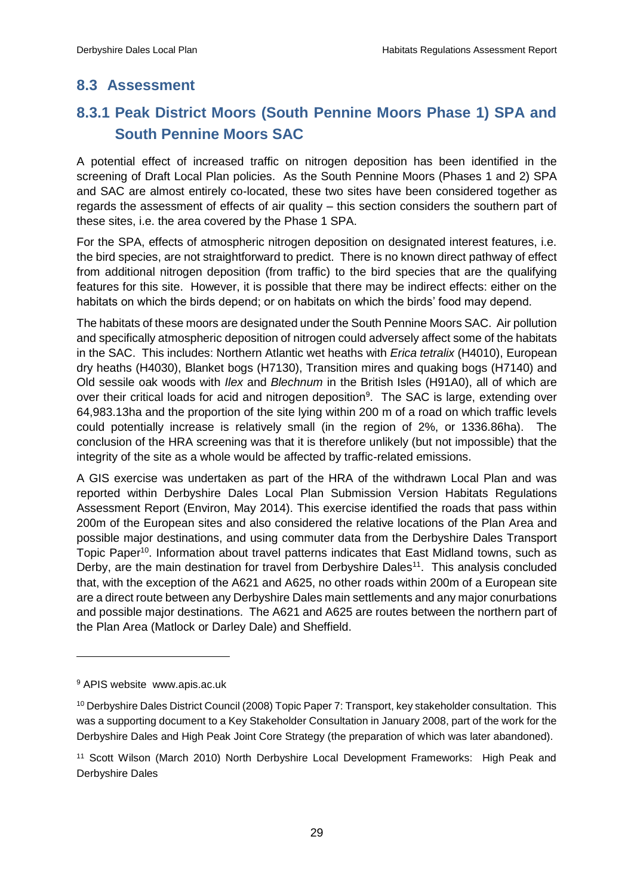## 8.3 Assessment

### 8.3.1 Peak District Moors (South Pennine Moors Phase 1) SPA and South Pennine Moors SAC

A potential effect of increased traffic on nitrogen deposition has been identified in the screening of Draft Local Plan policies. As the South Pennine Moors (Phases 1 and 2) SPA and SAC are almost entirely co-located, these two sites have been considered together as regards the assessment of effects of air quality – this section considers the southern part of these sites, i.e. the area covered by the Phase 1 SPA.

For the SPA, effects of atmospheric nitrogen deposition on designated interest features, i.e. the bird species, are not straightforward to predict. There is no known direct pathway of effect from additional nitrogen deposition (from traffic) to the bird species that are the qualifying features for this site. However, it is possible that there may be indirect effects: either on the habitats on which the birds depend; or on habitats on which the birds' food may depend.

The habitats of these moors are designated under the South Pennine Moors SAC. Air pollution and specifically atmospheric deposition of nitrogen could adversely affect some of the habitats in the SAC. This includes: Northern Atlantic wet heaths with *Erica tetralix* (H4010), European dry heaths (H4030), Blanket bogs (H7130), Transition mires and quaking bogs (H7140) and Old sessile oak woods with *Ilex* and *Blechnum* in the British Isles (H91A0), all of which are over their critical loads for acid and nitrogen deposition[9]. The SAC is large, extending over 64,983.13ha and the proportion of the site lying within 200 m of a road on which traffic levels could potentially increase is relatively small (in the region of 2%, or 1336.86ha). The conclusion of the HRA screening was that it is therefore unlikely (but not impossible) that the integrity of the site as a whole would be affected by traffic-related emissions.

A GIS exercise was undertaken as part of the HRA of the withdrawn Local Plan and was reported within Derbyshire Dales Local Plan Submission Version Habitats Regulations Assessment Report (Environ, May 2014). This exercise identified the roads that pass within 200m of the European sites and also considered the relative locations of the Plan Area and possible major destinations, and using commuter data from the Derbyshire Dales Transport Topic Paper[10]. Information about travel patterns indicates that East Midland towns, such as Derby, are the main destination for travel from Derbyshire Dales[11]. This analysis concluded that, with the exception of the A621 and A625, no other roads within 200m of a European site are a direct route between any Derbyshire Dales main settlements and any major conurbations and possible major destinations. The A621 and A625 are routes between the northern part of the Plan Area (Matlock or Darley Dale) and Sheffield.

---

[9] APIS website www.apis.ac.uk

[10] Derbyshire Dales District Council (2008) Topic Paper 7: Transport, key stakeholder consultation. This was a supporting document to a Key Stakeholder Consultation in January 2008, part of the work for the Derbyshire Dales and High Peak Joint Core Strategy (the preparation of which was later abandoned).

[11] Scott Wilson (March 2010) North Derbyshire Local Development Frameworks: High Peak and Derbyshire Dales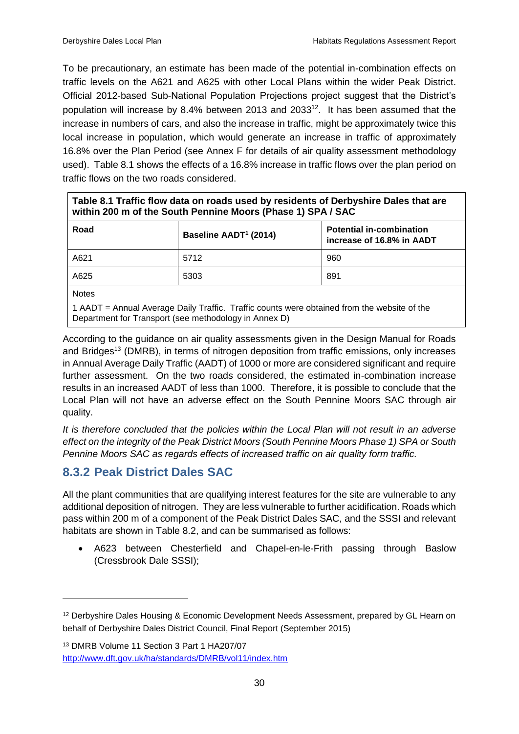To be precautionary, an estimate has been made of the potential in-combination effects on traffic levels on the A621 and A625 with other Local Plans within the wider Peak District. Official 2012-based Sub-National Population Projections project suggest that the District's population will increase by 8.4% between 2013 and 2033[12]. It has been assumed that the increase in numbers of cars, and also the increase in traffic, might be approximately twice this local increase in population, which would generate an increase in traffic of approximately 16.8% over the Plan Period (see Annex F for details of air quality assessment methodology used). Table 8.1 shows the effects of a 16.8% increase in traffic flows over the plan period on traffic flows on the two roads considered.

**Table 8.1 Traffic flow data on roads used by residents of Derbyshire Dales that are within 200 m of the South Pennine Moors (Phase 1) SPA / SAC**

| Road | Baseline AADT[1] (2014) | Potential in-combination increase of 16.8% in AADT |
|---|---|---|
| A621 | 5712 | 960 |
| A625 | 5303 | 891 |

Notes

1 AADT = Annual Average Daily Traffic. Traffic counts were obtained from the website of the Department for Transport (see methodology in Annex D)

According to the guidance on air quality assessments given in the Design Manual for Roads and Bridges[13] (DMRB), in terms of nitrogen deposition from traffic emissions, only increases in Annual Average Daily Traffic (AADT) of 1000 or more are considered significant and require further assessment. On the two roads considered, the estimated in-combination increase results in an increased AADT of less than 1000. Therefore, it is possible to conclude that the Local Plan will not have an adverse effect on the South Pennine Moors SAC through air quality.

*It is therefore concluded that the policies within the Local Plan will not result in an adverse effect on the integrity of the Peak District Moors (South Pennine Moors Phase 1) SPA or South Pennine Moors SAC as regards effects of increased traffic on air quality form traffic.*

### 8.3.2 Peak District Dales SAC

All the plant communities that are qualifying interest features for the site are vulnerable to any additional deposition of nitrogen. They are less vulnerable to further acidification. Roads which pass within 200 m of a component of the Peak District Dales SAC, and the SSSI and relevant habitats are shown in Table 8.2, and can be summarised as follows:

- A623 between Chesterfield and Chapel-en-le-Frith passing through Baslow (Cressbrook Dale SSSI);

---

[12] Derbyshire Dales Housing & Economic Development Needs Assessment, prepared by GL Hearn on behalf of Derbyshire Dales District Council, Final Report (September 2015)

[13] DMRB Volume 11 Section 3 Part 1 HA207/07 http://www.dft.gov.uk/ha/standards/DMRB/vol11/index.htm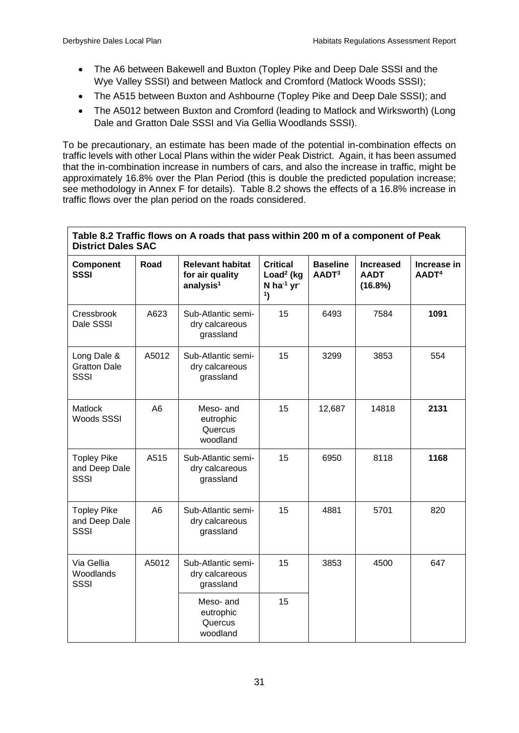- The A6 between Bakewell and Buxton (Topley Pike and Deep Dale SSSI and the Wye Valley SSSI) and between Matlock and Cromford (Matlock Woods SSSI);
- The A515 between Buxton and Ashbourne (Topley Pike and Deep Dale SSSI); and
- The A5012 between Buxton and Cromford (leading to Matlock and Wirksworth) (Long Dale and Gratton Dale SSSI and Via Gellia Woodlands SSSI).

To be precautionary, an estimate has been made of the potential in-combination effects on traffic levels with other Local Plans within the wider Peak District. Again, it has been assumed that the in-combination increase in numbers of cars, and also the increase in traffic, might be approximately 16.8% over the Plan Period (this is double the predicted population increase; see methodology in Annex F for details). Table 8.2 shows the effects of a 16.8% increase in traffic flows over the plan period on the roads considered.

**Table 8.2 Traffic flows on A roads that pass within 200 m of a component of Peak District Dales SAC**

| Component SSSI | Road | Relevant habitat for air quality analysis[1] | Critical Load[2] (kg N $ha^{-1}$ $yr^{-1}$) | Baseline AADT[3] | Increased AADT (16.8%) | Increase in AADT[4] |
|---|---|---|---|---|---|---|
| Cressbrook Dale SSSI | A623 | Sub-Atlantic semi-dry calcareous grassland | 15 | 6493 | 7584 | **1091** |
| Long Dale & Gratton Dale SSSI | A5012 | Sub-Atlantic semi-dry calcareous grassland | 15 | 3299 | 3853 | 554 |
| Matlock Woods SSSI | A6 | Meso- and eutrophic Quercus woodland | 15 | 12,687 | 14818 | **2131** |
| Topley Pike and Deep Dale SSSI | A515 | Sub-Atlantic semi-dry calcareous grassland | 15 | 6950 | 8118 | **1168** |
| Topley Pike and Deep Dale SSSI | A6 | Sub-Atlantic semi-dry calcareous grassland | 15 | 4881 | 5701 | 820 |
| Via Gellia Woodlands SSSI | A5012 | Sub-Atlantic semi-dry calcareous grassland | 15 | 3853 | 4500 | 647 |
| | | Meso- and eutrophic Quercus woodland | 15 | | | |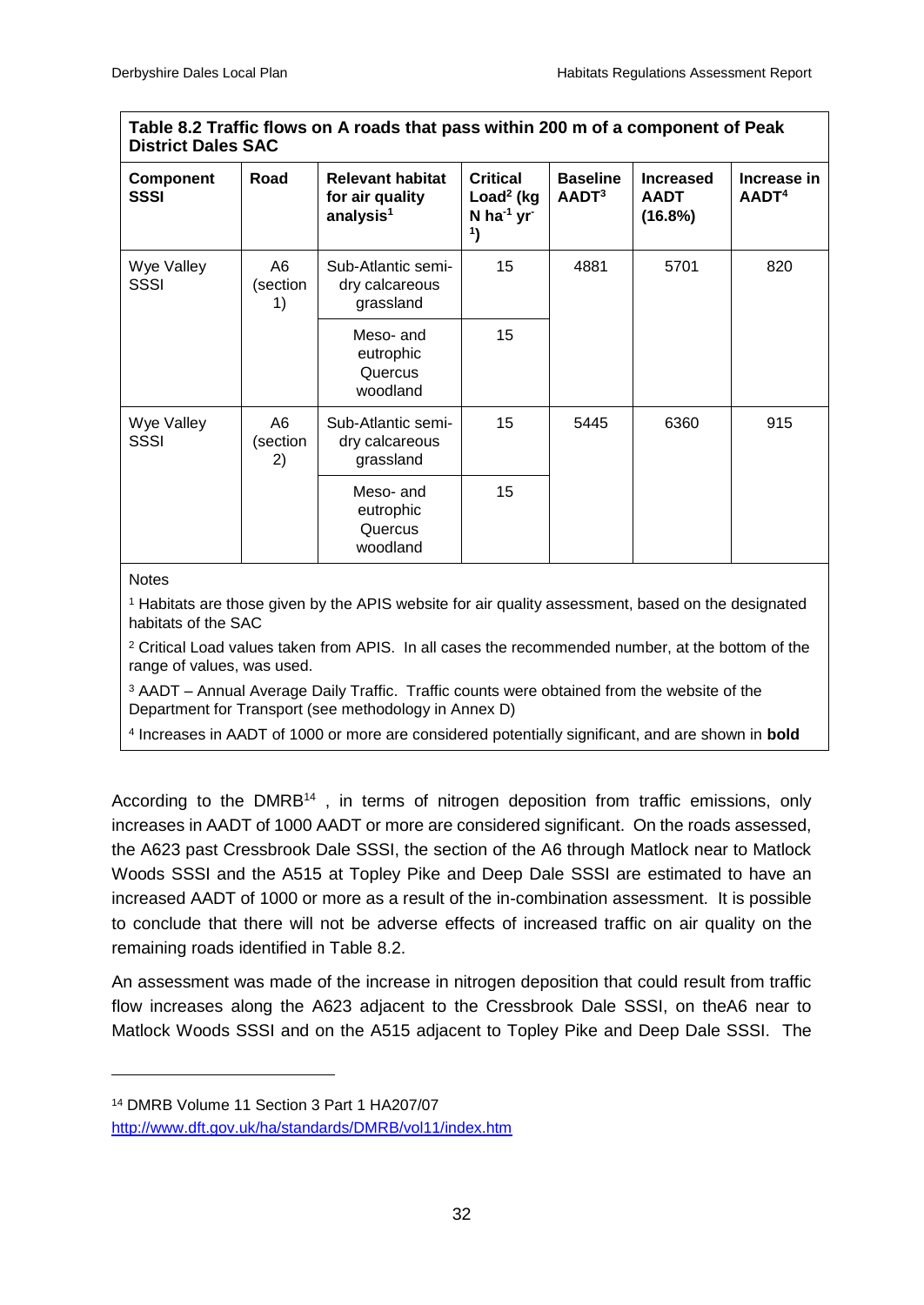**Table 8.2 Traffic flows on A roads that pass within 200 m of a component of Peak District Dales SAC**

| Component SSSI | Road | Relevant habitat for air quality analysis[1] | Critical Load[2] (kg N $ha^{-1}$ $yr^{-1}$) | Baseline AADT[3] | Increased AADT (16.8%) | Increase in AADT[4] |
|---|---|---|---|---|---|---|
| Wye Valley SSSI | A6 (section 1) | Sub-Atlantic semi-dry calcareous grassland | 15 | 4881 | 5701 | 820 |
| | | Meso- and eutrophic Quercus woodland | 15 | | | |
| Wye Valley SSSI | A6 (section 2) | Sub-Atlantic semi-dry calcareous grassland | 15 | 5445 | 6360 | 915 |
| | | Meso- and eutrophic Quercus woodland | 15 | | | |

Notes

[1] Habitats are those given by the APIS website for air quality assessment, based on the designated habitats of the SAC

[2] Critical Load values taken from APIS. In all cases the recommended number, at the bottom of the range of values, was used.

[3] AADT – Annual Average Daily Traffic. Traffic counts were obtained from the website of the Department for Transport (see methodology in Annex D)

[4] Increases in AADT of 1000 or more are considered potentially significant, and are shown in **bold**

According to the DMRB[14] , in terms of nitrogen deposition from traffic emissions, only increases in AADT of 1000 AADT or more are considered significant. On the roads assessed, the A623 past Cressbrook Dale SSSI, the section of the A6 through Matlock near to Matlock Woods SSSI and the A515 at Topley Pike and Deep Dale SSSI are estimated to have an increased AADT of 1000 or more as a result of the in-combination assessment. It is possible to conclude that there will not be adverse effects of increased traffic on air quality on the remaining roads identified in Table 8.2.

An assessment was made of the increase in nitrogen deposition that could result from traffic flow increases along the A623 adjacent to the Cressbrook Dale SSSI, on theA6 near to Matlock Woods SSSI and on the A515 adjacent to Topley Pike and Deep Dale SSSI. The

[14] DMRB Volume 11 Section 3 Part 1 HA207/07
http://www.dft.gov.uk/ha/standards/DMRB/vol11/index.htm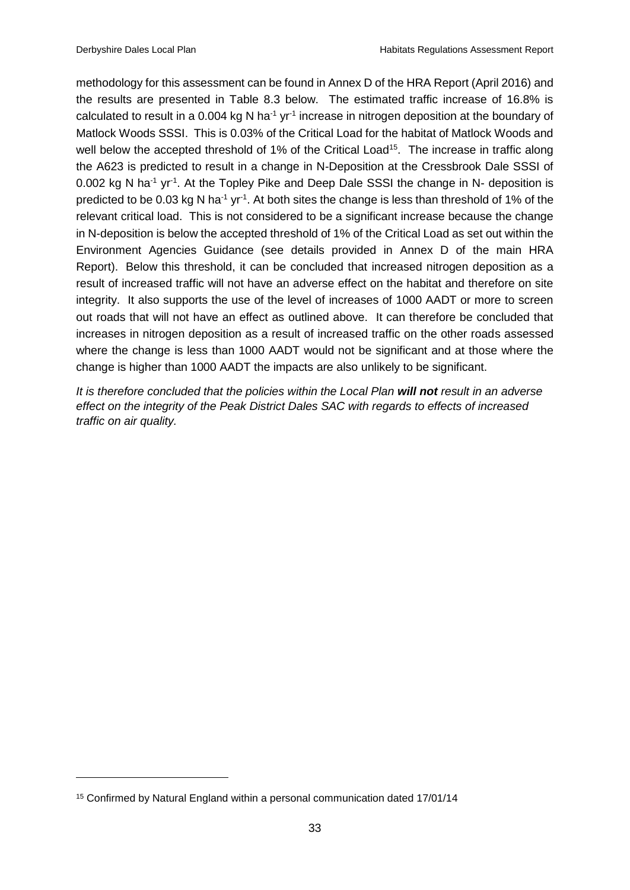methodology for this assessment can be found in Annex D of the HRA Report (April 2016) and the results are presented in Table 8.3 below. The estimated traffic increase of 16.8% is calculated to result in a 0.004 kg N $ha^{-1}$ $yr^{-1}$ increase in nitrogen deposition at the boundary of Matlock Woods SSSI. This is 0.03% of the Critical Load for the habitat of Matlock Woods and well below the accepted threshold of 1% of the Critical Load[15]. The increase in traffic along the A623 is predicted to result in a change in N-Deposition at the Cressbrook Dale SSSI of 0.002 kg N $ha^{-1}$ $yr^{-1}$. At the Topley Pike and Deep Dale SSSI the change in N- deposition is predicted to be 0.03 kg N $ha^{-1}$ $yr^{-1}$. At both sites the change is less than threshold of 1% of the relevant critical load. This is not considered to be a significant increase because the change in N-deposition is below the accepted threshold of 1% of the Critical Load as set out within the Environment Agencies Guidance (see details provided in Annex D of the main HRA Report). Below this threshold, it can be concluded that increased nitrogen deposition as a result of increased traffic will not have an adverse effect on the habitat and therefore on site integrity. It also supports the use of the level of increases of 1000 AADT or more to screen out roads that will not have an effect as outlined above. It can therefore be concluded that increases in nitrogen deposition as a result of increased traffic on the other roads assessed where the change is less than 1000 AADT would not be significant and at those where the change is higher than 1000 AADT the impacts are also unlikely to be significant.

*It is therefore concluded that the policies within the Local Plan **will not** result in an adverse effect on the integrity of the Peak District Dales SAC with regards to effects of increased traffic on air quality.*

[15] Confirmed by Natural England within a personal communication dated 17/01/14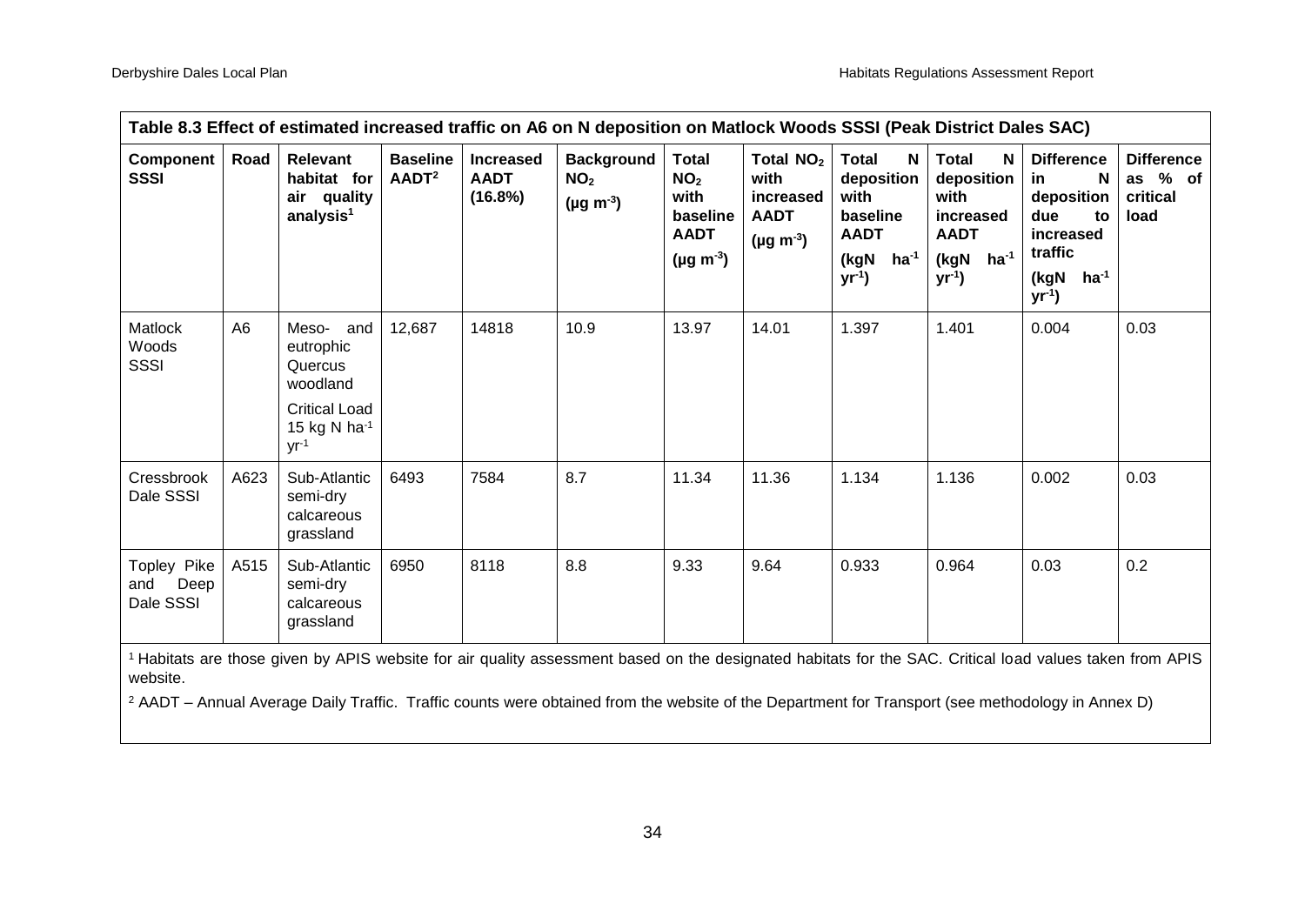**Table 8.3 Effect of estimated increased traffic on A6 on N deposition on Matlock Woods SSSI (Peak District Dales SAC)**

| Component SSSI | Road | Relevant habitat for air quality analysis[1] | Baseline AADT[2] | Increased AADT (16.8%) | Background $NO_2$ ($\mu g\ m^{-3}$) | Total $NO_2$ with baseline AADT ($\mu g\ m^{-3}$) | Total $NO_2$ with increased AADT ($\mu g\ m^{-3}$) | Total N deposition with baseline AADT (kgN $ha^{-1}$ $yr^{-1}$) | Total N deposition with increased AADT (kgN $ha^{-1}$ $yr^{-1}$) | Difference in N deposition due to increased traffic (kgN $ha^{-1}$ $yr^{-1}$) | Difference as % of critical load |
|---|---|---|---|---|---|---|---|---|---|---|---|
| Matlock Woods SSSI | A6 | Meso- and eutrophic Quercus woodland<br>Critical Load 15 kg N $ha^{-1}$ $yr^{-1}$ | 12,687 | 14818 | 10.9 | 13.97 | 14.01 | 1.397 | 1.401 | 0.004 | 0.03 |
| Cressbrook Dale SSSI | A623 | Sub-Atlantic semi-dry calcareous grassland | 6493 | 7584 | 8.7 | 11.34 | 11.36 | 1.134 | 1.136 | 0.002 | 0.03 |
| Topley Pike and Deep Dale SSSI | A515 | Sub-Atlantic semi-dry calcareous grassland | 6950 | 8118 | 8.8 | 9.33 | 9.64 | 0.933 | 0.964 | 0.03 | 0.2 |

[1] Habitats are those given by APIS website for air quality assessment based on the designated habitats for the SAC. Critical load values taken from APIS website.

[2] AADT – Annual Average Daily Traffic. Traffic counts were obtained from the website of the Department for Transport (see methodology in Annex D)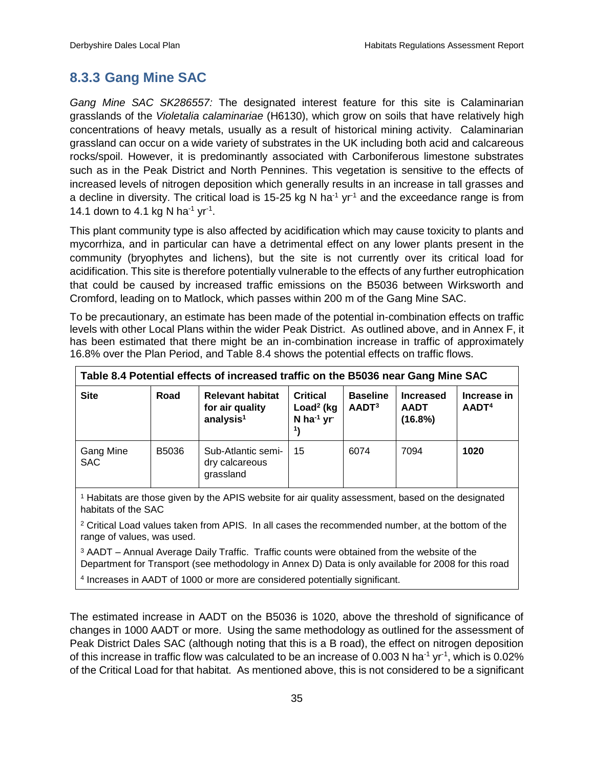## 8.3.3 Gang Mine SAC

*Gang Mine SAC SK286557:* The designated interest feature for this site is Calaminarian grasslands of the *Violetalia calaminariae* (H6130), which grow on soils that have relatively high concentrations of heavy metals, usually as a result of historical mining activity. Calaminarian grassland can occur on a wide variety of substrates in the UK including both acid and calcareous rocks/spoil. However, it is predominantly associated with Carboniferous limestone substrates such as in the Peak District and North Pennines. This vegetation is sensitive to the effects of increased levels of nitrogen deposition which generally results in an increase in tall grasses and a decline in diversity. The critical load is 15-25 kg N $ha^{-1}$ $yr^{-1}$ and the exceedance range is from 14.1 down to 4.1 kg N $ha^{-1}$ $yr^{-1}$.

This plant community type is also affected by acidification which may cause toxicity to plants and mycorrhiza, and in particular can have a detrimental effect on any lower plants present in the community (bryophytes and lichens), but the site is not currently over its critical load for acidification. This site is therefore potentially vulnerable to the effects of any further eutrophication that could be caused by increased traffic emissions on the B5036 between Wirksworth and Cromford, leading on to Matlock, which passes within 200 m of the Gang Mine SAC.

To be precautionary, an estimate has been made of the potential in-combination effects on traffic levels with other Local Plans within the wider Peak District. As outlined above, and in Annex F, it has been estimated that there might be an in-combination increase in traffic of approximately 16.8% over the Plan Period, and Table 8.4 shows the potential effects on traffic flows.

**Table 8.4 Potential effects of increased traffic on the B5036 near Gang Mine SAC**

| Site | Road | Relevant habitat for air quality analysis[1] | Critical Load[2] (kg N $ha^{-1}$ $yr^{-1}$) | Baseline AADT[3] | Increased AADT (16.8%) | Increase in AADT[4] |
|---|---|---|---|---|---|---|
| Gang Mine SAC | B5036 | Sub-Atlantic semi-dry calcareous grassland | 15 | 6074 | 7094 | **1020** |

[1] Habitats are those given by the APIS website for air quality assessment, based on the designated habitats of the SAC

[2] Critical Load values taken from APIS. In all cases the recommended number, at the bottom of the range of values, was used.

[3] AADT – Annual Average Daily Traffic. Traffic counts were obtained from the website of the Department for Transport (see methodology in Annex D) Data is only available for 2008 for this road

[4] Increases in AADT of 1000 or more are considered potentially significant.

The estimated increase in AADT on the B5036 is 1020, above the threshold of significance of changes in 1000 AADT or more. Using the same methodology as outlined for the assessment of Peak District Dales SAC (although noting that this is a B road), the effect on nitrogen deposition of this increase in traffic flow was calculated to be an increase of 0.003 N $ha^{-1}$ $yr^{-1}$, which is 0.02% of the Critical Load for that habitat. As mentioned above, this is not considered to be a significant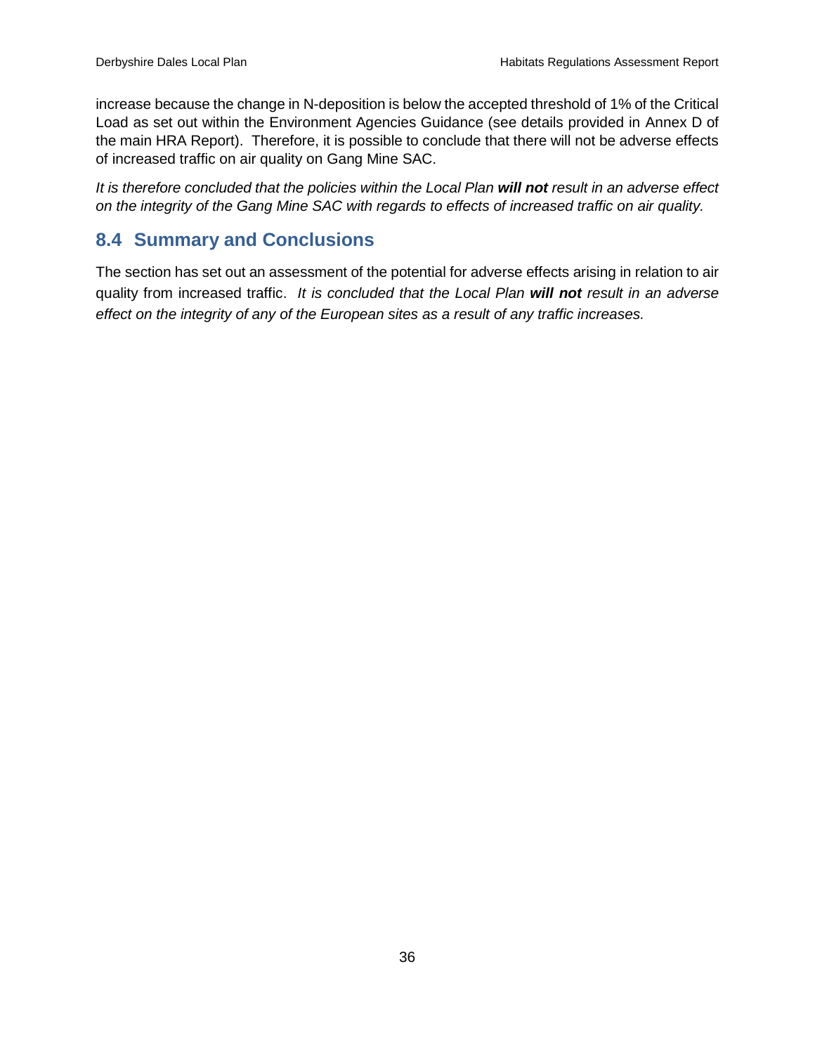increase because the change in N-deposition is below the accepted threshold of 1% of the Critical Load as set out within the Environment Agencies Guidance (see details provided in Annex D of the main HRA Report). Therefore, it is possible to conclude that there will not be adverse effects of increased traffic on air quality on Gang Mine SAC.

*It is therefore concluded that the policies within the Local Plan **will not** result in an adverse effect on the integrity of the Gang Mine SAC with regards to effects of increased traffic on air quality.*

## 8.4 Summary and Conclusions

The section has set out an assessment of the potential for adverse effects arising in relation to air quality from increased traffic. *It is concluded that the Local Plan **will not** result in an adverse effect on the integrity of any of the European sites as a result of any traffic increases.*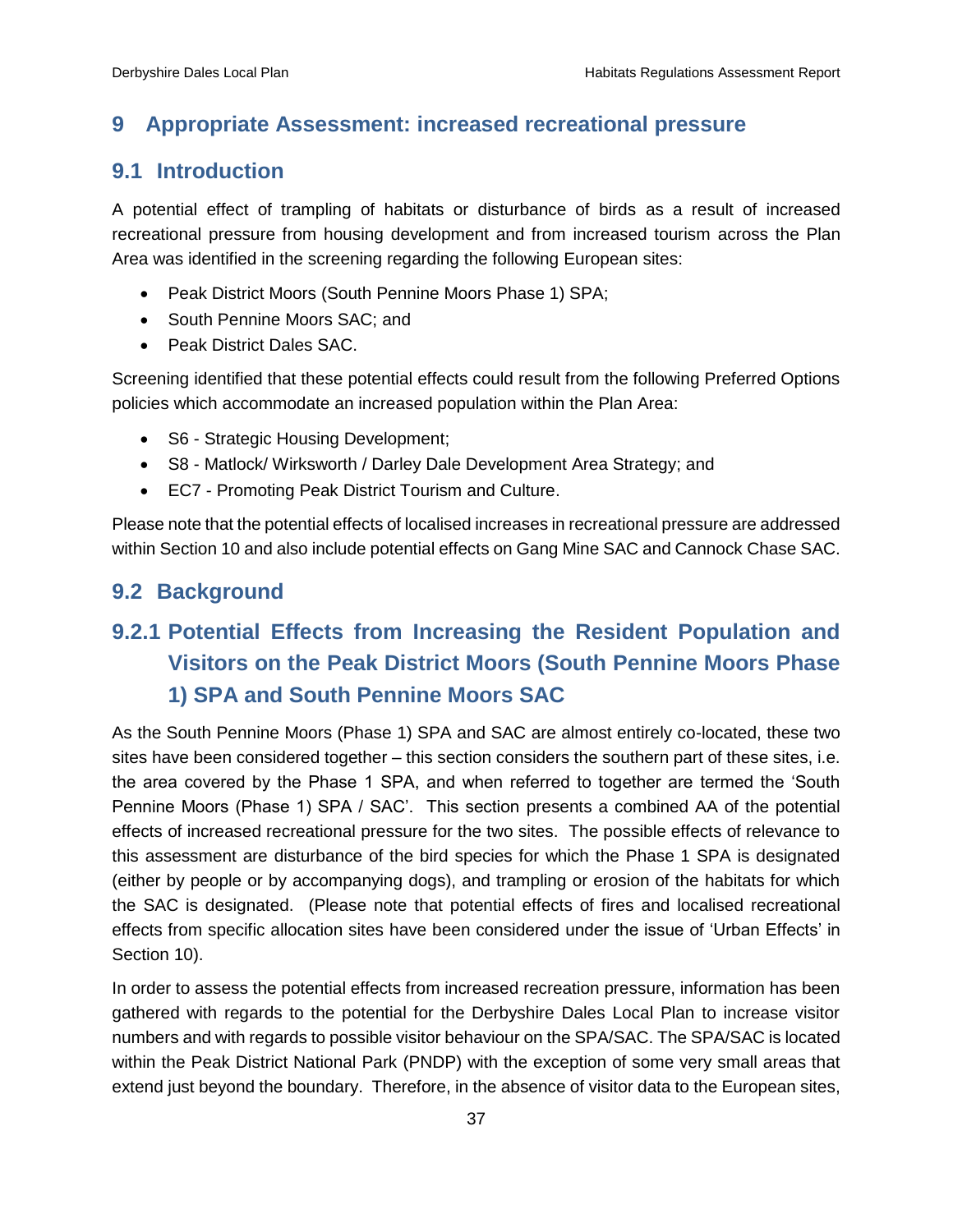# 9 Appropriate Assessment: increased recreational pressure

## 9.1 Introduction

A potential effect of trampling of habitats or disturbance of birds as a result of increased recreational pressure from housing development and from increased tourism across the Plan Area was identified in the screening regarding the following European sites:

- Peak District Moors (South Pennine Moors Phase 1) SPA;
- South Pennine Moors SAC; and
- Peak District Dales SAC.

Screening identified that these potential effects could result from the following Preferred Options policies which accommodate an increased population within the Plan Area:

- S6 - Strategic Housing Development;
- S8 - Matlock/ Wirksworth / Darley Dale Development Area Strategy; and
- EC7 - Promoting Peak District Tourism and Culture.

Please note that the potential effects of localised increases in recreational pressure are addressed within Section 10 and also include potential effects on Gang Mine SAC and Cannock Chase SAC.

## 9.2 Background

### 9.2.1 Potential Effects from Increasing the Resident Population and Visitors on the Peak District Moors (South Pennine Moors Phase 1) SPA and South Pennine Moors SAC

As the South Pennine Moors (Phase 1) SPA and SAC are almost entirely co-located, these two sites have been considered together – this section considers the southern part of these sites, i.e. the area covered by the Phase 1 SPA, and when referred to together are termed the 'South Pennine Moors (Phase 1) SPA / SAC'. This section presents a combined AA of the potential effects of increased recreational pressure for the two sites. The possible effects of relevance to this assessment are disturbance of the bird species for which the Phase 1 SPA is designated (either by people or by accompanying dogs), and trampling or erosion of the habitats for which the SAC is designated. (Please note that potential effects of fires and localised recreational effects from specific allocation sites have been considered under the issue of 'Urban Effects' in Section 10).

In order to assess the potential effects from increased recreation pressure, information has been gathered with regards to the potential for the Derbyshire Dales Local Plan to increase visitor numbers and with regards to possible visitor behaviour on the SPA/SAC. The SPA/SAC is located within the Peak District National Park (PNDP) with the exception of some very small areas that extend just beyond the boundary. Therefore, in the absence of visitor data to the European sites,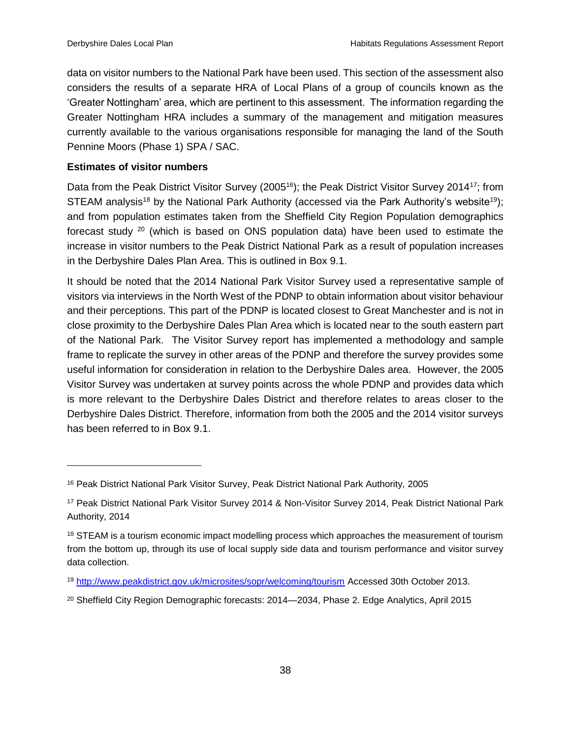data on visitor numbers to the National Park have been used. This section of the assessment also considers the results of a separate HRA of Local Plans of a group of councils known as the 'Greater Nottingham' area, which are pertinent to this assessment. The information regarding the Greater Nottingham HRA includes a summary of the management and mitigation measures currently available to the various organisations responsible for managing the land of the South Pennine Moors (Phase 1) SPA / SAC.

**Estimates of visitor numbers**

Data from the Peak District Visitor Survey (2005[16]); the Peak District Visitor Survey 2014[17]; from STEAM analysis[18] by the National Park Authority (accessed via the Park Authority's website[19]); and from population estimates taken from the Sheffield City Region Population demographics forecast study [20] (which is based on ONS population data) have been used to estimate the increase in visitor numbers to the Peak District National Park as a result of population increases in the Derbyshire Dales Plan Area. This is outlined in Box 9.1.

It should be noted that the 2014 National Park Visitor Survey used a representative sample of visitors via interviews in the North West of the PDNP to obtain information about visitor behaviour and their perceptions. This part of the PDNP is located closest to Great Manchester and is not in close proximity to the Derbyshire Dales Plan Area which is located near to the south eastern part of the National Park. The Visitor Survey report has implemented a methodology and sample frame to replicate the survey in other areas of the PDNP and therefore the survey provides some useful information for consideration in relation to the Derbyshire Dales area. However, the 2005 Visitor Survey was undertaken at survey points across the whole PDNP and provides data which is more relevant to the Derbyshire Dales District and therefore relates to areas closer to the Derbyshire Dales District. Therefore, information from both the 2005 and the 2014 visitor surveys has been referred to in Box 9.1.

---

[16] Peak District National Park Visitor Survey, Peak District National Park Authority, 2005

[17] Peak District National Park Visitor Survey 2014 & Non-Visitor Survey 2014, Peak District National Park Authority, 2014

[18] STEAM is a tourism economic impact modelling process which approaches the measurement of tourism from the bottom up, through its use of local supply side data and tourism performance and visitor survey data collection.

[19] http://www.peakdistrict.gov.uk/microsites/sopr/welcoming/tourism Accessed 30th October 2013.

[20] Sheffield City Region Demographic forecasts: 2014—2034, Phase 2. Edge Analytics, April 2015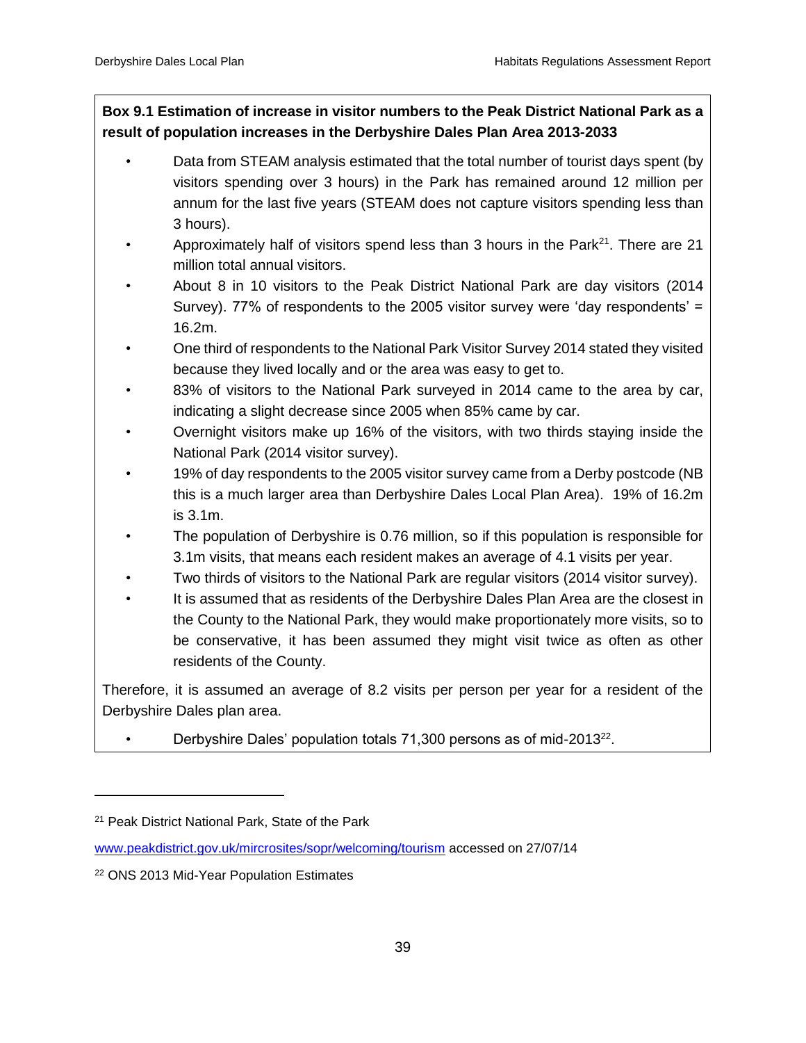**Box 9.1 Estimation of increase in visitor numbers to the Peak District National Park as a result of population increases in the Derbyshire Dales Plan Area 2013-2033**

- Data from STEAM analysis estimated that the total number of tourist days spent (by visitors spending over 3 hours) in the Park has remained around 12 million per annum for the last five years (STEAM does not capture visitors spending less than 3 hours).
- Approximately half of visitors spend less than 3 hours in the Park[21]. There are 21 million total annual visitors.
- About 8 in 10 visitors to the Peak District National Park are day visitors (2014 Survey). 77% of respondents to the 2005 visitor survey were 'day respondents' = 16.2m.
- One third of respondents to the National Park Visitor Survey 2014 stated they visited because they lived locally and or the area was easy to get to.
- 83% of visitors to the National Park surveyed in 2014 came to the area by car, indicating a slight decrease since 2005 when 85% came by car.
- Overnight visitors make up 16% of the visitors, with two thirds staying inside the National Park (2014 visitor survey).
- 19% of day respondents to the 2005 visitor survey came from a Derby postcode (NB this is a much larger area than Derbyshire Dales Local Plan Area). 19% of 16.2m is 3.1m.
- The population of Derbyshire is 0.76 million, so if this population is responsible for 3.1m visits, that means each resident makes an average of 4.1 visits per year.
- Two thirds of visitors to the National Park are regular visitors (2014 visitor survey).
- It is assumed that as residents of the Derbyshire Dales Plan Area are the closest in the County to the National Park, they would make proportionately more visits, so to be conservative, it has been assumed they might visit twice as often as other residents of the County.

Therefore, it is assumed an average of 8.2 visits per person per year for a resident of the Derbyshire Dales plan area.

- Derbyshire Dales' population totals 71,300 persons as of mid-2013[22].

---

[21] Peak District National Park, State of the Park

www.peakdistrict.gov.uk/mircrosites/sopr/welcoming/tourism accessed on 27/07/14

[22] ONS 2013 Mid-Year Population Estimates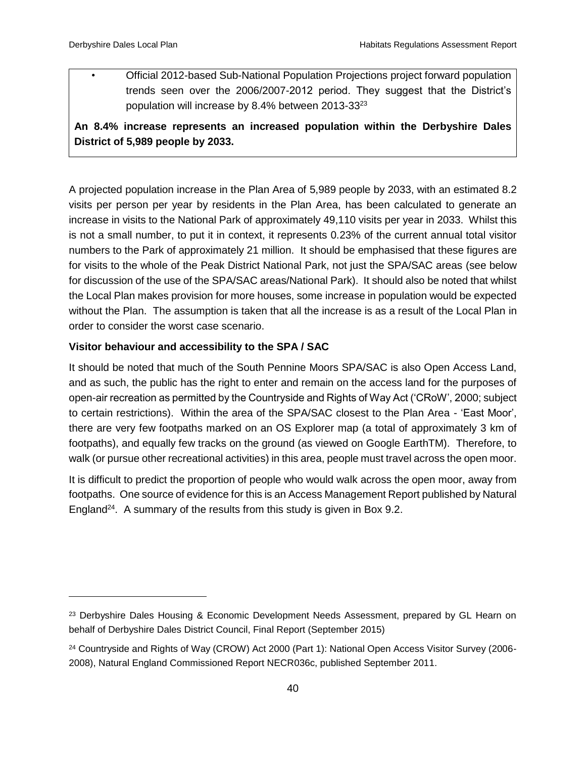- Official 2012-based Sub-National Population Projections project forward population trends seen over the 2006/2007-2012 period. They suggest that the District's population will increase by 8.4% between 2013-33[23]

**An 8.4% increase represents an increased population within the Derbyshire Dales District of 5,989 people by 2033.**

A projected population increase in the Plan Area of 5,989 people by 2033, with an estimated 8.2 visits per person per year by residents in the Plan Area, has been calculated to generate an increase in visits to the National Park of approximately 49,110 visits per year in 2033. Whilst this is not a small number, to put it in context, it represents 0.23% of the current annual total visitor numbers to the Park of approximately 21 million. It should be emphasised that these figures are for visits to the whole of the Peak District National Park, not just the SPA/SAC areas (see below for discussion of the use of the SPA/SAC areas/National Park). It should also be noted that whilst the Local Plan makes provision for more houses, some increase in population would be expected without the Plan. The assumption is taken that all the increase is as a result of the Local Plan in order to consider the worst case scenario.

**Visitor behaviour and accessibility to the SPA / SAC**

It should be noted that much of the South Pennine Moors SPA/SAC is also Open Access Land, and as such, the public has the right to enter and remain on the access land for the purposes of open-air recreation as permitted by the Countryside and Rights of Way Act ('CRoW', 2000; subject to certain restrictions). Within the area of the SPA/SAC closest to the Plan Area - 'East Moor', there are very few footpaths marked on an OS Explorer map (a total of approximately 3 km of footpaths), and equally few tracks on the ground (as viewed on Google EarthTM). Therefore, to walk (or pursue other recreational activities) in this area, people must travel across the open moor.

It is difficult to predict the proportion of people who would walk across the open moor, away from footpaths. One source of evidence for this is an Access Management Report published by Natural England[24]. A summary of the results from this study is given in Box 9.2.

---

[23] Derbyshire Dales Housing & Economic Development Needs Assessment, prepared by GL Hearn on behalf of Derbyshire Dales District Council, Final Report (September 2015)

[24] Countryside and Rights of Way (CROW) Act 2000 (Part 1): National Open Access Visitor Survey (2006-2008), Natural England Commissioned Report NECR036c, published September 2011.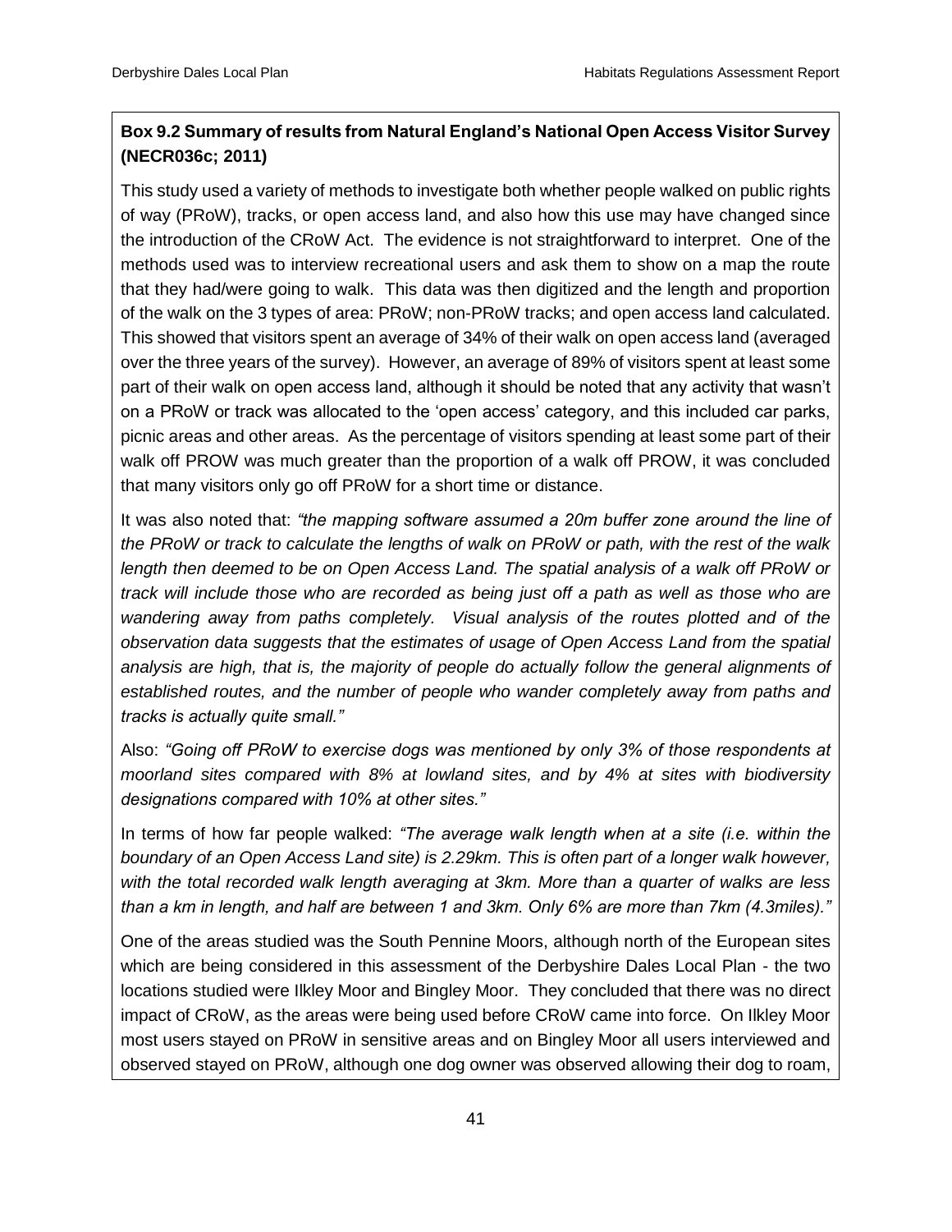**Box 9.2 Summary of results from Natural England's National Open Access Visitor Survey (NECR036c; 2011)**

This study used a variety of methods to investigate both whether people walked on public rights of way (PRoW), tracks, or open access land, and also how this use may have changed since the introduction of the CRoW Act. The evidence is not straightforward to interpret. One of the methods used was to interview recreational users and ask them to show on a map the route that they had/were going to walk. This data was then digitized and the length and proportion of the walk on the 3 types of area: PRoW; non-PRoW tracks; and open access land calculated. This showed that visitors spent an average of 34% of their walk on open access land (averaged over the three years of the survey). However, an average of 89% of visitors spent at least some part of their walk on open access land, although it should be noted that any activity that wasn't on a PRoW or track was allocated to the 'open access' category, and this included car parks, picnic areas and other areas. As the percentage of visitors spending at least some part of their walk off PROW was much greater than the proportion of a walk off PROW, it was concluded that many visitors only go off PRoW for a short time or distance.

It was also noted that: *"the mapping software assumed a 20m buffer zone around the line of the PRoW or track to calculate the lengths of walk on PRoW or path, with the rest of the walk length then deemed to be on Open Access Land. The spatial analysis of a walk off PRoW or track will include those who are recorded as being just off a path as well as those who are wandering away from paths completely. Visual analysis of the routes plotted and of the observation data suggests that the estimates of usage of Open Access Land from the spatial analysis are high, that is, the majority of people do actually follow the general alignments of established routes, and the number of people who wander completely away from paths and tracks is actually quite small."*

Also: *"Going off PRoW to exercise dogs was mentioned by only 3% of those respondents at moorland sites compared with 8% at lowland sites, and by 4% at sites with biodiversity designations compared with 10% at other sites."*

In terms of how far people walked: *"The average walk length when at a site (i.e. within the boundary of an Open Access Land site) is 2.29km. This is often part of a longer walk however, with the total recorded walk length averaging at 3km. More than a quarter of walks are less than a km in length, and half are between 1 and 3km. Only 6% are more than 7km (4.3miles)."*

One of the areas studied was the South Pennine Moors, although north of the European sites which are being considered in this assessment of the Derbyshire Dales Local Plan - the two locations studied were Ilkley Moor and Bingley Moor. They concluded that there was no direct impact of CRoW, as the areas were being used before CRoW came into force. On Ilkley Moor most users stayed on PRoW in sensitive areas and on Bingley Moor all users interviewed and observed stayed on PRoW, although one dog owner was observed allowing their dog to roam,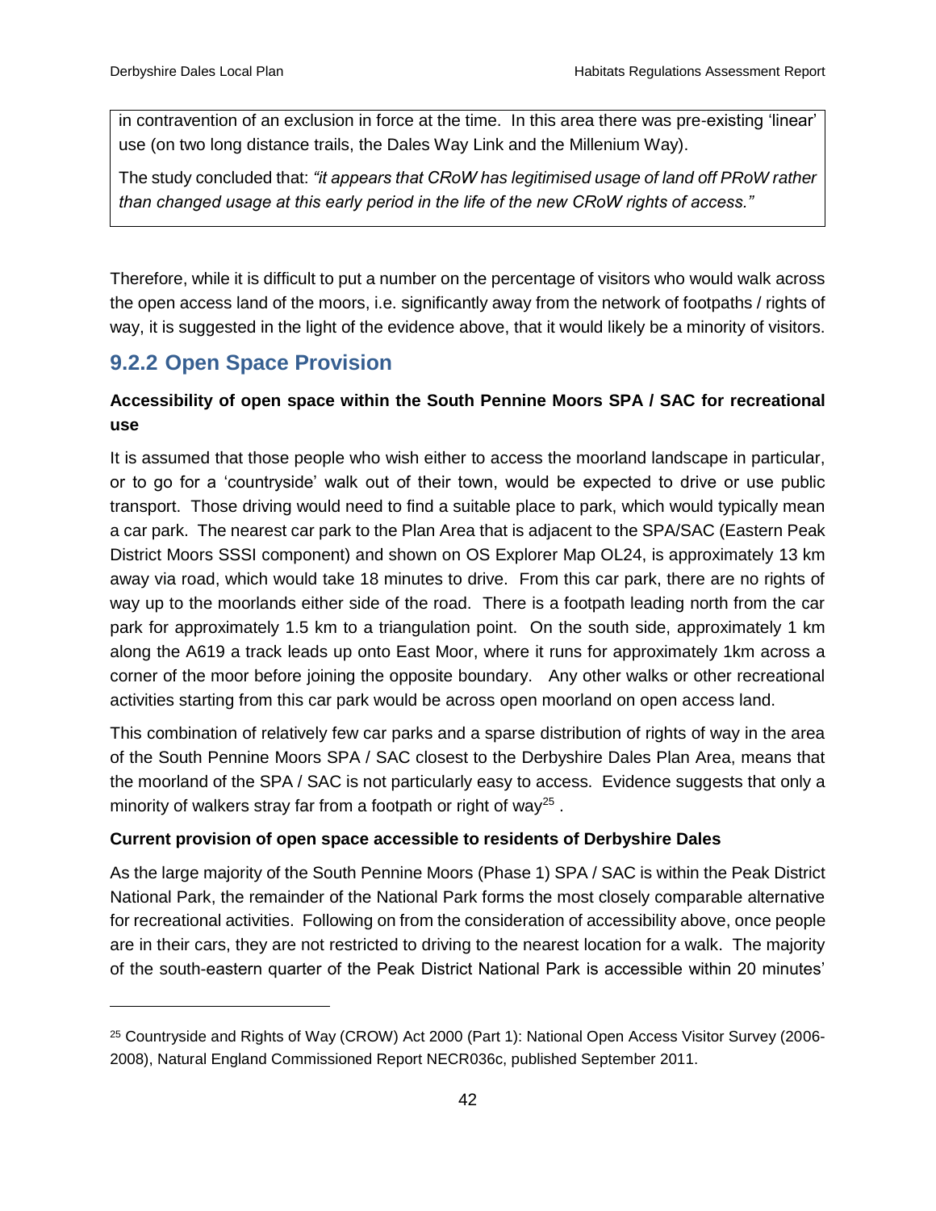in contravention of an exclusion in force at the time. In this area there was pre-existing 'linear' use (on two long distance trails, the Dales Way Link and the Millenium Way).

The study concluded that: *"it appears that CRoW has legitimised usage of land off PRoW rather than changed usage at this early period in the life of the new CRoW rights of access."*

Therefore, while it is difficult to put a number on the percentage of visitors who would walk across the open access land of the moors, i.e. significantly away from the network of footpaths / rights of way, it is suggested in the light of the evidence above, that it would likely be a minority of visitors.

### 9.2.2 Open Space Provision

**Accessibility of open space within the South Pennine Moors SPA / SAC for recreational use**

It is assumed that those people who wish either to access the moorland landscape in particular, or to go for a 'countryside' walk out of their town, would be expected to drive or use public transport. Those driving would need to find a suitable place to park, which would typically mean a car park. The nearest car park to the Plan Area that is adjacent to the SPA/SAC (Eastern Peak District Moors SSSI component) and shown on OS Explorer Map OL24, is approximately 13 km away via road, which would take 18 minutes to drive. From this car park, there are no rights of way up to the moorlands either side of the road. There is a footpath leading north from the car park for approximately 1.5 km to a triangulation point. On the south side, approximately 1 km along the A619 a track leads up onto East Moor, where it runs for approximately 1km across a corner of the moor before joining the opposite boundary. Any other walks or other recreational activities starting from this car park would be across open moorland on open access land.

This combination of relatively few car parks and a sparse distribution of rights of way in the area of the South Pennine Moors SPA / SAC closest to the Derbyshire Dales Plan Area, means that the moorland of the SPA / SAC is not particularly easy to access. Evidence suggests that only a minority of walkers stray far from a footpath or right of way[25] .

**Current provision of open space accessible to residents of Derbyshire Dales**

As the large majority of the South Pennine Moors (Phase 1) SPA / SAC is within the Peak District National Park, the remainder of the National Park forms the most closely comparable alternative for recreational activities. Following on from the consideration of accessibility above, once people are in their cars, they are not restricted to driving to the nearest location for a walk. The majority of the south-eastern quarter of the Peak District National Park is accessible within 20 minutes'

[25] Countryside and Rights of Way (CROW) Act 2000 (Part 1): National Open Access Visitor Survey (2006-2008), Natural England Commissioned Report NECR036c, published September 2011.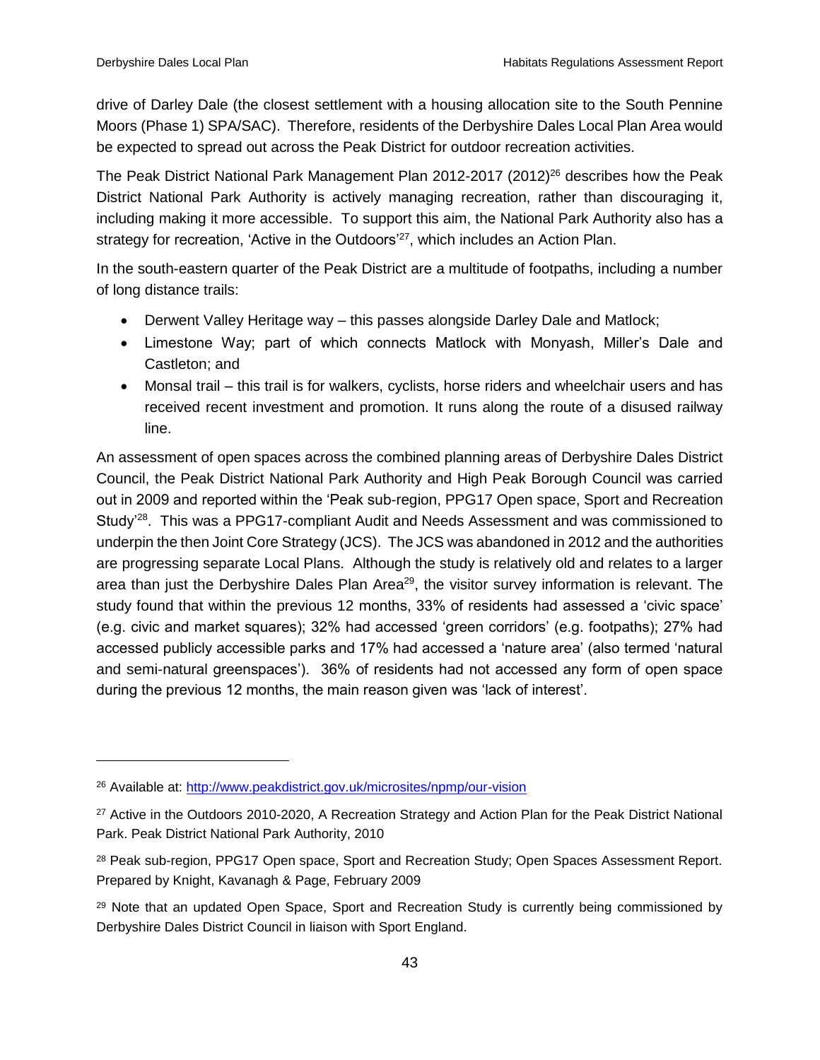drive of Darley Dale (the closest settlement with a housing allocation site to the South Pennine Moors (Phase 1) SPA/SAC). Therefore, residents of the Derbyshire Dales Local Plan Area would be expected to spread out across the Peak District for outdoor recreation activities.

The Peak District National Park Management Plan 2012-2017 (2012)[26] describes how the Peak District National Park Authority is actively managing recreation, rather than discouraging it, including making it more accessible. To support this aim, the National Park Authority also has a strategy for recreation, 'Active in the Outdoors'[27], which includes an Action Plan.

In the south-eastern quarter of the Peak District are a multitude of footpaths, including a number of long distance trails:

- Derwent Valley Heritage way – this passes alongside Darley Dale and Matlock;
- Limestone Way; part of which connects Matlock with Monyash, Miller's Dale and Castleton; and
- Monsal trail – this trail is for walkers, cyclists, horse riders and wheelchair users and has received recent investment and promotion. It runs along the route of a disused railway line.

An assessment of open spaces across the combined planning areas of Derbyshire Dales District Council, the Peak District National Park Authority and High Peak Borough Council was carried out in 2009 and reported within the 'Peak sub-region, PPG17 Open space, Sport and Recreation Study'[28]. This was a PPG17-compliant Audit and Needs Assessment and was commissioned to underpin the then Joint Core Strategy (JCS). The JCS was abandoned in 2012 and the authorities are progressing separate Local Plans. Although the study is relatively old and relates to a larger area than just the Derbyshire Dales Plan Area[29], the visitor survey information is relevant. The study found that within the previous 12 months, 33% of residents had assessed a 'civic space' (e.g. civic and market squares); 32% had accessed 'green corridors' (e.g. footpaths); 27% had accessed publicly accessible parks and 17% had accessed a 'nature area' (also termed 'natural and semi-natural greenspaces'). 36% of residents had not accessed any form of open space during the previous 12 months, the main reason given was 'lack of interest'.

---

[26] Available at: http://www.peakdistrict.gov.uk/microsites/npmp/our-vision

[27] Active in the Outdoors 2010-2020, A Recreation Strategy and Action Plan for the Peak District National Park. Peak District National Park Authority, 2010

[28] Peak sub-region, PPG17 Open space, Sport and Recreation Study; Open Spaces Assessment Report. Prepared by Knight, Kavanagh & Page, February 2009

[29] Note that an updated Open Space, Sport and Recreation Study is currently being commissioned by Derbyshire Dales District Council in liaison with Sport England.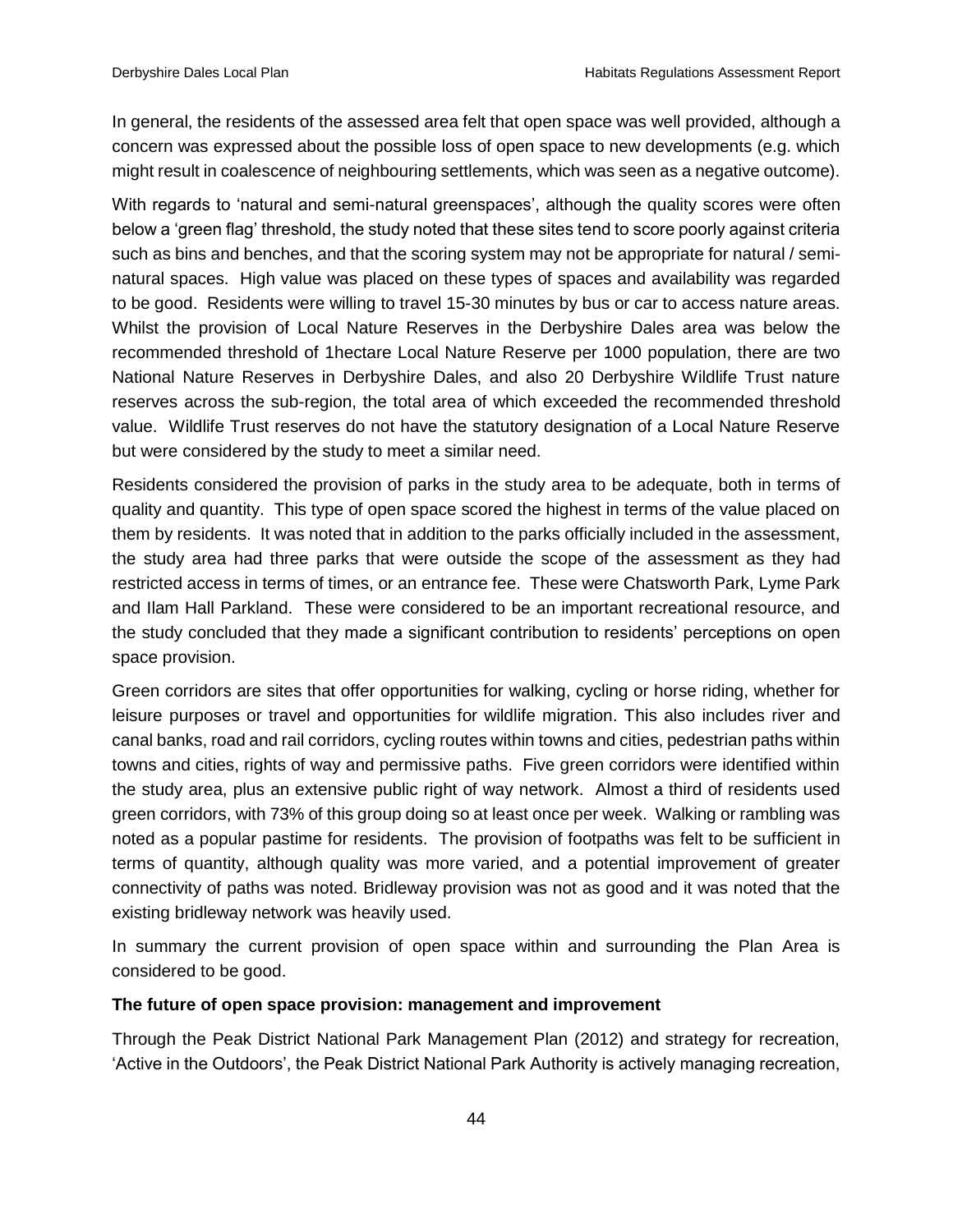In general, the residents of the assessed area felt that open space was well provided, although a concern was expressed about the possible loss of open space to new developments (e.g. which might result in coalescence of neighbouring settlements, which was seen as a negative outcome).

With regards to 'natural and semi-natural greenspaces', although the quality scores were often below a 'green flag' threshold, the study noted that these sites tend to score poorly against criteria such as bins and benches, and that the scoring system may not be appropriate for natural / semi-natural spaces. High value was placed on these types of spaces and availability was regarded to be good. Residents were willing to travel 15-30 minutes by bus or car to access nature areas. Whilst the provision of Local Nature Reserves in the Derbyshire Dales area was below the recommended threshold of 1hectare Local Nature Reserve per 1000 population, there are two National Nature Reserves in Derbyshire Dales, and also 20 Derbyshire Wildlife Trust nature reserves across the sub-region, the total area of which exceeded the recommended threshold value. Wildlife Trust reserves do not have the statutory designation of a Local Nature Reserve but were considered by the study to meet a similar need.

Residents considered the provision of parks in the study area to be adequate, both in terms of quality and quantity. This type of open space scored the highest in terms of the value placed on them by residents. It was noted that in addition to the parks officially included in the assessment, the study area had three parks that were outside the scope of the assessment as they had restricted access in terms of times, or an entrance fee. These were Chatsworth Park, Lyme Park and Ilam Hall Parkland. These were considered to be an important recreational resource, and the study concluded that they made a significant contribution to residents' perceptions on open space provision.

Green corridors are sites that offer opportunities for walking, cycling or horse riding, whether for leisure purposes or travel and opportunities for wildlife migration. This also includes river and canal banks, road and rail corridors, cycling routes within towns and cities, pedestrian paths within towns and cities, rights of way and permissive paths. Five green corridors were identified within the study area, plus an extensive public right of way network. Almost a third of residents used green corridors, with 73% of this group doing so at least once per week. Walking or rambling was noted as a popular pastime for residents. The provision of footpaths was felt to be sufficient in terms of quantity, although quality was more varied, and a potential improvement of greater connectivity of paths was noted. Bridleway provision was not as good and it was noted that the existing bridleway network was heavily used.

In summary the current provision of open space within and surrounding the Plan Area is considered to be good.

**The future of open space provision: management and improvement**

Through the Peak District National Park Management Plan (2012) and strategy for recreation, 'Active in the Outdoors', the Peak District National Park Authority is actively managing recreation,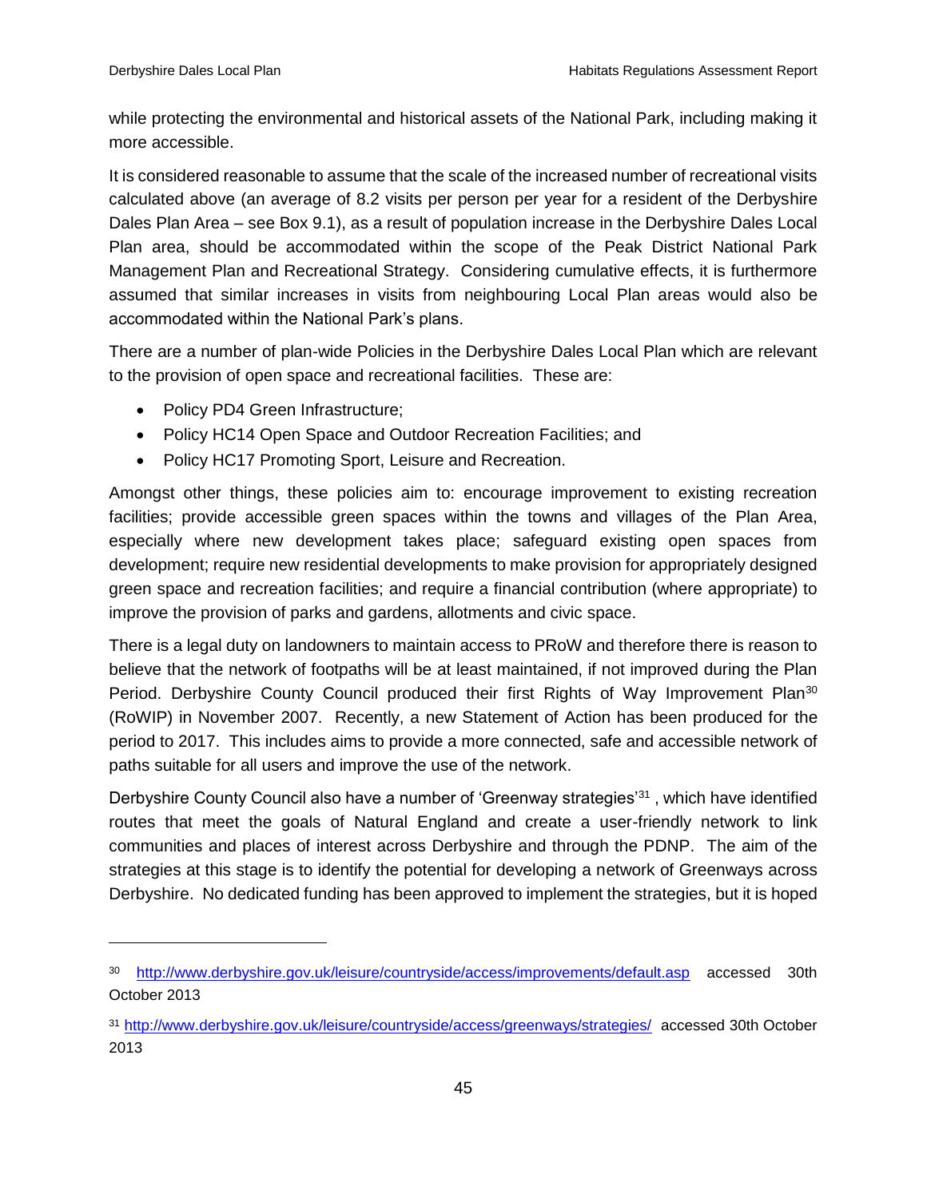while protecting the environmental and historical assets of the National Park, including making it more accessible.

It is considered reasonable to assume that the scale of the increased number of recreational visits calculated above (an average of 8.2 visits per person per year for a resident of the Derbyshire Dales Plan Area – see Box 9.1), as a result of population increase in the Derbyshire Dales Local Plan area, should be accommodated within the scope of the Peak District National Park Management Plan and Recreational Strategy. Considering cumulative effects, it is furthermore assumed that similar increases in visits from neighbouring Local Plan areas would also be accommodated within the National Park's plans.

There are a number of plan-wide Policies in the Derbyshire Dales Local Plan which are relevant to the provision of open space and recreational facilities. These are:

- Policy PD4 Green Infrastructure;
- Policy HC14 Open Space and Outdoor Recreation Facilities; and
- Policy HC17 Promoting Sport, Leisure and Recreation.

Amongst other things, these policies aim to: encourage improvement to existing recreation facilities; provide accessible green spaces within the towns and villages of the Plan Area, especially where new development takes place; safeguard existing open spaces from development; require new residential developments to make provision for appropriately designed green space and recreation facilities; and require a financial contribution (where appropriate) to improve the provision of parks and gardens, allotments and civic space.

There is a legal duty on landowners to maintain access to PRoW and therefore there is reason to believe that the network of footpaths will be at least maintained, if not improved during the Plan Period. Derbyshire County Council produced their first Rights of Way Improvement Plan[30] (RoWIP) in November 2007. Recently, a new Statement of Action has been produced for the period to 2017. This includes aims to provide a more connected, safe and accessible network of paths suitable for all users and improve the use of the network.

Derbyshire County Council also have a number of 'Greenway strategies'[31] , which have identified routes that meet the goals of Natural England and create a user-friendly network to link communities and places of interest across Derbyshire and through the PDNP. The aim of the strategies at this stage is to identify the potential for developing a network of Greenways across Derbyshire. No dedicated funding has been approved to implement the strategies, but it is hoped

---

[30] http://www.derbyshire.gov.uk/leisure/countryside/access/improvements/default.asp accessed 30th October 2013

[31] http://www.derbyshire.gov.uk/leisure/countryside/access/greenways/strategies/ accessed 30th October 2013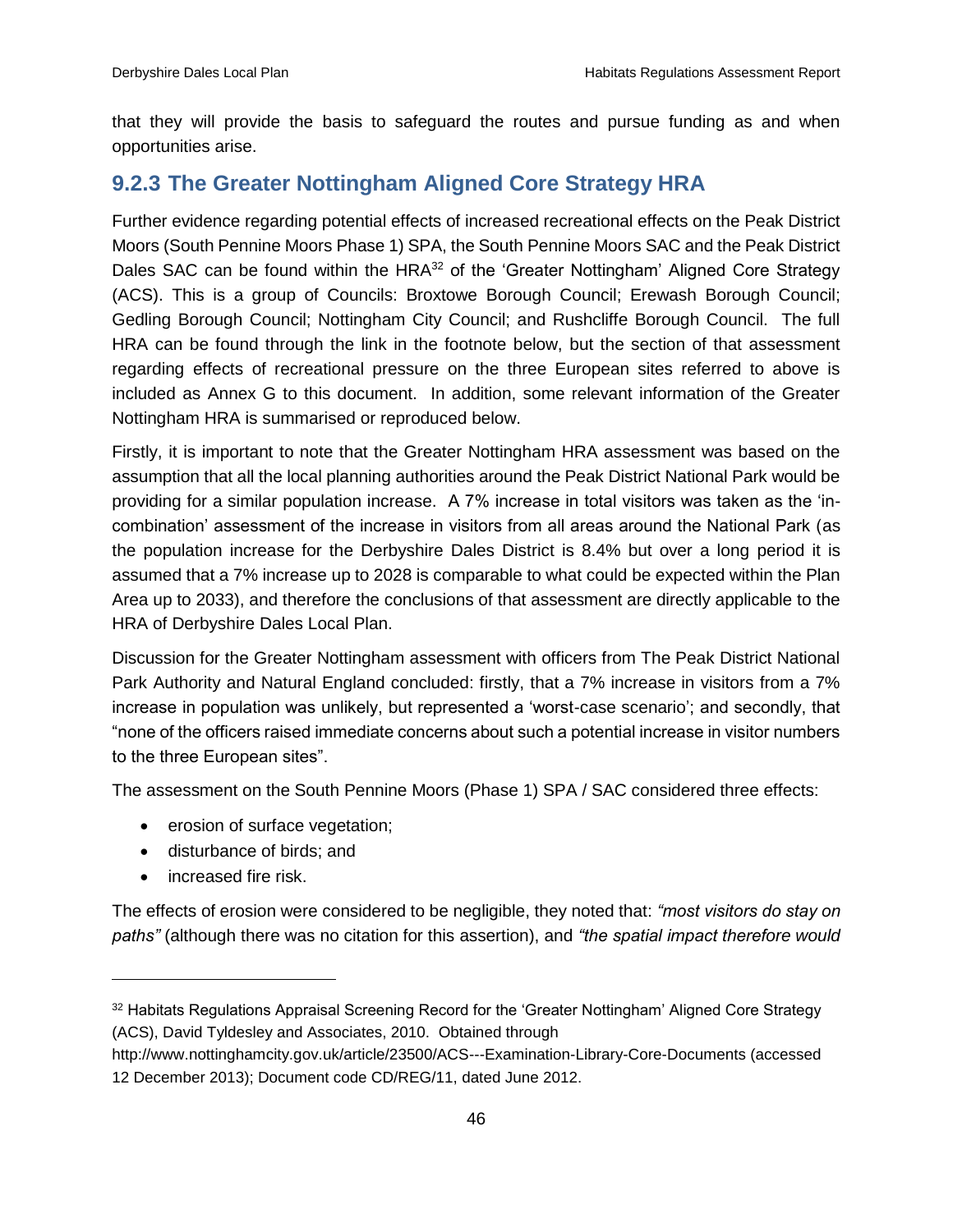that they will provide the basis to safeguard the routes and pursue funding as and when opportunities arise.

### 9.2.3 The Greater Nottingham Aligned Core Strategy HRA

Further evidence regarding potential effects of increased recreational effects on the Peak District Moors (South Pennine Moors Phase 1) SPA, the South Pennine Moors SAC and the Peak District Dales SAC can be found within the HRA[32] of the 'Greater Nottingham' Aligned Core Strategy (ACS). This is a group of Councils: Broxtowe Borough Council; Erewash Borough Council; Gedling Borough Council; Nottingham City Council; and Rushcliffe Borough Council. The full HRA can be found through the link in the footnote below, but the section of that assessment regarding effects of recreational pressure on the three European sites referred to above is included as Annex G to this document. In addition, some relevant information of the Greater Nottingham HRA is summarised or reproduced below.

Firstly, it is important to note that the Greater Nottingham HRA assessment was based on the assumption that all the local planning authorities around the Peak District National Park would be providing for a similar population increase. A 7% increase in total visitors was taken as the 'in-combination' assessment of the increase in visitors from all areas around the National Park (as the population increase for the Derbyshire Dales District is 8.4% but over a long period it is assumed that a 7% increase up to 2028 is comparable to what could be expected within the Plan Area up to 2033), and therefore the conclusions of that assessment are directly applicable to the HRA of Derbyshire Dales Local Plan.

Discussion for the Greater Nottingham assessment with officers from The Peak District National Park Authority and Natural England concluded: firstly, that a 7% increase in visitors from a 7% increase in population was unlikely, but represented a 'worst-case scenario'; and secondly, that "none of the officers raised immediate concerns about such a potential increase in visitor numbers to the three European sites".

The assessment on the South Pennine Moors (Phase 1) SPA / SAC considered three effects:

- erosion of surface vegetation;
- disturbance of birds; and
- increased fire risk.

The effects of erosion were considered to be negligible, they noted that: *"most visitors do stay on paths"* (although there was no citation for this assertion), and *"the spatial impact therefore would*

---

[32] Habitats Regulations Appraisal Screening Record for the 'Greater Nottingham' Aligned Core Strategy (ACS), David Tyldesley and Associates, 2010. Obtained through http://www.nottinghamcity.gov.uk/article/23500/ACS---Examination-Library-Core-Documents (accessed 12 December 2013); Document code CD/REG/11, dated June 2012.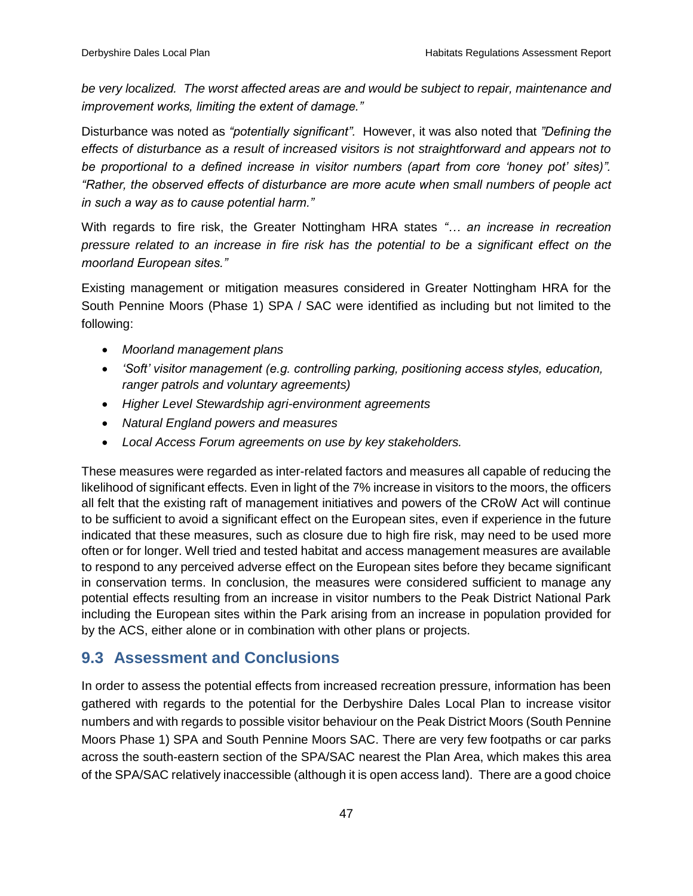*be very localized. The worst affected areas are and would be subject to repair, maintenance and improvement works, limiting the extent of damage."*

Disturbance was noted as *"potentially significant".* However, it was also noted that *"Defining the effects of disturbance as a result of increased visitors is not straightforward and appears not to be proportional to a defined increase in visitor numbers (apart from core 'honey pot' sites)". "Rather, the observed effects of disturbance are more acute when small numbers of people act in such a way as to cause potential harm."*

With regards to fire risk, the Greater Nottingham HRA states *"… an increase in recreation pressure related to an increase in fire risk has the potential to be a significant effect on the moorland European sites."*

Existing management or mitigation measures considered in Greater Nottingham HRA for the South Pennine Moors (Phase 1) SPA / SAC were identified as including but not limited to the following:

- *Moorland management plans*
- *'Soft' visitor management (e.g. controlling parking, positioning access styles, education, ranger patrols and voluntary agreements)*
- *Higher Level Stewardship agri-environment agreements*
- *Natural England powers and measures*
- *Local Access Forum agreements on use by key stakeholders.*

These measures were regarded as inter-related factors and measures all capable of reducing the likelihood of significant effects. Even in light of the 7% increase in visitors to the moors, the officers all felt that the existing raft of management initiatives and powers of the CRoW Act will continue to be sufficient to avoid a significant effect on the European sites, even if experience in the future indicated that these measures, such as closure due to high fire risk, may need to be used more often or for longer. Well tried and tested habitat and access management measures are available to respond to any perceived adverse effect on the European sites before they became significant in conservation terms. In conclusion, the measures were considered sufficient to manage any potential effects resulting from an increase in visitor numbers to the Peak District National Park including the European sites within the Park arising from an increase in population provided for by the ACS, either alone or in combination with other plans or projects.

## 9.3 Assessment and Conclusions

In order to assess the potential effects from increased recreation pressure, information has been gathered with regards to the potential for the Derbyshire Dales Local Plan to increase visitor numbers and with regards to possible visitor behaviour on the Peak District Moors (South Pennine Moors Phase 1) SPA and South Pennine Moors SAC. There are very few footpaths or car parks across the south-eastern section of the SPA/SAC nearest the Plan Area, which makes this area of the SPA/SAC relatively inaccessible (although it is open access land). There are a good choice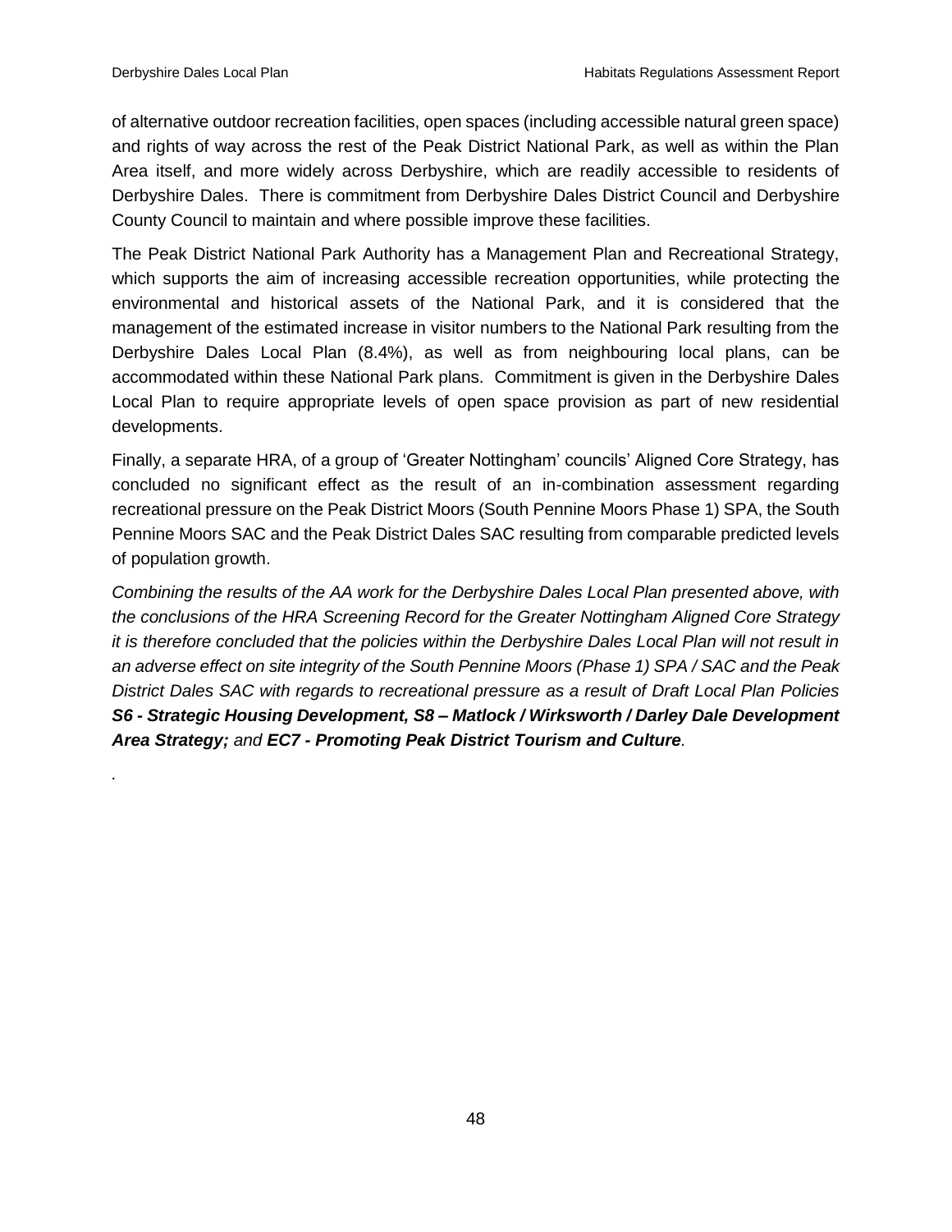of alternative outdoor recreation facilities, open spaces (including accessible natural green space) and rights of way across the rest of the Peak District National Park, as well as within the Plan Area itself, and more widely across Derbyshire, which are readily accessible to residents of Derbyshire Dales. There is commitment from Derbyshire Dales District Council and Derbyshire County Council to maintain and where possible improve these facilities.

The Peak District National Park Authority has a Management Plan and Recreational Strategy, which supports the aim of increasing accessible recreation opportunities, while protecting the environmental and historical assets of the National Park, and it is considered that the management of the estimated increase in visitor numbers to the National Park resulting from the Derbyshire Dales Local Plan (8.4%), as well as from neighbouring local plans, can be accommodated within these National Park plans. Commitment is given in the Derbyshire Dales Local Plan to require appropriate levels of open space provision as part of new residential developments.

Finally, a separate HRA, of a group of 'Greater Nottingham' councils' Aligned Core Strategy, has concluded no significant effect as the result of an in-combination assessment regarding recreational pressure on the Peak District Moors (South Pennine Moors Phase 1) SPA, the South Pennine Moors SAC and the Peak District Dales SAC resulting from comparable predicted levels of population growth.

*Combining the results of the AA work for the Derbyshire Dales Local Plan presented above, with the conclusions of the HRA Screening Record for the Greater Nottingham Aligned Core Strategy it is therefore concluded that the policies within the Derbyshire Dales Local Plan will not result in an adverse effect on site integrity of the South Pennine Moors (Phase 1) SPA / SAC and the Peak District Dales SAC with regards to recreational pressure as a result of Draft Local Plan Policies* ***S6 - Strategic Housing Development, S8 – Matlock / Wirksworth / Darley Dale Development Area Strategy;*** *and* ***EC7 - Promoting Peak District Tourism and Culture****.*

.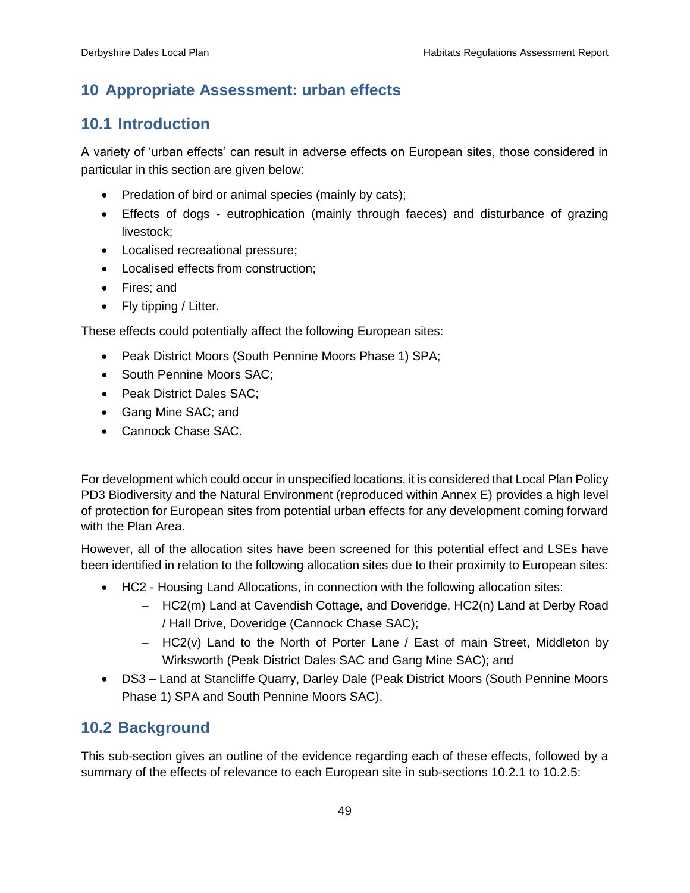# 10 Appropriate Assessment: urban effects

## 10.1 Introduction

A variety of 'urban effects' can result in adverse effects on European sites, those considered in particular in this section are given below:

- Predation of bird or animal species (mainly by cats);
- Effects of dogs - eutrophication (mainly through faeces) and disturbance of grazing livestock;
- Localised recreational pressure;
- Localised effects from construction;
- Fires; and
- Fly tipping / Litter.

These effects could potentially affect the following European sites:

- Peak District Moors (South Pennine Moors Phase 1) SPA;
- South Pennine Moors SAC;
- Peak District Dales SAC;
- Gang Mine SAC; and
- Cannock Chase SAC.

For development which could occur in unspecified locations, it is considered that Local Plan Policy PD3 Biodiversity and the Natural Environment (reproduced within Annex E) provides a high level of protection for European sites from potential urban effects for any development coming forward with the Plan Area.

However, all of the allocation sites have been screened for this potential effect and LSEs have been identified in relation to the following allocation sites due to their proximity to European sites:

- HC2 - Housing Land Allocations, in connection with the following allocation sites:
  - HC2(m) Land at Cavendish Cottage, and Doveridge, HC2(n) Land at Derby Road / Hall Drive, Doveridge (Cannock Chase SAC);
  - HC2(v) Land to the North of Porter Lane / East of main Street, Middleton by Wirksworth (Peak District Dales SAC and Gang Mine SAC); and
- DS3 – Land at Stancliffe Quarry, Darley Dale (Peak District Moors (South Pennine Moors Phase 1) SPA and South Pennine Moors SAC).

## 10.2 Background

This sub-section gives an outline of the evidence regarding each of these effects, followed by a summary of the effects of relevance to each European site in sub-sections 10.2.1 to 10.2.5: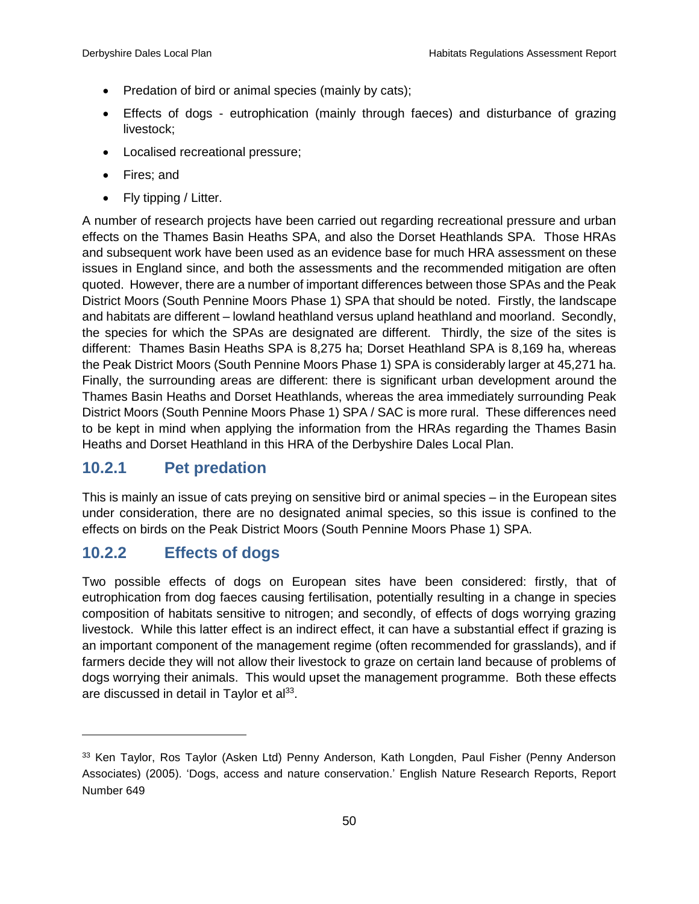- Predation of bird or animal species (mainly by cats);
- Effects of dogs - eutrophication (mainly through faeces) and disturbance of grazing livestock;
- Localised recreational pressure;
- Fires; and
- Fly tipping / Litter.

A number of research projects have been carried out regarding recreational pressure and urban effects on the Thames Basin Heaths SPA, and also the Dorset Heathlands SPA. Those HRAs and subsequent work have been used as an evidence base for much HRA assessment on these issues in England since, and both the assessments and the recommended mitigation are often quoted. However, there are a number of important differences between those SPAs and the Peak District Moors (South Pennine Moors Phase 1) SPA that should be noted. Firstly, the landscape and habitats are different – lowland heathland versus upland heathland and moorland. Secondly, the species for which the SPAs are designated are different. Thirdly, the size of the sites is different: Thames Basin Heaths SPA is 8,275 ha; Dorset Heathland SPA is 8,169 ha, whereas the Peak District Moors (South Pennine Moors Phase 1) SPA is considerably larger at 45,271 ha. Finally, the surrounding areas are different: there is significant urban development around the Thames Basin Heaths and Dorset Heathlands, whereas the area immediately surrounding Peak District Moors (South Pennine Moors Phase 1) SPA / SAC is more rural. These differences need to be kept in mind when applying the information from the HRAs regarding the Thames Basin Heaths and Dorset Heathland in this HRA of the Derbyshire Dales Local Plan.

### 10.2.1 Pet predation

This is mainly an issue of cats preying on sensitive bird or animal species – in the European sites under consideration, there are no designated animal species, so this issue is confined to the effects on birds on the Peak District Moors (South Pennine Moors Phase 1) SPA.

### 10.2.2 Effects of dogs

Two possible effects of dogs on European sites have been considered: firstly, that of eutrophication from dog faeces causing fertilisation, potentially resulting in a change in species composition of habitats sensitive to nitrogen; and secondly, of effects of dogs worrying grazing livestock. While this latter effect is an indirect effect, it can have a substantial effect if grazing is an important component of the management regime (often recommended for grasslands), and if farmers decide they will not allow their livestock to graze on certain land because of problems of dogs worrying their animals. This would upset the management programme. Both these effects are discussed in detail in Taylor et al[33].

---

[33] Ken Taylor, Ros Taylor (Asken Ltd) Penny Anderson, Kath Longden, Paul Fisher (Penny Anderson Associates) (2005). 'Dogs, access and nature conservation.' English Nature Research Reports, Report Number 649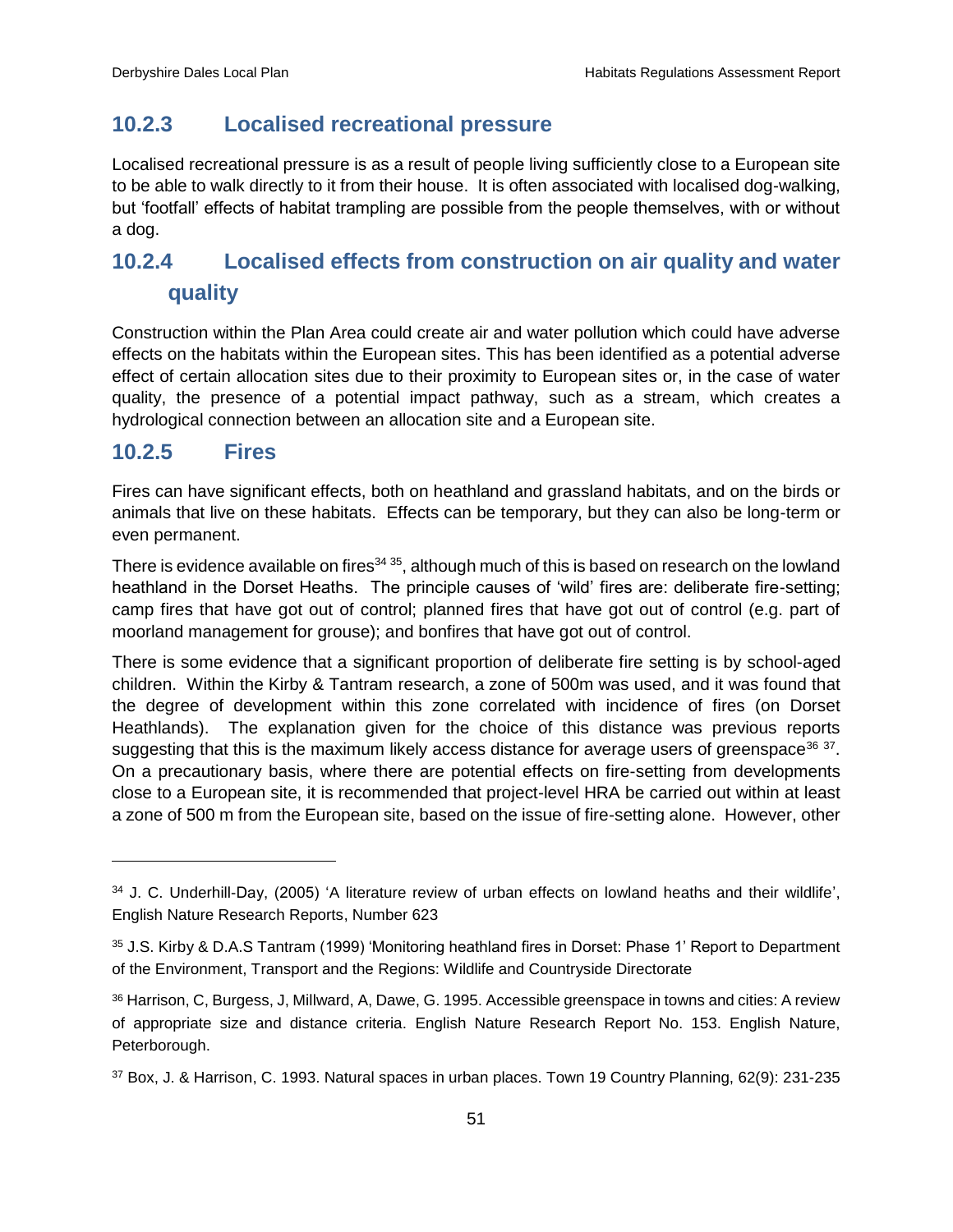### 10.2.3 Localised recreational pressure

Localised recreational pressure is as a result of people living sufficiently close to a European site to be able to walk directly to it from their house. It is often associated with localised dog-walking, but 'footfall' effects of habitat trampling are possible from the people themselves, with or without a dog.

### 10.2.4 Localised effects from construction on air quality and water quality

Construction within the Plan Area could create air and water pollution which could have adverse effects on the habitats within the European sites. This has been identified as a potential adverse effect of certain allocation sites due to their proximity to European sites or, in the case of water quality, the presence of a potential impact pathway, such as a stream, which creates a hydrological connection between an allocation site and a European site.

### 10.2.5 Fires

Fires can have significant effects, both on heathland and grassland habitats, and on the birds or animals that live on these habitats. Effects can be temporary, but they can also be long-term or even permanent.

There is evidence available on fires[34 35], although much of this is based on research on the lowland heathland in the Dorset Heaths. The principle causes of 'wild' fires are: deliberate fire-setting; camp fires that have got out of control; planned fires that have got out of control (e.g. part of moorland management for grouse); and bonfires that have got out of control.

There is some evidence that a significant proportion of deliberate fire setting is by school-aged children. Within the Kirby & Tantram research, a zone of 500m was used, and it was found that the degree of development within this zone correlated with incidence of fires (on Dorset Heathlands). The explanation given for the choice of this distance was previous reports suggesting that this is the maximum likely access distance for average users of greenspace[36 37]. On a precautionary basis, where there are potential effects on fire-setting from developments close to a European site, it is recommended that project-level HRA be carried out within at least a zone of 500 m from the European site, based on the issue of fire-setting alone. However, other

---

[34] J. C. Underhill-Day, (2005) 'A literature review of urban effects on lowland heaths and their wildlife', English Nature Research Reports, Number 623

[35] J.S. Kirby & D.A.S Tantram (1999) 'Monitoring heathland fires in Dorset: Phase 1' Report to Department of the Environment, Transport and the Regions: Wildlife and Countryside Directorate

[36] Harrison, C, Burgess, J, Millward, A, Dawe, G. 1995. Accessible greenspace in towns and cities: A review of appropriate size and distance criteria. English Nature Research Report No. 153. English Nature, Peterborough.

[37] Box, J. & Harrison, C. 1993. Natural spaces in urban places. Town 19 Country Planning, 62(9): 231-235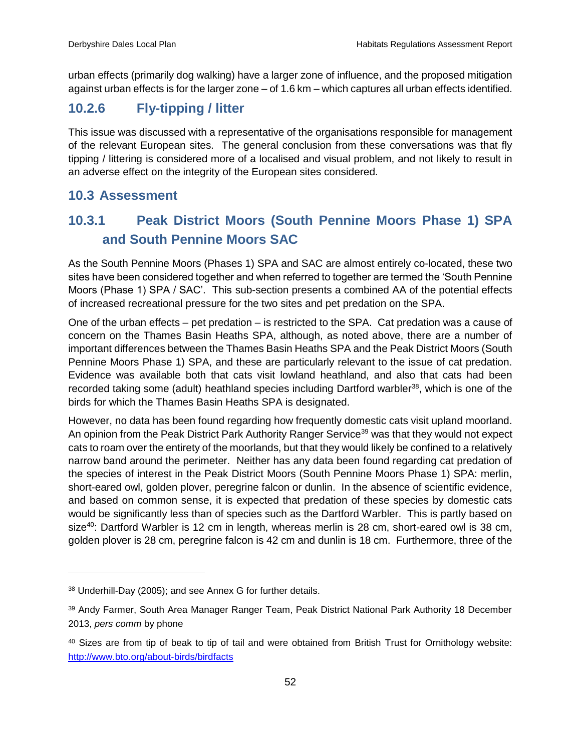urban effects (primarily dog walking) have a larger zone of influence, and the proposed mitigation against urban effects is for the larger zone – of 1.6 km – which captures all urban effects identified.

### 10.2.6 Fly-tipping / litter

This issue was discussed with a representative of the organisations responsible for management of the relevant European sites. The general conclusion from these conversations was that fly tipping / littering is considered more of a localised and visual problem, and not likely to result in an adverse effect on the integrity of the European sites considered.

## 10.3 Assessment

### 10.3.1 Peak District Moors (South Pennine Moors Phase 1) SPA and South Pennine Moors SAC

As the South Pennine Moors (Phases 1) SPA and SAC are almost entirely co-located, these two sites have been considered together and when referred to together are termed the 'South Pennine Moors (Phase 1) SPA / SAC'. This sub-section presents a combined AA of the potential effects of increased recreational pressure for the two sites and pet predation on the SPA.

One of the urban effects – pet predation – is restricted to the SPA. Cat predation was a cause of concern on the Thames Basin Heaths SPA, although, as noted above, there are a number of important differences between the Thames Basin Heaths SPA and the Peak District Moors (South Pennine Moors Phase 1) SPA, and these are particularly relevant to the issue of cat predation. Evidence was available both that cats visit lowland heathland, and also that cats had been recorded taking some (adult) heathland species including Dartford warbler[38], which is one of the birds for which the Thames Basin Heaths SPA is designated.

However, no data has been found regarding how frequently domestic cats visit upland moorland. An opinion from the Peak District Park Authority Ranger Service[39] was that they would not expect cats to roam over the entirety of the moorlands, but that they would likely be confined to a relatively narrow band around the perimeter. Neither has any data been found regarding cat predation of the species of interest in the Peak District Moors (South Pennine Moors Phase 1) SPA: merlin, short-eared owl, golden plover, peregrine falcon or dunlin. In the absence of scientific evidence, and based on common sense, it is expected that predation of these species by domestic cats would be significantly less than of species such as the Dartford Warbler. This is partly based on size[40]: Dartford Warbler is 12 cm in length, whereas merlin is 28 cm, short-eared owl is 38 cm, golden plover is 28 cm, peregrine falcon is 42 cm and dunlin is 18 cm. Furthermore, three of the

---

[38] Underhill-Day (2005); and see Annex G for further details.

[39] Andy Farmer, South Area Manager Ranger Team, Peak District National Park Authority 18 December 2013, *pers comm* by phone

[40] Sizes are from tip of beak to tip of tail and were obtained from British Trust for Ornithology website: http://www.bto.org/about-birds/birdfacts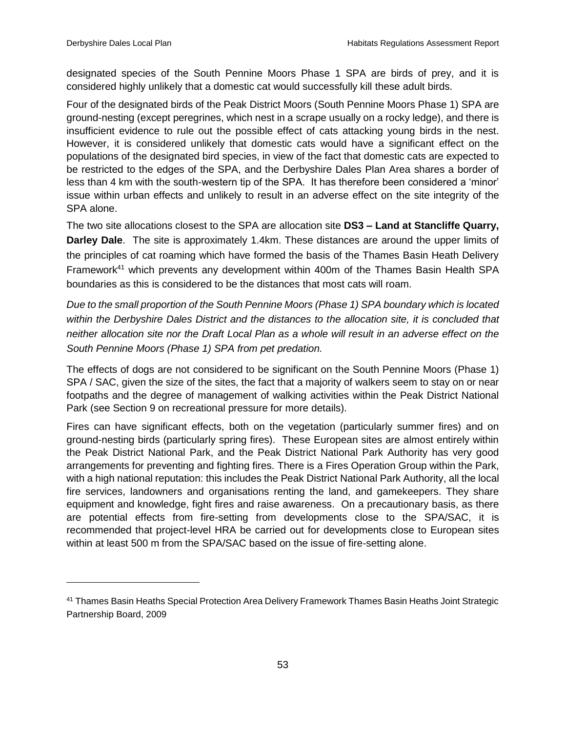designated species of the South Pennine Moors Phase 1 SPA are birds of prey, and it is considered highly unlikely that a domestic cat would successfully kill these adult birds.

Four of the designated birds of the Peak District Moors (South Pennine Moors Phase 1) SPA are ground-nesting (except peregrines, which nest in a scrape usually on a rocky ledge), and there is insufficient evidence to rule out the possible effect of cats attacking young birds in the nest. However, it is considered unlikely that domestic cats would have a significant effect on the populations of the designated bird species, in view of the fact that domestic cats are expected to be restricted to the edges of the SPA, and the Derbyshire Dales Plan Area shares a border of less than 4 km with the south-western tip of the SPA. It has therefore been considered a 'minor' issue within urban effects and unlikely to result in an adverse effect on the site integrity of the SPA alone.

The two site allocations closest to the SPA are allocation site **DS3 – Land at Stancliffe Quarry, Darley Dale**. The site is approximately 1.4km. These distances are around the upper limits of the principles of cat roaming which have formed the basis of the Thames Basin Heath Delivery Framework[41] which prevents any development within 400m of the Thames Basin Health SPA boundaries as this is considered to be the distances that most cats will roam.

*Due to the small proportion of the South Pennine Moors (Phase 1) SPA boundary which is located within the Derbyshire Dales District and the distances to the allocation site, it is concluded that neither allocation site nor the Draft Local Plan as a whole will result in an adverse effect on the South Pennine Moors (Phase 1) SPA from pet predation.*

The effects of dogs are not considered to be significant on the South Pennine Moors (Phase 1) SPA / SAC, given the size of the sites, the fact that a majority of walkers seem to stay on or near footpaths and the degree of management of walking activities within the Peak District National Park (see Section 9 on recreational pressure for more details).

Fires can have significant effects, both on the vegetation (particularly summer fires) and on ground-nesting birds (particularly spring fires). These European sites are almost entirely within the Peak District National Park, and the Peak District National Park Authority has very good arrangements for preventing and fighting fires. There is a Fires Operation Group within the Park, with a high national reputation: this includes the Peak District National Park Authority, all the local fire services, landowners and organisations renting the land, and gamekeepers. They share equipment and knowledge, fight fires and raise awareness. On a precautionary basis, as there are potential effects from fire-setting from developments close to the SPA/SAC, it is recommended that project-level HRA be carried out for developments close to European sites within at least 500 m from the SPA/SAC based on the issue of fire-setting alone.

[41] Thames Basin Heaths Special Protection Area Delivery Framework Thames Basin Heaths Joint Strategic Partnership Board, 2009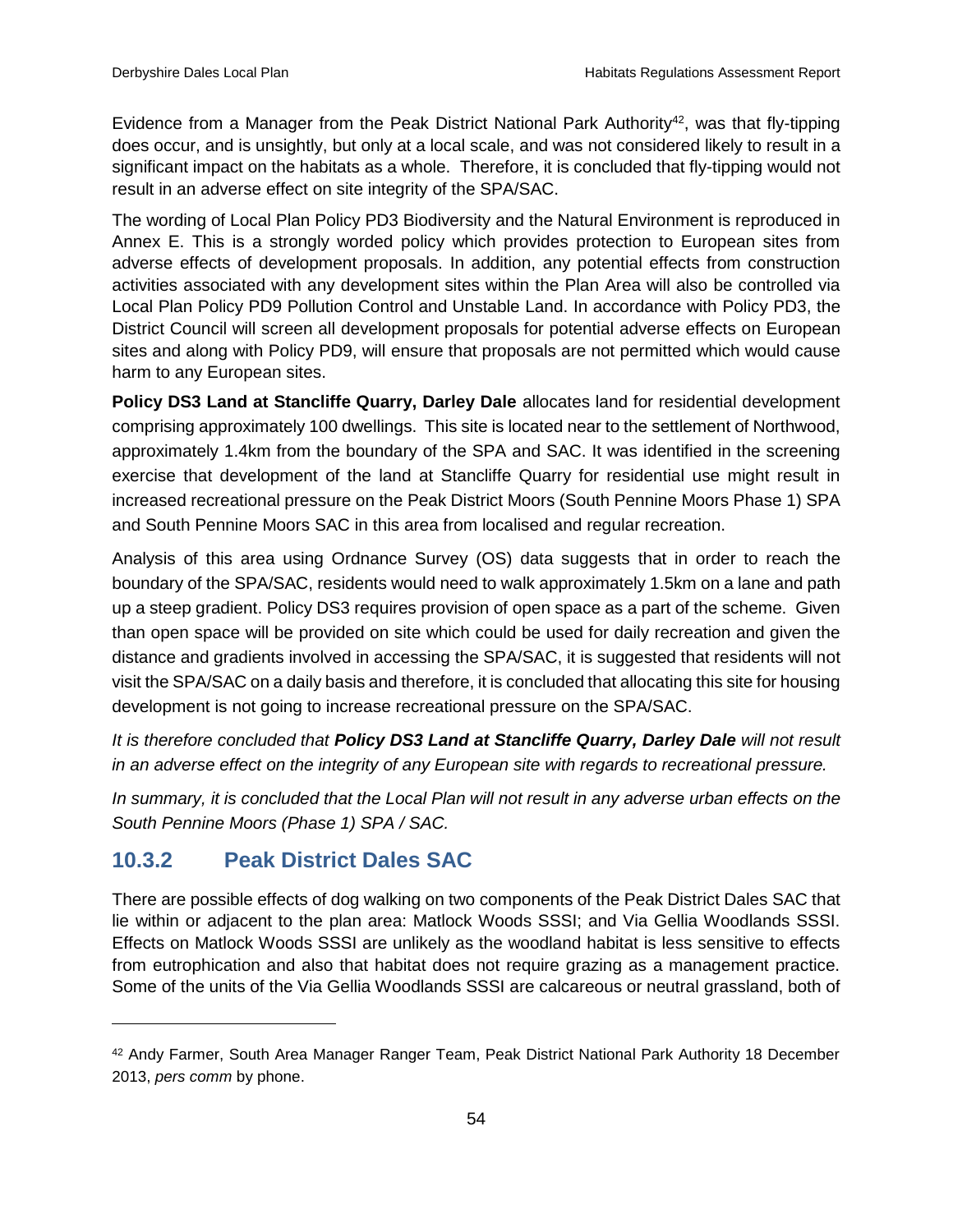Evidence from a Manager from the Peak District National Park Authority[42], was that fly-tipping does occur, and is unsightly, but only at a local scale, and was not considered likely to result in a significant impact on the habitats as a whole. Therefore, it is concluded that fly-tipping would not result in an adverse effect on site integrity of the SPA/SAC.

The wording of Local Plan Policy PD3 Biodiversity and the Natural Environment is reproduced in Annex E. This is a strongly worded policy which provides protection to European sites from adverse effects of development proposals. In addition, any potential effects from construction activities associated with any development sites within the Plan Area will also be controlled via Local Plan Policy PD9 Pollution Control and Unstable Land. In accordance with Policy PD3, the District Council will screen all development proposals for potential adverse effects on European sites and along with Policy PD9, will ensure that proposals are not permitted which would cause harm to any European sites.

**Policy DS3 Land at Stancliffe Quarry, Darley Dale** allocates land for residential development comprising approximately 100 dwellings. This site is located near to the settlement of Northwood, approximately 1.4km from the boundary of the SPA and SAC. It was identified in the screening exercise that development of the land at Stancliffe Quarry for residential use might result in increased recreational pressure on the Peak District Moors (South Pennine Moors Phase 1) SPA and South Pennine Moors SAC in this area from localised and regular recreation.

Analysis of this area using Ordnance Survey (OS) data suggests that in order to reach the boundary of the SPA/SAC, residents would need to walk approximately 1.5km on a lane and path up a steep gradient. Policy DS3 requires provision of open space as a part of the scheme. Given than open space will be provided on site which could be used for daily recreation and given the distance and gradients involved in accessing the SPA/SAC, it is suggested that residents will not visit the SPA/SAC on a daily basis and therefore, it is concluded that allocating this site for housing development is not going to increase recreational pressure on the SPA/SAC.

*It is therefore concluded that **Policy DS3 Land at Stancliffe Quarry, Darley Dale** will not result in an adverse effect on the integrity of any European site with regards to recreational pressure.*

*In summary, it is concluded that the Local Plan will not result in any adverse urban effects on the South Pennine Moors (Phase 1) SPA / SAC.*

### 10.3.2 Peak District Dales SAC

There are possible effects of dog walking on two components of the Peak District Dales SAC that lie within or adjacent to the plan area: Matlock Woods SSSI; and Via Gellia Woodlands SSSI. Effects on Matlock Woods SSSI are unlikely as the woodland habitat is less sensitive to effects from eutrophication and also that habitat does not require grazing as a management practice. Some of the units of the Via Gellia Woodlands SSSI are calcareous or neutral grassland, both of

---

[42] Andy Farmer, South Area Manager Ranger Team, Peak District National Park Authority 18 December 2013, *pers comm* by phone.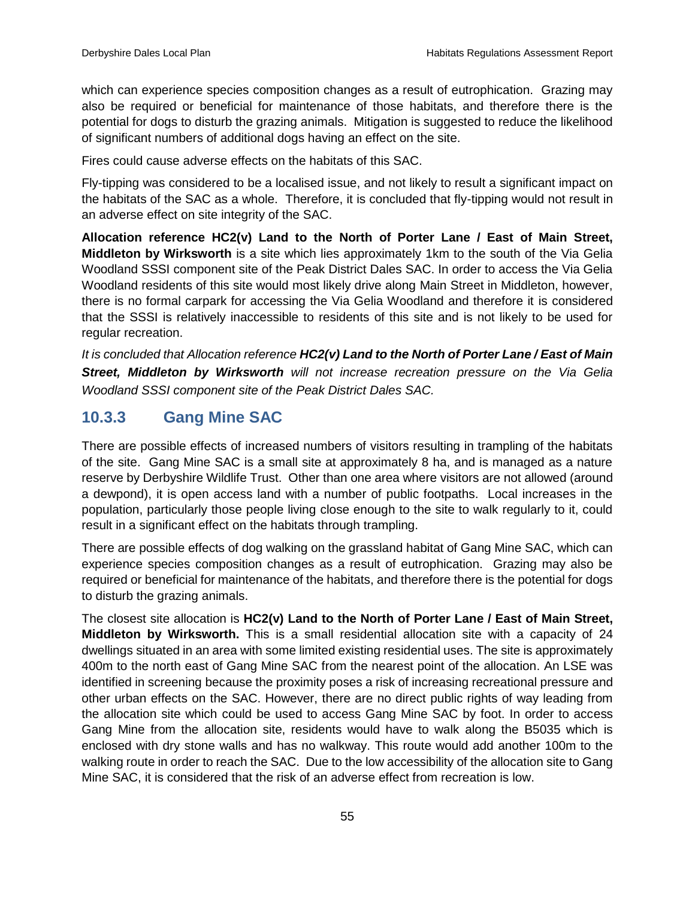which can experience species composition changes as a result of eutrophication. Grazing may also be required or beneficial for maintenance of those habitats, and therefore there is the potential for dogs to disturb the grazing animals. Mitigation is suggested to reduce the likelihood of significant numbers of additional dogs having an effect on the site.

Fires could cause adverse effects on the habitats of this SAC.

Fly-tipping was considered to be a localised issue, and not likely to result a significant impact on the habitats of the SAC as a whole. Therefore, it is concluded that fly-tipping would not result in an adverse effect on site integrity of the SAC.

**Allocation reference HC2(v) Land to the North of Porter Lane / East of Main Street, Middleton by Wirksworth** is a site which lies approximately 1km to the south of the Via Gelia Woodland SSSI component site of the Peak District Dales SAC. In order to access the Via Gelia Woodland residents of this site would most likely drive along Main Street in Middleton, however, there is no formal carpark for accessing the Via Gelia Woodland and therefore it is considered that the SSSI is relatively inaccessible to residents of this site and is not likely to be used for regular recreation.

*It is concluded that Allocation reference **HC2(v) Land to the North of Porter Lane / East of Main Street, Middleton by Wirksworth** will not increase recreation pressure on the Via Gelia Woodland SSSI component site of the Peak District Dales SAC.*

### 10.3.3 Gang Mine SAC

There are possible effects of increased numbers of visitors resulting in trampling of the habitats of the site. Gang Mine SAC is a small site at approximately 8 ha, and is managed as a nature reserve by Derbyshire Wildlife Trust. Other than one area where visitors are not allowed (around a dewpond), it is open access land with a number of public footpaths. Local increases in the population, particularly those people living close enough to the site to walk regularly to it, could result in a significant effect on the habitats through trampling.

There are possible effects of dog walking on the grassland habitat of Gang Mine SAC, which can experience species composition changes as a result of eutrophication. Grazing may also be required or beneficial for maintenance of the habitats, and therefore there is the potential for dogs to disturb the grazing animals.

The closest site allocation is **HC2(v) Land to the North of Porter Lane / East of Main Street, Middleton by Wirksworth.** This is a small residential allocation site with a capacity of 24 dwellings situated in an area with some limited existing residential uses. The site is approximately 400m to the north east of Gang Mine SAC from the nearest point of the allocation. An LSE was identified in screening because the proximity poses a risk of increasing recreational pressure and other urban effects on the SAC. However, there are no direct public rights of way leading from the allocation site which could be used to access Gang Mine SAC by foot. In order to access Gang Mine from the allocation site, residents would have to walk along the B5035 which is enclosed with dry stone walls and has no walkway. This route would add another 100m to the walking route in order to reach the SAC. Due to the low accessibility of the allocation site to Gang Mine SAC, it is considered that the risk of an adverse effect from recreation is low.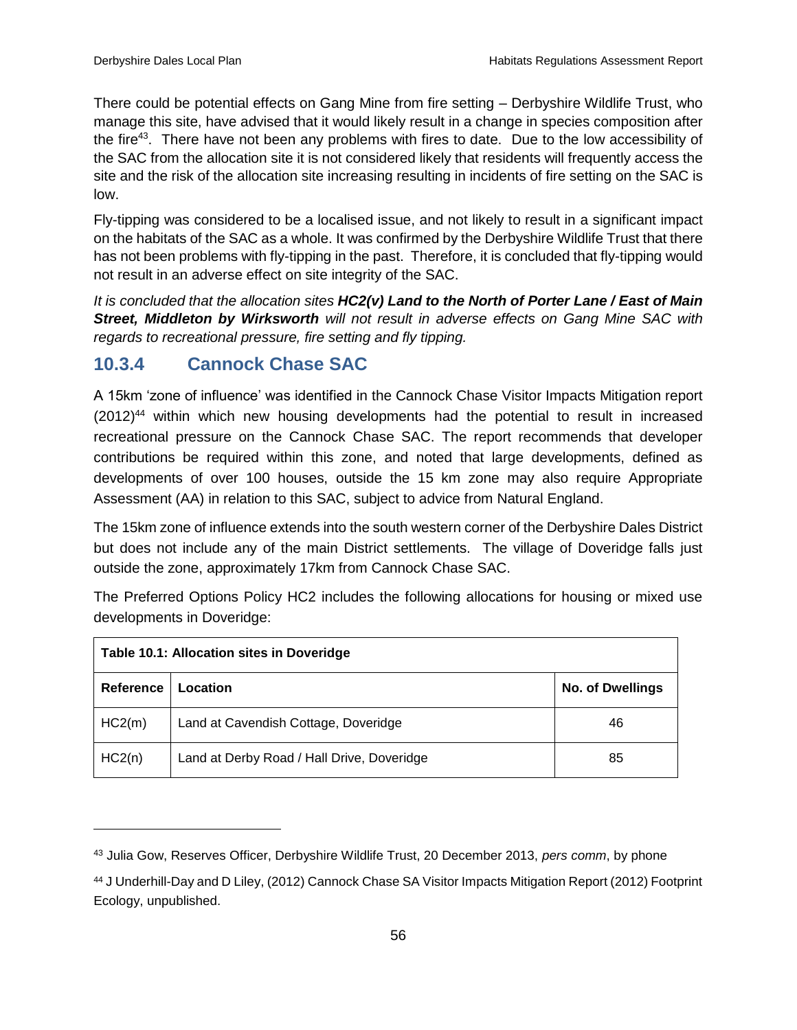There could be potential effects on Gang Mine from fire setting – Derbyshire Wildlife Trust, who manage this site, have advised that it would likely result in a change in species composition after the fire[43]. There have not been any problems with fires to date. Due to the low accessibility of the SAC from the allocation site it is not considered likely that residents will frequently access the site and the risk of the allocation site increasing resulting in incidents of fire setting on the SAC is low.

Fly-tipping was considered to be a localised issue, and not likely to result in a significant impact on the habitats of the SAC as a whole. It was confirmed by the Derbyshire Wildlife Trust that there has not been problems with fly-tipping in the past. Therefore, it is concluded that fly-tipping would not result in an adverse effect on site integrity of the SAC.

*It is concluded that the allocation sites **HC2(v) Land to the North of Porter Lane / East of Main Street, Middleton by Wirksworth** will not result in adverse effects on Gang Mine SAC with regards to recreational pressure, fire setting and fly tipping.*

### 10.3.4 Cannock Chase SAC

A 15km 'zone of influence' was identified in the Cannock Chase Visitor Impacts Mitigation report (2012)[44] within which new housing developments had the potential to result in increased recreational pressure on the Cannock Chase SAC. The report recommends that developer contributions be required within this zone, and noted that large developments, defined as developments of over 100 houses, outside the 15 km zone may also require Appropriate Assessment (AA) in relation to this SAC, subject to advice from Natural England.

The 15km zone of influence extends into the south western corner of the Derbyshire Dales District but does not include any of the main District settlements. The village of Doveridge falls just outside the zone, approximately 17km from Cannock Chase SAC.

The Preferred Options Policy HC2 includes the following allocations for housing or mixed use developments in Doveridge:

| Table 10.1: Allocation sites in Doveridge | | |
|---|---|---|
| **Reference** | **Location** | **No. of Dwellings** |
| HC2(m) | Land at Cavendish Cottage, Doveridge | 46 |
| HC2(n) | Land at Derby Road / Hall Drive, Doveridge | 85 |

[43] Julia Gow, Reserves Officer, Derbyshire Wildlife Trust, 20 December 2013, *pers comm*, by phone

[44] J Underhill-Day and D Liley, (2012) Cannock Chase SA Visitor Impacts Mitigation Report (2012) Footprint Ecology, unpublished.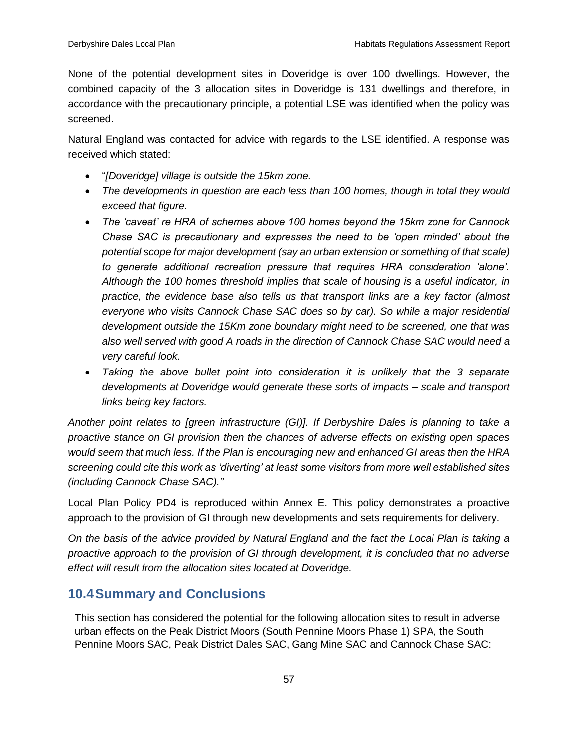None of the potential development sites in Doveridge is over 100 dwellings. However, the combined capacity of the 3 allocation sites in Doveridge is 131 dwellings and therefore, in accordance with the precautionary principle, a potential LSE was identified when the policy was screened.

Natural England was contacted for advice with regards to the LSE identified. A response was received which stated:

- "*[Doveridge] village is outside the 15km zone.*
- *The developments in question are each less than 100 homes, though in total they would exceed that figure.*
- *The 'caveat' re HRA of schemes above 100 homes beyond the 15km zone for Cannock Chase SAC is precautionary and expresses the need to be 'open minded' about the potential scope for major development (say an urban extension or something of that scale) to generate additional recreation pressure that requires HRA consideration 'alone'. Although the 100 homes threshold implies that scale of housing is a useful indicator, in practice, the evidence base also tells us that transport links are a key factor (almost everyone who visits Cannock Chase SAC does so by car). So while a major residential development outside the 15Km zone boundary might need to be screened, one that was also well served with good A roads in the direction of Cannock Chase SAC would need a very careful look.*
- *Taking the above bullet point into consideration it is unlikely that the 3 separate developments at Doveridge would generate these sorts of impacts – scale and transport links being key factors.*

*Another point relates to [green infrastructure (GI)]. If Derbyshire Dales is planning to take a proactive stance on GI provision then the chances of adverse effects on existing open spaces would seem that much less. If the Plan is encouraging new and enhanced GI areas then the HRA screening could cite this work as 'diverting' at least some visitors from more well established sites (including Cannock Chase SAC)."*

Local Plan Policy PD4 is reproduced within Annex E. This policy demonstrates a proactive approach to the provision of GI through new developments and sets requirements for delivery.

*On the basis of the advice provided by Natural England and the fact the Local Plan is taking a proactive approach to the provision of GI through development, it is concluded that no adverse effect will result from the allocation sites located at Doveridge.*

## 10.4 Summary and Conclusions

This section has considered the potential for the following allocation sites to result in adverse urban effects on the Peak District Moors (South Pennine Moors Phase 1) SPA, the South Pennine Moors SAC, Peak District Dales SAC, Gang Mine SAC and Cannock Chase SAC: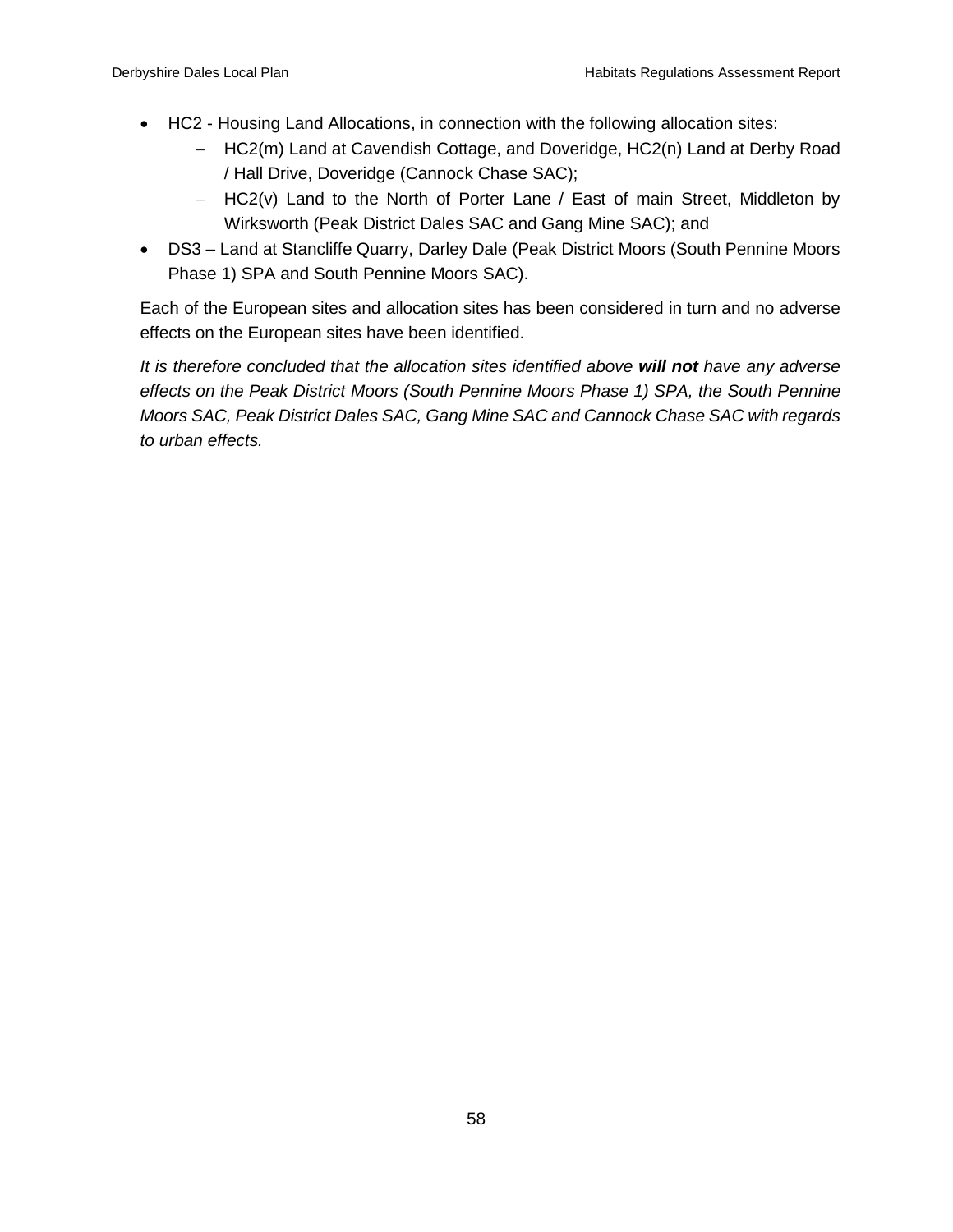- HC2 - Housing Land Allocations, in connection with the following allocation sites:
  - HC2(m) Land at Cavendish Cottage, and Doveridge, HC2(n) Land at Derby Road / Hall Drive, Doveridge (Cannock Chase SAC);
  - HC2(v) Land to the North of Porter Lane / East of main Street, Middleton by Wirksworth (Peak District Dales SAC and Gang Mine SAC); and
- DS3 – Land at Stancliffe Quarry, Darley Dale (Peak District Moors (South Pennine Moors Phase 1) SPA and South Pennine Moors SAC).

Each of the European sites and allocation sites has been considered in turn and no adverse effects on the European sites have been identified.

*It is therefore concluded that the allocation sites identified above **will not** have any adverse effects on the Peak District Moors (South Pennine Moors Phase 1) SPA, the South Pennine Moors SAC, Peak District Dales SAC, Gang Mine SAC and Cannock Chase SAC with regards to urban effects.*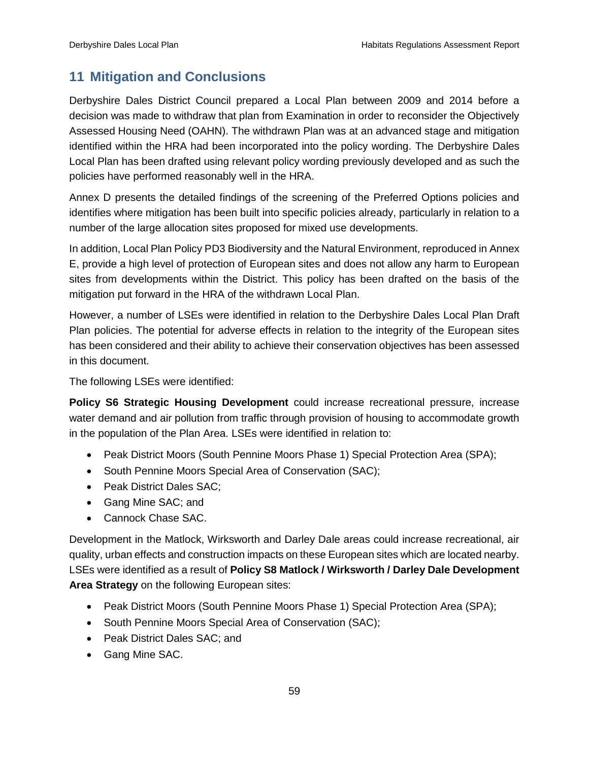## 11 Mitigation and Conclusions

Derbyshire Dales District Council prepared a Local Plan between 2009 and 2014 before a decision was made to withdraw that plan from Examination in order to reconsider the Objectively Assessed Housing Need (OAHN). The withdrawn Plan was at an advanced stage and mitigation identified within the HRA had been incorporated into the policy wording. The Derbyshire Dales Local Plan has been drafted using relevant policy wording previously developed and as such the policies have performed reasonably well in the HRA.

Annex D presents the detailed findings of the screening of the Preferred Options policies and identifies where mitigation has been built into specific policies already, particularly in relation to a number of the large allocation sites proposed for mixed use developments.

In addition, Local Plan Policy PD3 Biodiversity and the Natural Environment, reproduced in Annex E, provide a high level of protection of European sites and does not allow any harm to European sites from developments within the District. This policy has been drafted on the basis of the mitigation put forward in the HRA of the withdrawn Local Plan.

However, a number of LSEs were identified in relation to the Derbyshire Dales Local Plan Draft Plan policies. The potential for adverse effects in relation to the integrity of the European sites has been considered and their ability to achieve their conservation objectives has been assessed in this document.

The following LSEs were identified:

**Policy S6 Strategic Housing Development** could increase recreational pressure, increase water demand and air pollution from traffic through provision of housing to accommodate growth in the population of the Plan Area. LSEs were identified in relation to:

- Peak District Moors (South Pennine Moors Phase 1) Special Protection Area (SPA);
- South Pennine Moors Special Area of Conservation (SAC);
- Peak District Dales SAC;
- Gang Mine SAC; and
- Cannock Chase SAC.

Development in the Matlock, Wirksworth and Darley Dale areas could increase recreational, air quality, urban effects and construction impacts on these European sites which are located nearby. LSEs were identified as a result of **Policy S8 Matlock / Wirksworth / Darley Dale Development Area Strategy** on the following European sites:

- Peak District Moors (South Pennine Moors Phase 1) Special Protection Area (SPA);
- South Pennine Moors Special Area of Conservation (SAC);
- Peak District Dales SAC; and
- Gang Mine SAC.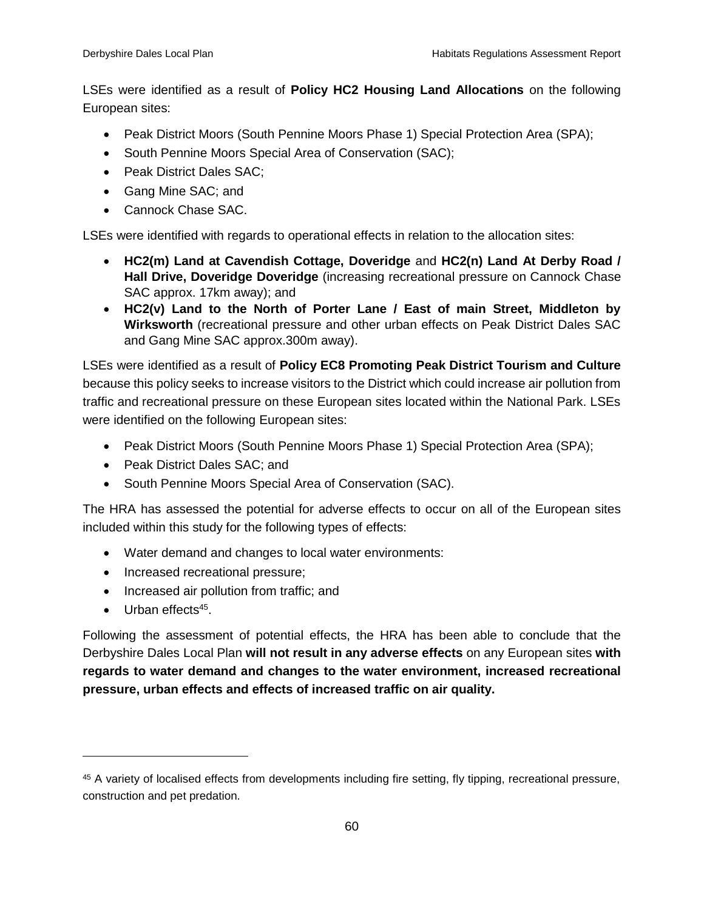LSEs were identified as a result of **Policy HC2 Housing Land Allocations** on the following European sites:

- Peak District Moors (South Pennine Moors Phase 1) Special Protection Area (SPA);
- South Pennine Moors Special Area of Conservation (SAC);
- Peak District Dales SAC;
- Gang Mine SAC; and
- Cannock Chase SAC.

LSEs were identified with regards to operational effects in relation to the allocation sites:

- **HC2(m) Land at Cavendish Cottage, Doveridge** and **HC2(n) Land At Derby Road / Hall Drive, Doveridge Doveridge** (increasing recreational pressure on Cannock Chase SAC approx. 17km away); and
- **HC2(v) Land to the North of Porter Lane / East of main Street, Middleton by Wirksworth** (recreational pressure and other urban effects on Peak District Dales SAC and Gang Mine SAC approx.300m away).

LSEs were identified as a result of **Policy EC8 Promoting Peak District Tourism and Culture** because this policy seeks to increase visitors to the District which could increase air pollution from traffic and recreational pressure on these European sites located within the National Park. LSEs were identified on the following European sites:

- Peak District Moors (South Pennine Moors Phase 1) Special Protection Area (SPA);
- Peak District Dales SAC; and
- South Pennine Moors Special Area of Conservation (SAC).

The HRA has assessed the potential for adverse effects to occur on all of the European sites included within this study for the following types of effects:

- Water demand and changes to local water environments:
- Increased recreational pressure;
- Increased air pollution from traffic; and
- Urban effects[45].

Following the assessment of potential effects, the HRA has been able to conclude that the Derbyshire Dales Local Plan **will not result in any adverse effects** on any European sites **with regards to water demand and changes to the water environment, increased recreational pressure, urban effects and effects of increased traffic on air quality.**

[45] A variety of localised effects from developments including fire setting, fly tipping, recreational pressure, construction and pet predation.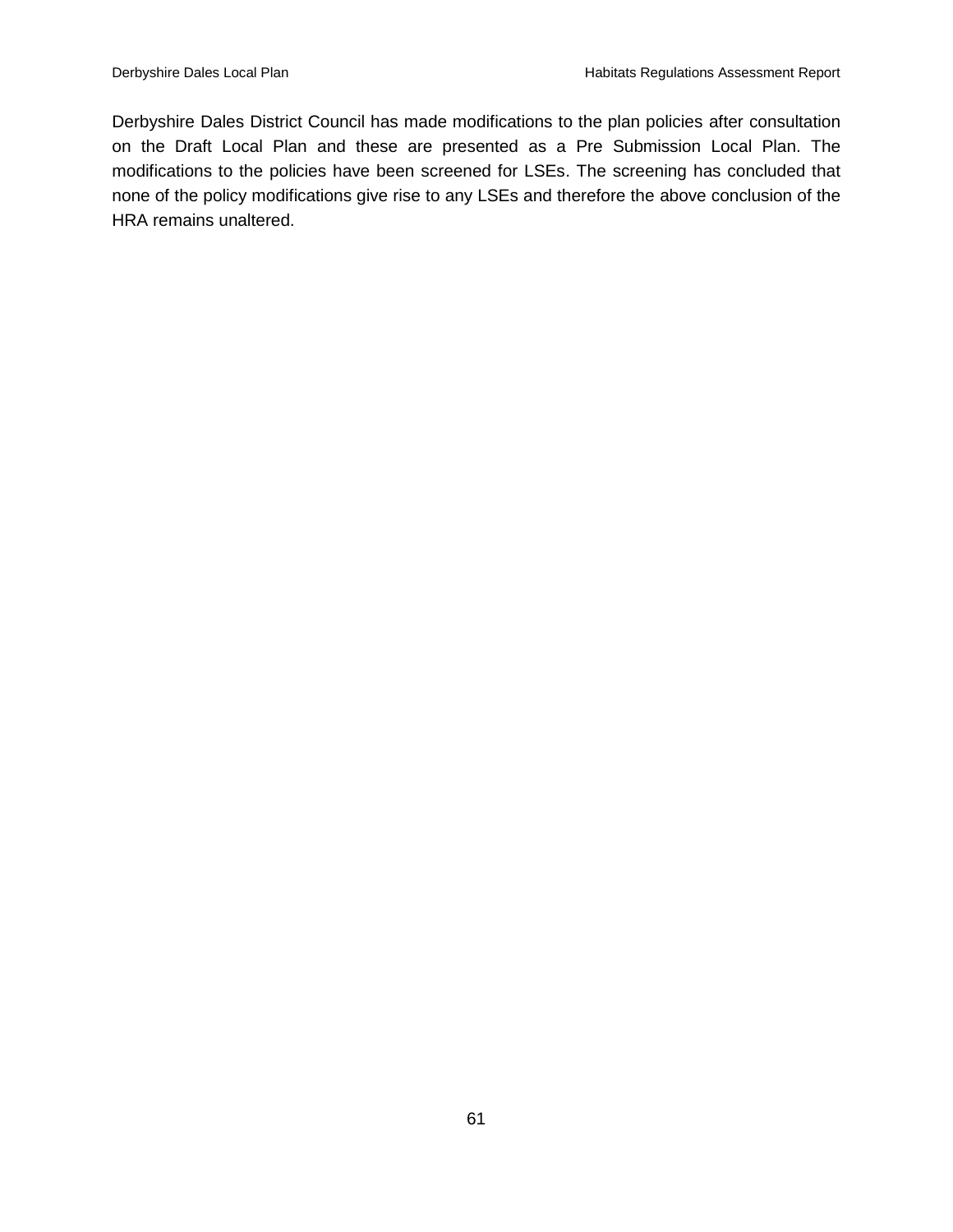Derbyshire Dales District Council has made modifications to the plan policies after consultation on the Draft Local Plan and these are presented as a Pre Submission Local Plan. The modifications to the policies have been screened for LSEs. The screening has concluded that none of the policy modifications give rise to any LSEs and therefore the above conclusion of the HRA remains unaltered.